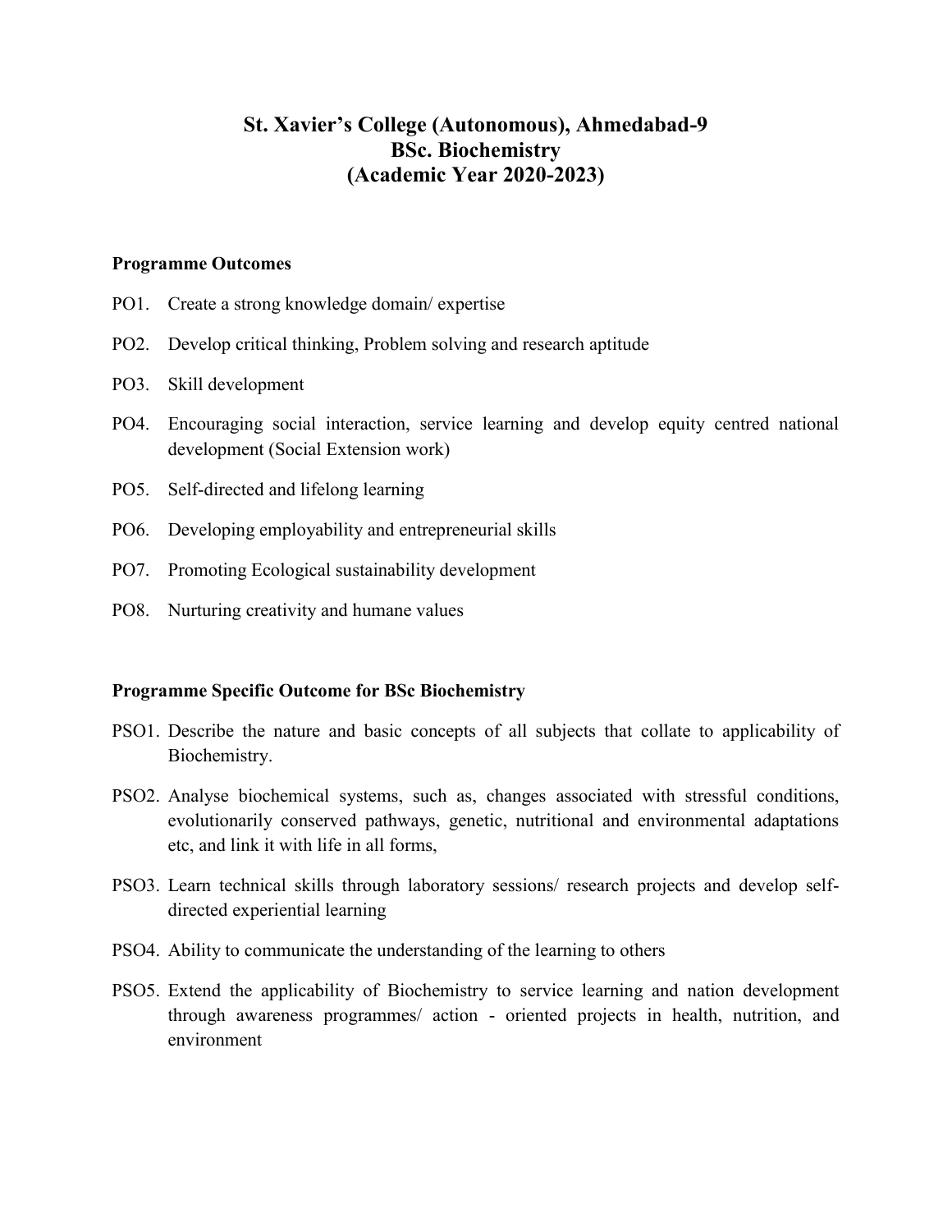# St. Xavier's College (Autonomous), Ahmedabad-9
# BSc. Biochemistry
# (Academic Year 2020-2023)

**Programme Outcomes**

PO1. Create a strong knowledge domain/ expertise

PO2. Develop critical thinking, Problem solving and research aptitude

PO3. Skill development

PO4. Encouraging social interaction, service learning and develop equity centred national development (Social Extension work)

PO5. Self-directed and lifelong learning

PO6. Developing employability and entrepreneurial skills

PO7. Promoting Ecological sustainability development

PO8. Nurturing creativity and humane values

**Programme Specific Outcome for BSc Biochemistry**

PSO1. Describe the nature and basic concepts of all subjects that collate to applicability of Biochemistry.

PSO2. Analyse biochemical systems, such as, changes associated with stressful conditions, evolutionarily conserved pathways, genetic, nutritional and environmental adaptations etc, and link it with life in all forms,

PSO3. Learn technical skills through laboratory sessions/ research projects and develop self-directed experiential learning

PSO4. Ability to communicate the understanding of the learning to others

PSO5. Extend the applicability of Biochemistry to service learning and nation development through awareness programmes/ action - oriented projects in health, nutrition, and environment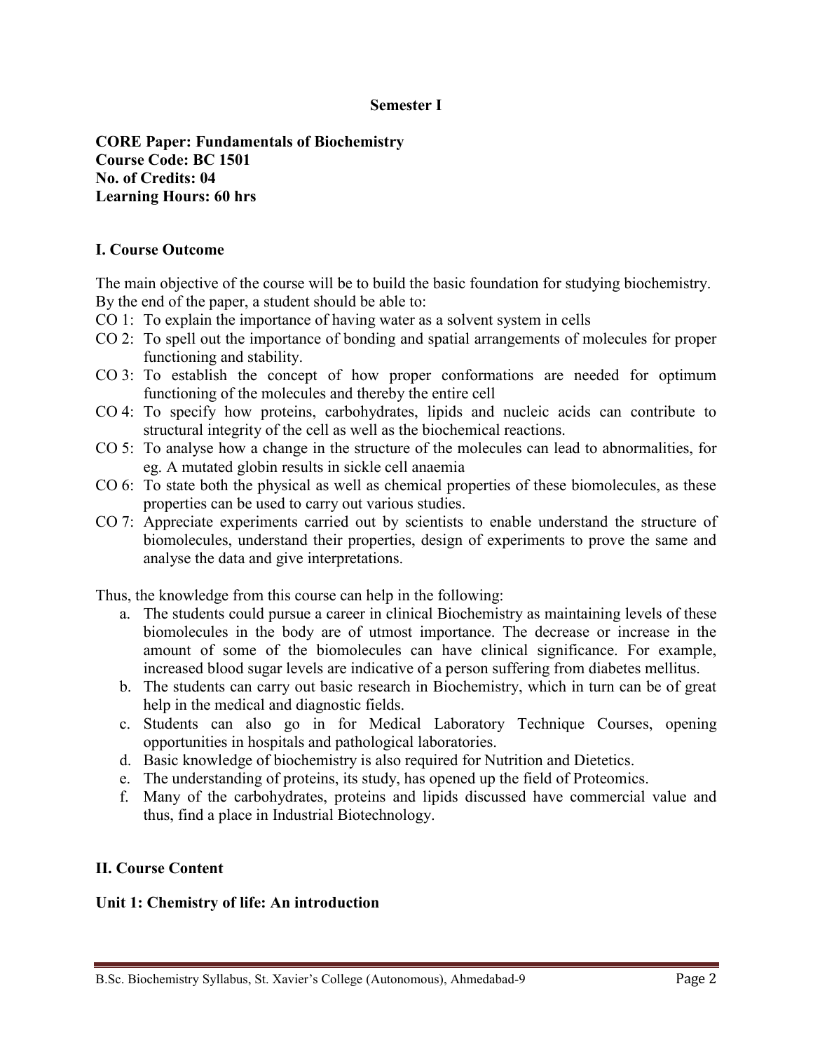## Semester I

**CORE Paper: Fundamentals of Biochemistry**
**Course Code: BC 1501**
**No. of Credits: 04**
**Learning Hours: 60 hrs**

### I. Course Outcome

The main objective of the course will be to build the basic foundation for studying biochemistry. By the end of the paper, a student should be able to:

- CO 1: To explain the importance of having water as a solvent system in cells
- CO 2: To spell out the importance of bonding and spatial arrangements of molecules for proper functioning and stability.
- CO 3: To establish the concept of how proper conformations are needed for optimum functioning of the molecules and thereby the entire cell
- CO 4: To specify how proteins, carbohydrates, lipids and nucleic acids can contribute to structural integrity of the cell as well as the biochemical reactions.
- CO 5: To analyse how a change in the structure of the molecules can lead to abnormalities, for eg. A mutated globin results in sickle cell anaemia
- CO 6: To state both the physical as well as chemical properties of these biomolecules, as these properties can be used to carry out various studies.
- CO 7: Appreciate experiments carried out by scientists to enable understand the structure of biomolecules, understand their properties, design of experiments to prove the same and analyse the data and give interpretations.

Thus, the knowledge from this course can help in the following:

a. The students could pursue a career in clinical Biochemistry as maintaining levels of these biomolecules in the body are of utmost importance. The decrease or increase in the amount of some of the biomolecules can have clinical significance. For example, increased blood sugar levels are indicative of a person suffering from diabetes mellitus.
b. The students can carry out basic research in Biochemistry, which in turn can be of great help in the medical and diagnostic fields.
c. Students can also go in for Medical Laboratory Technique Courses, opening opportunities in hospitals and pathological laboratories.
d. Basic knowledge of biochemistry is also required for Nutrition and Dietetics.
e. The understanding of proteins, its study, has opened up the field of Proteomics.
f. Many of the carbohydrates, proteins and lipids discussed have commercial value and thus, find a place in Industrial Biotechnology.

### II. Course Content

#### Unit 1: Chemistry of life: An introduction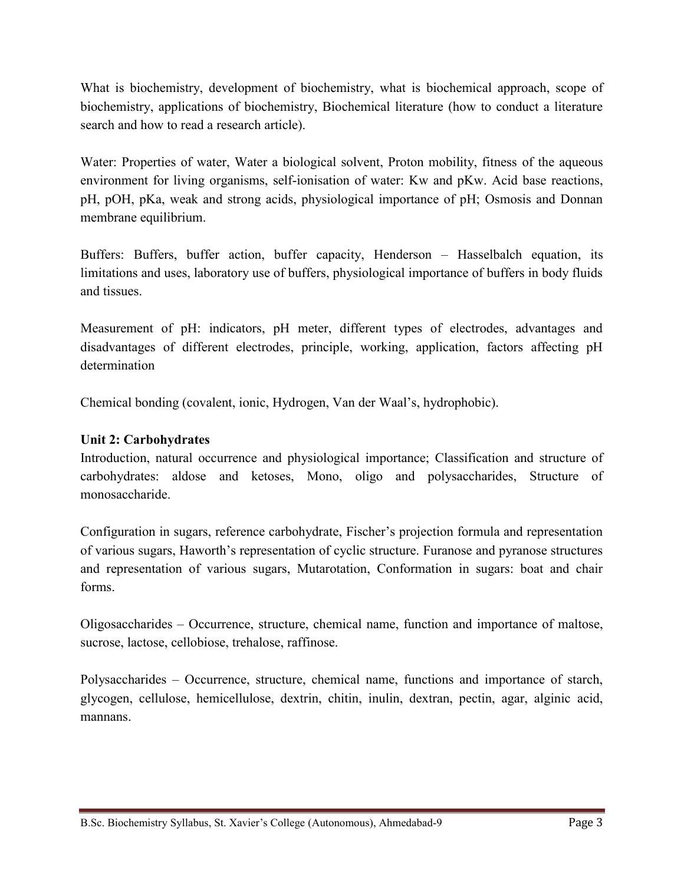What is biochemistry, development of biochemistry, what is biochemical approach, scope of biochemistry, applications of biochemistry, Biochemical literature (how to conduct a literature search and how to read a research article).

Water: Properties of water, Water a biological solvent, Proton mobility, fitness of the aqueous environment for living organisms, self-ionisation of water: Kw and pKw. Acid base reactions, pH, pOH, pKa, weak and strong acids, physiological importance of pH; Osmosis and Donnan membrane equilibrium.

Buffers: Buffers, buffer action, buffer capacity, Henderson – Hasselbalch equation, its limitations and uses, laboratory use of buffers, physiological importance of buffers in body fluids and tissues.

Measurement of pH: indicators, pH meter, different types of electrodes, advantages and disadvantages of different electrodes, principle, working, application, factors affecting pH determination

Chemical bonding (covalent, ionic, Hydrogen, Van der Waal's, hydrophobic).

**Unit 2: Carbohydrates**

Introduction, natural occurrence and physiological importance; Classification and structure of carbohydrates: aldose and ketoses, Mono, oligo and polysaccharides, Structure of monosaccharide.

Configuration in sugars, reference carbohydrate, Fischer's projection formula and representation of various sugars, Haworth's representation of cyclic structure. Furanose and pyranose structures and representation of various sugars, Mutarotation, Conformation in sugars: boat and chair forms.

Oligosaccharides – Occurrence, structure, chemical name, function and importance of maltose, sucrose, lactose, cellobiose, trehalose, raffinose.

Polysaccharides – Occurrence, structure, chemical name, functions and importance of starch, glycogen, cellulose, hemicellulose, dextrin, chitin, inulin, dextran, pectin, agar, alginic acid, mannans.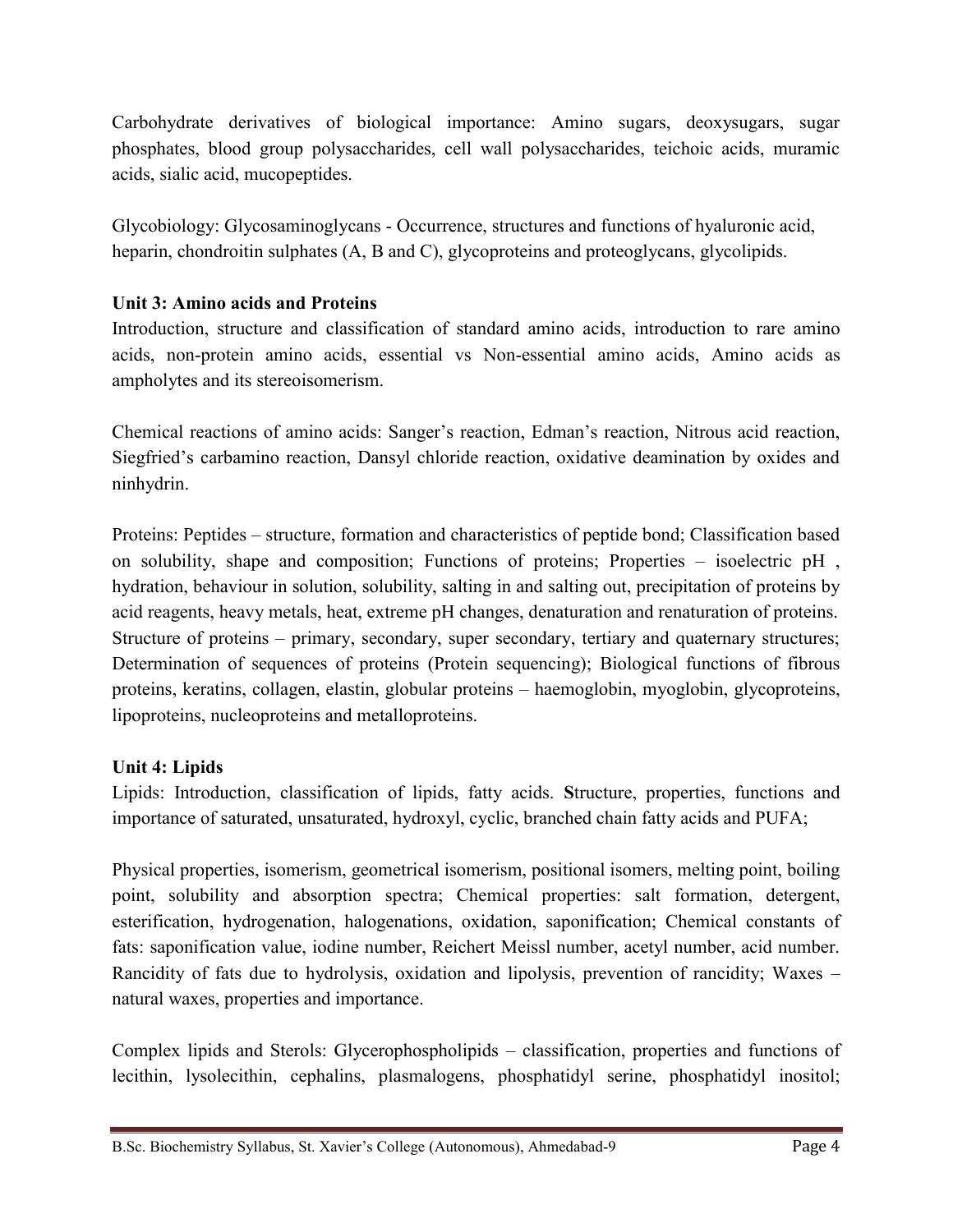Carbohydrate derivatives of biological importance: Amino sugars, deoxysugars, sugar phosphates, blood group polysaccharides, cell wall polysaccharides, teichoic acids, muramic acids, sialic acid, mucopeptides.

Glycobiology: Glycosaminoglycans - Occurrence, structures and functions of hyaluronic acid, heparin, chondroitin sulphates (A, B and C), glycoproteins and proteoglycans, glycolipids.

**Unit 3: Amino acids and Proteins**

Introduction, structure and classification of standard amino acids, introduction to rare amino acids, non-protein amino acids, essential vs Non-essential amino acids, Amino acids as ampholytes and its stereoisomerism.

Chemical reactions of amino acids: Sanger's reaction, Edman's reaction, Nitrous acid reaction, Siegfried's carbamino reaction, Dansyl chloride reaction, oxidative deamination by oxides and ninhydrin.

Proteins: Peptides – structure, formation and characteristics of peptide bond; Classification based on solubility, shape and composition; Functions of proteins; Properties – isoelectric pH , hydration, behaviour in solution, solubility, salting in and salting out, precipitation of proteins by acid reagents, heavy metals, heat, extreme pH changes, denaturation and renaturation of proteins. Structure of proteins – primary, secondary, super secondary, tertiary and quaternary structures; Determination of sequences of proteins (Protein sequencing); Biological functions of fibrous proteins, keratins, collagen, elastin, globular proteins – haemoglobin, myoglobin, glycoproteins, lipoproteins, nucleoproteins and metalloproteins.

**Unit 4: Lipids**

Lipids: Introduction, classification of lipids, fatty acids. **S**tructure, properties, functions and importance of saturated, unsaturated, hydroxyl, cyclic, branched chain fatty acids and PUFA;

Physical properties, isomerism, geometrical isomerism, positional isomers, melting point, boiling point, solubility and absorption spectra; Chemical properties: salt formation, detergent, esterification, hydrogenation, halogenations, oxidation, saponification; Chemical constants of fats: saponification value, iodine number, Reichert Meissl number, acetyl number, acid number. Rancidity of fats due to hydrolysis, oxidation and lipolysis, prevention of rancidity; Waxes – natural waxes, properties and importance.

Complex lipids and Sterols: Glycerophospholipids – classification, properties and functions of lecithin, lysolecithin, cephalins, plasmalogens, phosphatidyl serine, phosphatidyl inositol;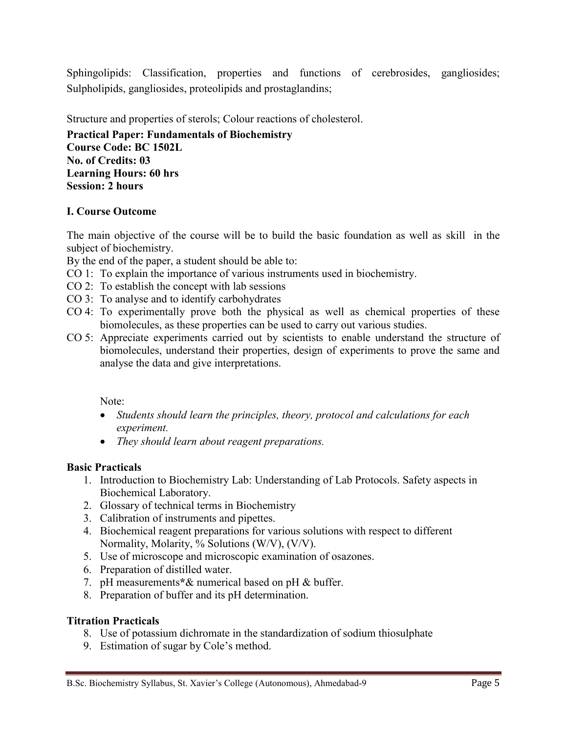Sphingolipids: Classification, properties and functions of cerebrosides, gangliosides; Sulpholipids, gangliosides, proteolipids and prostaglandins;

Structure and properties of sterols; Colour reactions of cholesterol.

**Practical Paper: Fundamentals of Biochemistry**
**Course Code: BC 1502L**
**No. of Credits: 03**
**Learning Hours: 60 hrs**
**Session: 2 hours**

### I. Course Outcome

The main objective of the course will be to build the basic foundation as well as skill in the subject of biochemistry.

By the end of the paper, a student should be able to:

- CO 1: To explain the importance of various instruments used in biochemistry.
- CO 2: To establish the concept with lab sessions
- CO 3: To analyse and to identify carbohydrates
- CO 4: To experimentally prove both the physical as well as chemical properties of these biomolecules, as these properties can be used to carry out various studies.
- CO 5: Appreciate experiments carried out by scientists to enable understand the structure of biomolecules, understand their properties, design of experiments to prove the same and analyse the data and give interpretations.

Note:

- *Students should learn the principles, theory, protocol and calculations for each experiment.*
- *They should learn about reagent preparations.*

### Basic Practicals

1. Introduction to Biochemistry Lab: Understanding of Lab Protocols. Safety aspects in Biochemical Laboratory.
2. Glossary of technical terms in Biochemistry
3. Calibration of instruments and pipettes.
4. Biochemical reagent preparations for various solutions with respect to different Normality, Molarity, % Solutions (W/V), (V/V).
5. Use of microscope and microscopic examination of osazones.
6. Preparation of distilled water.
7. pH measurements**\***& numerical based on pH & buffer.
8. Preparation of buffer and its pH determination.

### Titration Practicals

8. Use of potassium dichromate in the standardization of sodium thiosulphate
9. Estimation of sugar by Cole’s method.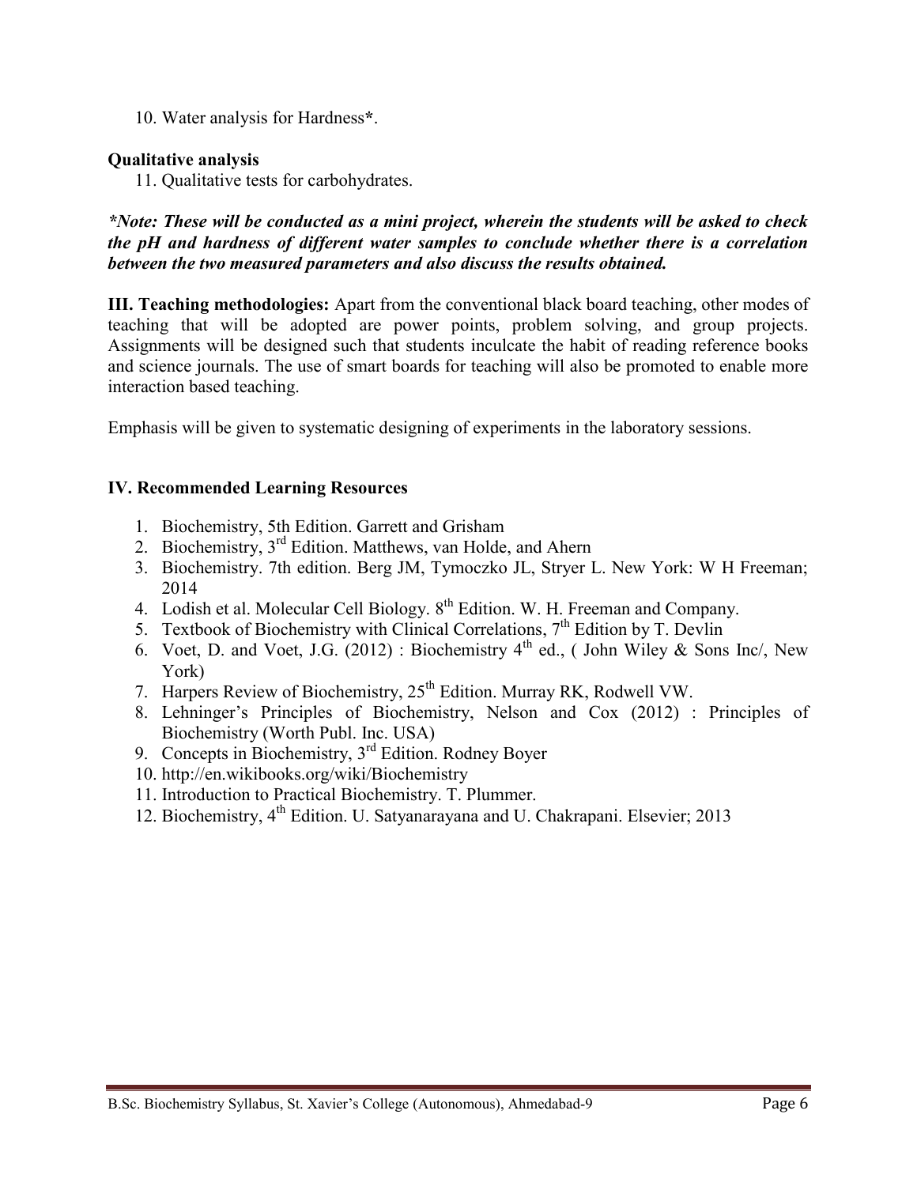10. Water analysis for Hardness**\***.

**Qualitative analysis**

11. Qualitative tests for carbohydrates.

***\*Note: These will be conducted as a mini project, wherein the students will be asked to check the pH and hardness of different water samples to conclude whether there is a correlation between the two measured parameters and also discuss the results obtained.***

**III. Teaching methodologies:** Apart from the conventional black board teaching, other modes of teaching that will be adopted are power points, problem solving, and group projects. Assignments will be designed such that students inculcate the habit of reading reference books and science journals. The use of smart boards for teaching will also be promoted to enable more interaction based teaching.

Emphasis will be given to systematic designing of experiments in the laboratory sessions.

**IV. Recommended Learning Resources**

1. Biochemistry, 5th Edition. Garrett and Grisham
2. Biochemistry, 3rd Edition. Matthews, van Holde, and Ahern
3. Biochemistry. 7th edition. Berg JM, Tymoczko JL, Stryer L. New York: W H Freeman; 2014
4. Lodish et al. Molecular Cell Biology. 8th Edition. W. H. Freeman and Company.
5. Textbook of Biochemistry with Clinical Correlations, 7th Edition by T. Devlin
6. Voet, D. and Voet, J.G. (2012) : Biochemistry 4th ed., ( John Wiley & Sons Inc/, New York)
7. Harpers Review of Biochemistry, 25th Edition. Murray RK, Rodwell VW.
8. Lehninger's Principles of Biochemistry, Nelson and Cox (2012) : Principles of Biochemistry (Worth Publ. Inc. USA)
9. Concepts in Biochemistry, 3rd Edition. Rodney Boyer
10. http://en.wikibooks.org/wiki/Biochemistry
11. Introduction to Practical Biochemistry. T. Plummer.
12. Biochemistry, 4th Edition. U. Satyanarayana and U. Chakrapani. Elsevier; 2013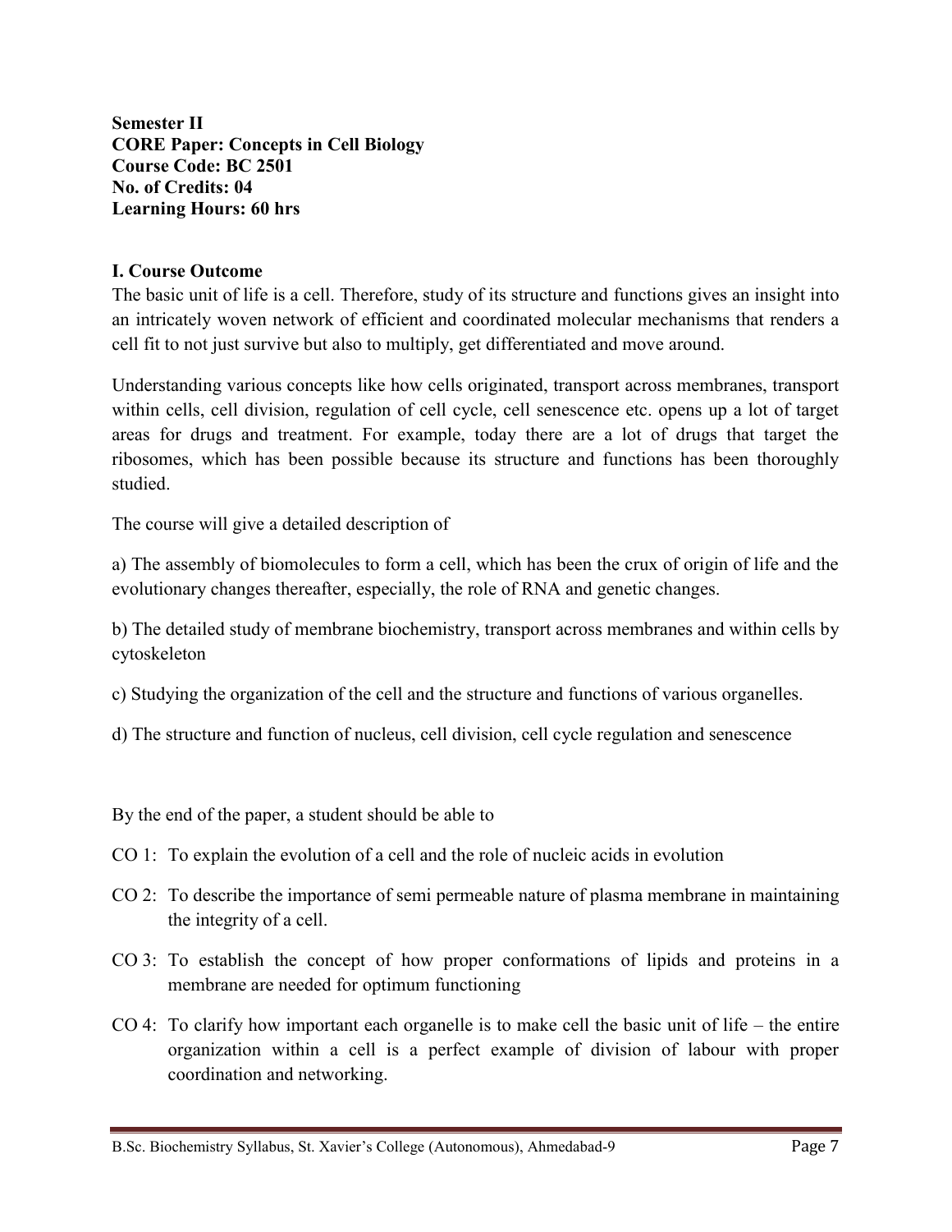**Semester II**
**CORE Paper: Concepts in Cell Biology**
**Course Code: BC 2501**
**No. of Credits: 04**
**Learning Hours: 60 hrs**

## I. Course Outcome

The basic unit of life is a cell. Therefore, study of its structure and functions gives an insight into an intricately woven network of efficient and coordinated molecular mechanisms that renders a cell fit to not just survive but also to multiply, get differentiated and move around.

Understanding various concepts like how cells originated, transport across membranes, transport within cells, cell division, regulation of cell cycle, cell senescence etc. opens up a lot of target areas for drugs and treatment. For example, today there are a lot of drugs that target the ribosomes, which has been possible because its structure and functions has been thoroughly studied.

The course will give a detailed description of

a) The assembly of biomolecules to form a cell, which has been the crux of origin of life and the evolutionary changes thereafter, especially, the role of RNA and genetic changes.

b) The detailed study of membrane biochemistry, transport across membranes and within cells by cytoskeleton

c) Studying the organization of the cell and the structure and functions of various organelles.

d) The structure and function of nucleus, cell division, cell cycle regulation and senescence

By the end of the paper, a student should be able to

CO 1: To explain the evolution of a cell and the role of nucleic acids in evolution

CO 2: To describe the importance of semi permeable nature of plasma membrane in maintaining the integrity of a cell.

CO 3: To establish the concept of how proper conformations of lipids and proteins in a membrane are needed for optimum functioning

CO 4: To clarify how important each organelle is to make cell the basic unit of life – the entire organization within a cell is a perfect example of division of labour with proper coordination and networking.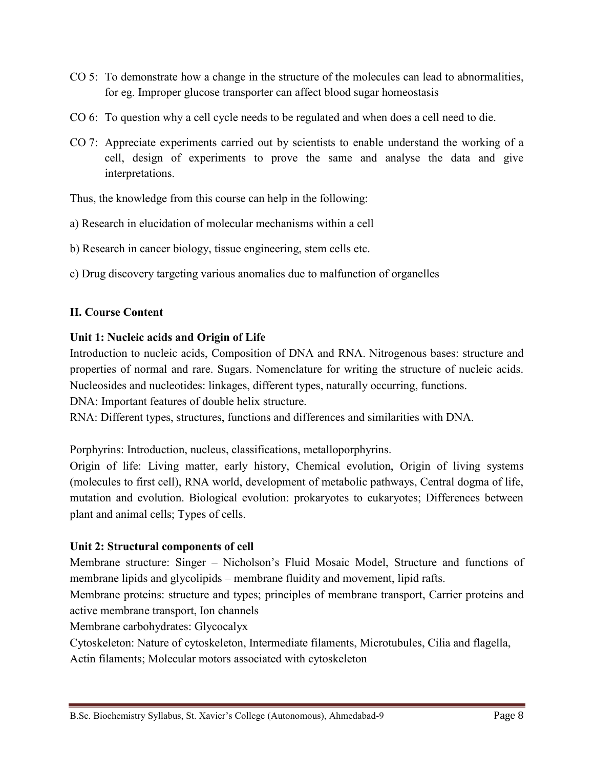CO 5: To demonstrate how a change in the structure of the molecules can lead to abnormalities, for eg. Improper glucose transporter can affect blood sugar homeostasis

CO 6: To question why a cell cycle needs to be regulated and when does a cell need to die.

CO 7: Appreciate experiments carried out by scientists to enable understand the working of a cell, design of experiments to prove the same and analyse the data and give interpretations.

Thus, the knowledge from this course can help in the following:

a) Research in elucidation of molecular mechanisms within a cell

b) Research in cancer biology, tissue engineering, stem cells etc.

c) Drug discovery targeting various anomalies due to malfunction of organelles

## II. Course Content

### Unit 1: Nucleic acids and Origin of Life

Introduction to nucleic acids, Composition of DNA and RNA. Nitrogenous bases: structure and properties of normal and rare. Sugars. Nomenclature for writing the structure of nucleic acids. Nucleosides and nucleotides: linkages, different types, naturally occurring, functions.
DNA: Important features of double helix structure.
RNA: Different types, structures, functions and differences and similarities with DNA.

Porphyrins: Introduction, nucleus, classifications, metalloporphyrins.
Origin of life: Living matter, early history, Chemical evolution, Origin of living systems (molecules to first cell), RNA world, development of metabolic pathways, Central dogma of life, mutation and evolution. Biological evolution: prokaryotes to eukaryotes; Differences between plant and animal cells; Types of cells.

### Unit 2: Structural components of cell

Membrane structure: Singer – Nicholson's Fluid Mosaic Model, Structure and functions of membrane lipids and glycolipids – membrane fluidity and movement, lipid rafts.
Membrane proteins: structure and types; principles of membrane transport, Carrier proteins and active membrane transport, Ion channels
Membrane carbohydrates: Glycocalyx
Cytoskeleton: Nature of cytoskeleton, Intermediate filaments, Microtubules, Cilia and flagella, Actin filaments; Molecular motors associated with cytoskeleton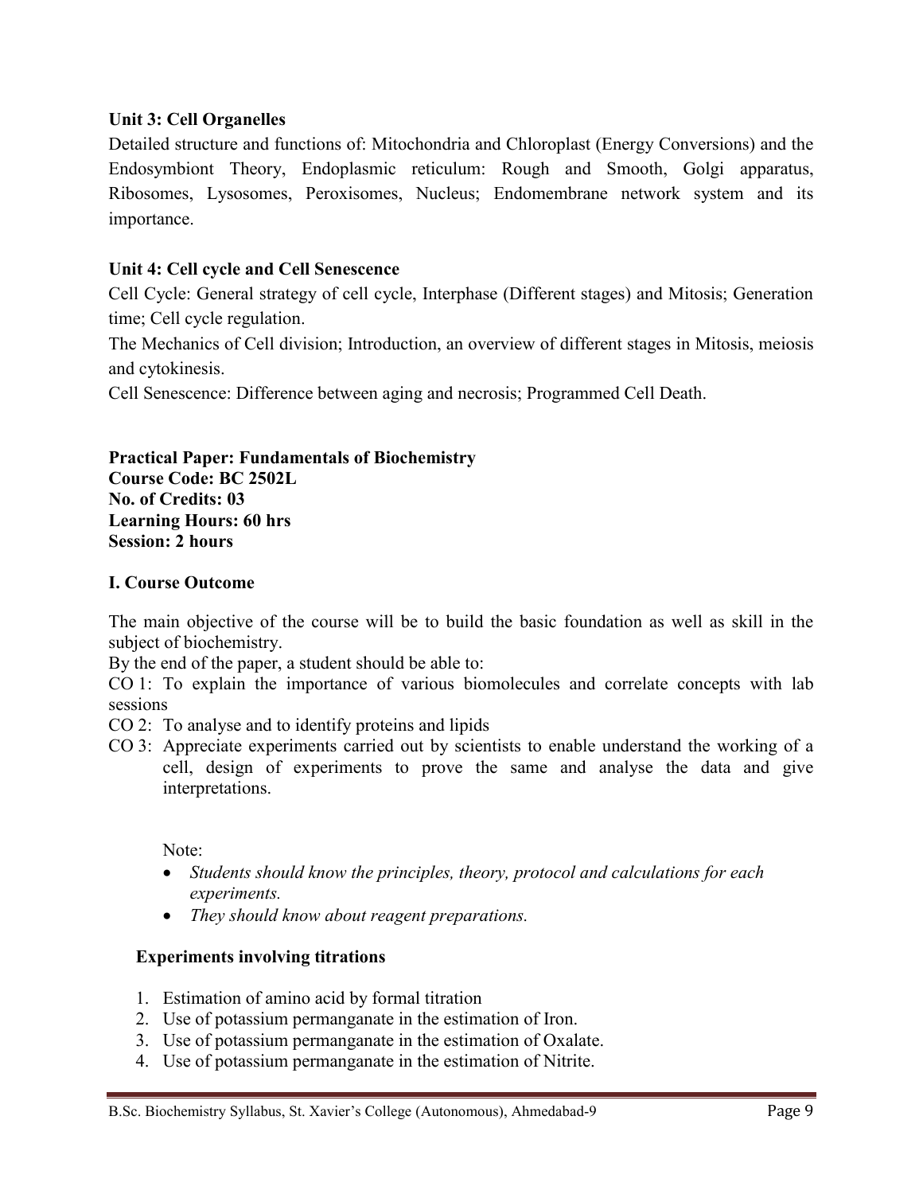**Unit 3: Cell Organelles**

Detailed structure and functions of: Mitochondria and Chloroplast (Energy Conversions) and the Endosymbiont Theory, Endoplasmic reticulum: Rough and Smooth, Golgi apparatus, Ribosomes, Lysosomes, Peroxisomes, Nucleus; Endomembrane network system and its importance.

**Unit 4: Cell cycle and Cell Senescence**

Cell Cycle: General strategy of cell cycle, Interphase (Different stages) and Mitosis; Generation time; Cell cycle regulation.

The Mechanics of Cell division; Introduction, an overview of different stages in Mitosis, meiosis and cytokinesis.

Cell Senescence: Difference between aging and necrosis; Programmed Cell Death.

**Practical Paper: Fundamentals of Biochemistry**
**Course Code: BC 2502L**
**No. of Credits: 03**
**Learning Hours: 60 hrs**
**Session: 2 hours**

**I. Course Outcome**

The main objective of the course will be to build the basic foundation as well as skill in the subject of biochemistry.

By the end of the paper, a student should be able to:

CO 1: To explain the importance of various biomolecules and correlate concepts with lab sessions

CO 2: To analyse and to identify proteins and lipids

CO 3: Appreciate experiments carried out by scientists to enable understand the working of a cell, design of experiments to prove the same and analyse the data and give interpretations.

Note:

- *Students should know the principles, theory, protocol and calculations for each experiments.*
- *They should know about reagent preparations.*

**Experiments involving titrations**

1. Estimation of amino acid by formal titration
2. Use of potassium permanganate in the estimation of Iron.
3. Use of potassium permanganate in the estimation of Oxalate.
4. Use of potassium permanganate in the estimation of Nitrite.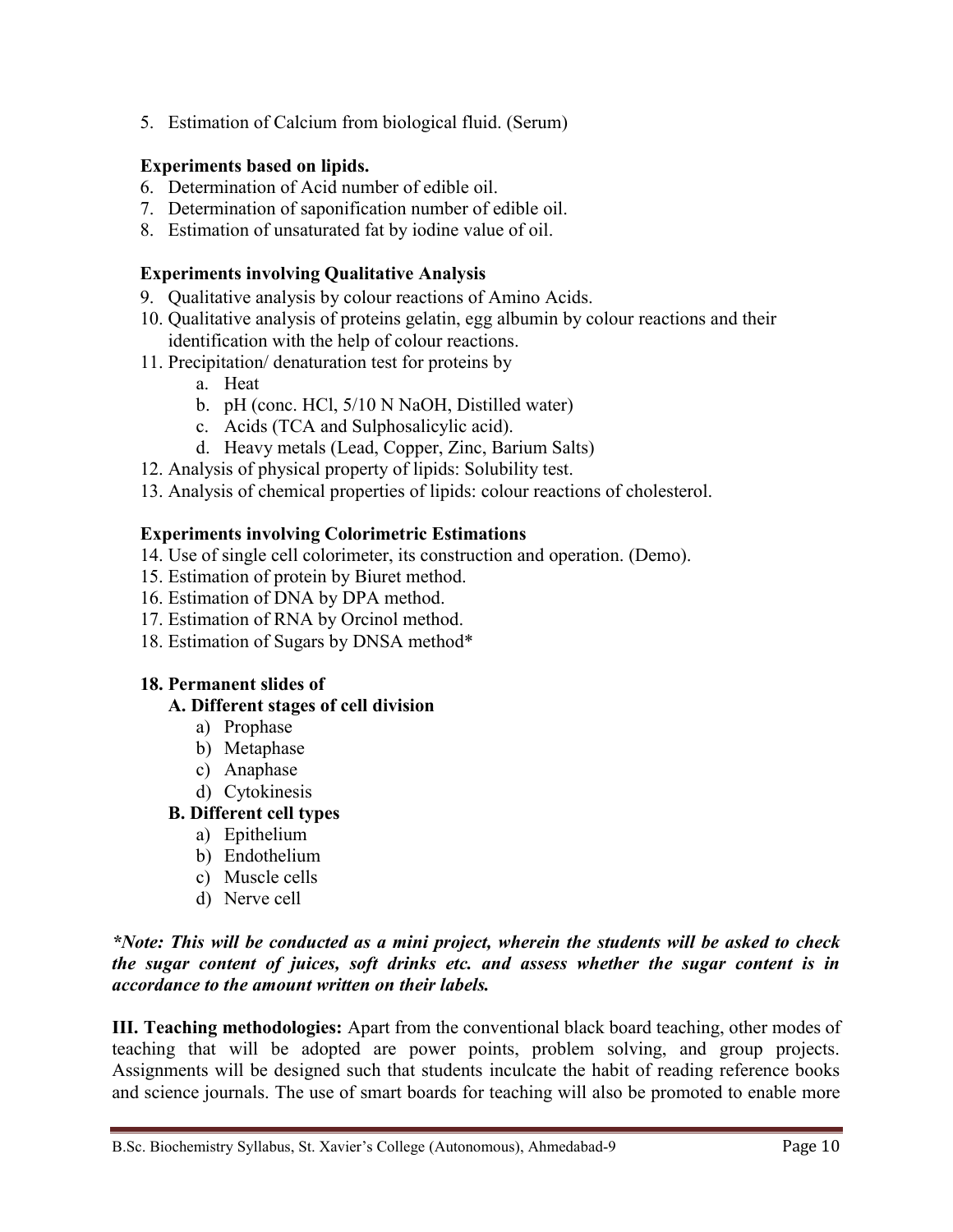5. Estimation of Calcium from biological fluid. (Serum)

**Experiments based on lipids.**

6. Determination of Acid number of edible oil.
7. Determination of saponification number of edible oil.
8. Estimation of unsaturated fat by iodine value of oil.

**Experiments involving Qualitative Analysis**

9. Qualitative analysis by colour reactions of Amino Acids.
10. Qualitative analysis of proteins gelatin, egg albumin by colour reactions and their identification with the help of colour reactions.
11. Precipitation/ denaturation test for proteins by
    a. Heat
    b. pH (conc. HCl, 5/10 N NaOH, Distilled water)
    c. Acids (TCA and Sulphosalicylic acid).
    d. Heavy metals (Lead, Copper, Zinc, Barium Salts)
12. Analysis of physical property of lipids: Solubility test.
13. Analysis of chemical properties of lipids: colour reactions of cholesterol.

**Experiments involving Colorimetric Estimations**

14. Use of single cell colorimeter, its construction and operation. (Demo).
15. Estimation of protein by Biuret method.
16. Estimation of DNA by DPA method.
17. Estimation of RNA by Orcinol method.
18. Estimation of Sugars by DNSA method*

**18. Permanent slides of**

**A. Different stages of cell division**

a) Prophase
b) Metaphase
c) Anaphase
d) Cytokinesis

**B. Different cell types**

a) Epithelium
b) Endothelium
c) Muscle cells
d) Nerve cell

***Note: This will be conducted as a mini project, wherein the students will be asked to check the sugar content of juices, soft drinks etc. and assess whether the sugar content is in accordance to the amount written on their labels.***

**III. Teaching methodologies:** Apart from the conventional black board teaching, other modes of teaching that will be adopted are power points, problem solving, and group projects. Assignments will be designed such that students inculcate the habit of reading reference books and science journals. The use of smart boards for teaching will also be promoted to enable more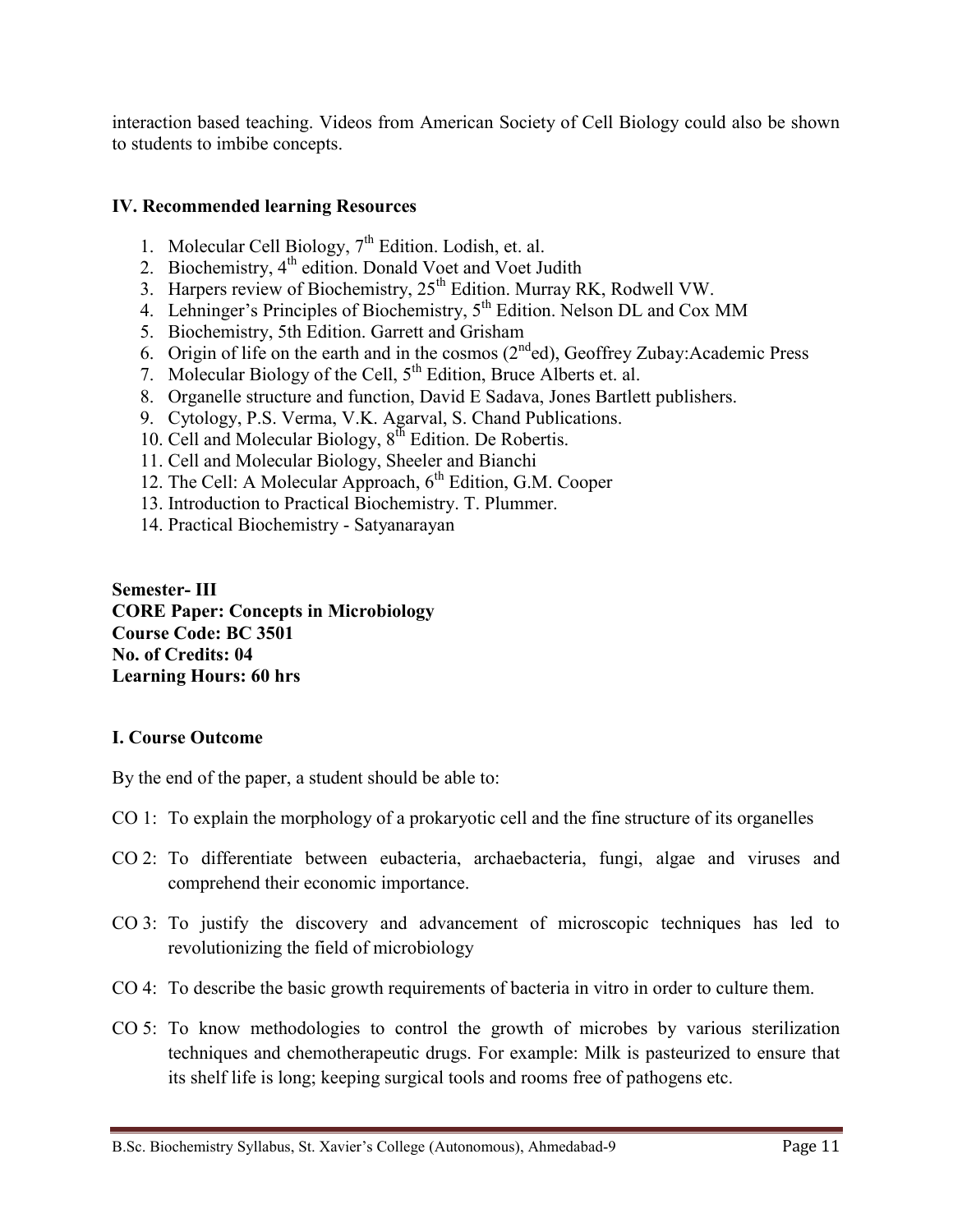interaction based teaching. Videos from American Society of Cell Biology could also be shown to students to imbibe concepts.

### IV. Recommended learning Resources

1. Molecular Cell Biology, 7th Edition. Lodish, et. al.
2. Biochemistry, 4th edition. Donald Voet and Voet Judith
3. Harpers review of Biochemistry, 25th Edition. Murray RK, Rodwell VW.
4. Lehninger's Principles of Biochemistry, 5th Edition. Nelson DL and Cox MM
5. Biochemistry, 5th Edition. Garrett and Grisham
6. Origin of life on the earth and in the cosmos (2nd ed), Geoffrey Zubay:Academic Press
7. Molecular Biology of the Cell, 5th Edition, Bruce Alberts et. al.
8. Organelle structure and function, David E Sadava, Jones Bartlett publishers.
9. Cytology, P.S. Verma, V.K. Agarval, S. Chand Publications.
10. Cell and Molecular Biology, 8th Edition. De Robertis.
11. Cell and Molecular Biology, Sheeler and Bianchi
12. The Cell: A Molecular Approach, 6th Edition, G.M. Cooper
13. Introduction to Practical Biochemistry. T. Plummer.
14. Practical Biochemistry - Satyanarayan

**Semester- III**
**CORE Paper: Concepts in Microbiology**
**Course Code: BC 3501**
**No. of Credits: 04**
**Learning Hours: 60 hrs**

### I. Course Outcome

By the end of the paper, a student should be able to:

CO 1: To explain the morphology of a prokaryotic cell and the fine structure of its organelles

CO 2: To differentiate between eubacteria, archaebacteria, fungi, algae and viruses and comprehend their economic importance.

CO 3: To justify the discovery and advancement of microscopic techniques has led to revolutionizing the field of microbiology

CO 4: To describe the basic growth requirements of bacteria in vitro in order to culture them.

CO 5: To know methodologies to control the growth of microbes by various sterilization techniques and chemotherapeutic drugs. For example: Milk is pasteurized to ensure that its shelf life is long; keeping surgical tools and rooms free of pathogens etc.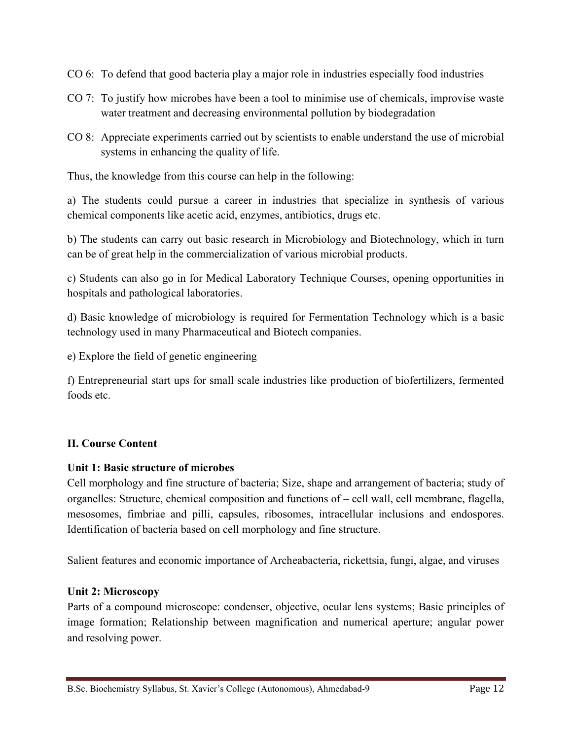CO 6: To defend that good bacteria play a major role in industries especially food industries

CO 7: To justify how microbes have been a tool to minimise use of chemicals, improvise waste water treatment and decreasing environmental pollution by biodegradation

CO 8: Appreciate experiments carried out by scientists to enable understand the use of microbial systems in enhancing the quality of life.

Thus, the knowledge from this course can help in the following:

a) The students could pursue a career in industries that specialize in synthesis of various chemical components like acetic acid, enzymes, antibiotics, drugs etc.

b) The students can carry out basic research in Microbiology and Biotechnology, which in turn can be of great help in the commercialization of various microbial products.

c) Students can also go in for Medical Laboratory Technique Courses, opening opportunities in hospitals and pathological laboratories.

d) Basic knowledge of microbiology is required for Fermentation Technology which is a basic technology used in many Pharmaceutical and Biotech companies.

e) Explore the field of genetic engineering

f) Entrepreneurial start ups for small scale industries like production of biofertilizers, fermented foods etc.

## II. Course Content

### Unit 1: Basic structure of microbes

Cell morphology and fine structure of bacteria; Size, shape and arrangement of bacteria; study of organelles: Structure, chemical composition and functions of – cell wall, cell membrane, flagella, mesosomes, fimbriae and pilli, capsules, ribosomes, intracellular inclusions and endospores. Identification of bacteria based on cell morphology and fine structure.

Salient features and economic importance of Archeabacteria, rickettsia, fungi, algae, and viruses

### Unit 2: Microscopy

Parts of a compound microscope: condenser, objective, ocular lens systems; Basic principles of image formation; Relationship between magnification and numerical aperture; angular power and resolving power.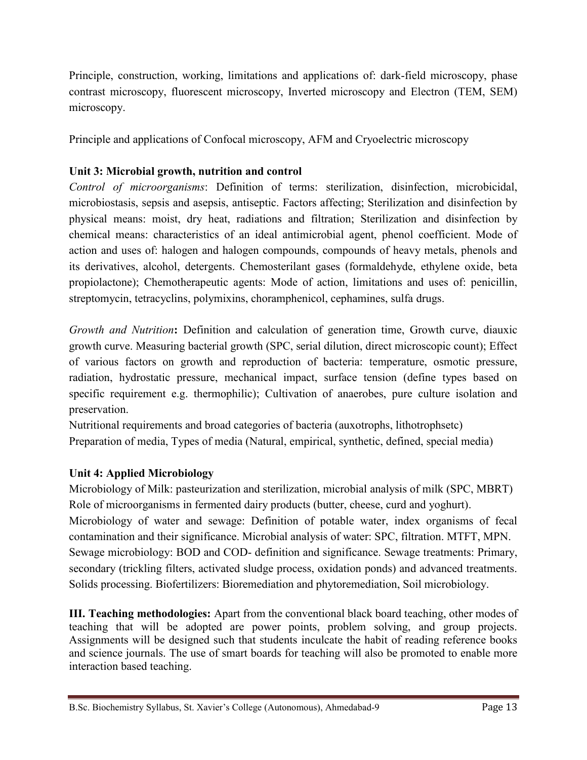Principle, construction, working, limitations and applications of: dark-field microscopy, phase contrast microscopy, fluorescent microscopy, Inverted microscopy and Electron (TEM, SEM) microscopy.

Principle and applications of Confocal microscopy, AFM and Cryoelectric microscopy

**Unit 3: Microbial growth, nutrition and control**

*Control of microorganisms*: Definition of terms: sterilization, disinfection, microbicidal, microbiostasis, sepsis and asepsis, antiseptic. Factors affecting; Sterilization and disinfection by physical means: moist, dry heat, radiations and filtration; Sterilization and disinfection by chemical means: characteristics of an ideal antimicrobial agent, phenol coefficient. Mode of action and uses of: halogen and halogen compounds, compounds of heavy metals, phenols and its derivatives, alcohol, detergents. Chemosterilant gases (formaldehyde, ethylene oxide, beta propiolactone); Chemotherapeutic agents: Mode of action, limitations and uses of: penicillin, streptomycin, tetracyclins, polymixins, choramphenicol, cephamines, sulfa drugs.

*Growth and Nutrition***:** Definition and calculation of generation time, Growth curve, diauxic growth curve. Measuring bacterial growth (SPC, serial dilution, direct microscopic count); Effect of various factors on growth and reproduction of bacteria: temperature, osmotic pressure, radiation, hydrostatic pressure, mechanical impact, surface tension (define types based on specific requirement e.g. thermophilic); Cultivation of anaerobes, pure culture isolation and preservation.
Nutritional requirements and broad categories of bacteria (auxotrophs, lithotrophsetc)
Preparation of media, Types of media (Natural, empirical, synthetic, defined, special media)

**Unit 4: Applied Microbiology**

Microbiology of Milk: pasteurization and sterilization, microbial analysis of milk (SPC, MBRT)
Role of microorganisms in fermented dairy products (butter, cheese, curd and yoghurt).
Microbiology of water and sewage: Definition of potable water, index organisms of fecal contamination and their significance. Microbial analysis of water: SPC, filtration. MTFT, MPN.
Sewage microbiology: BOD and COD- definition and significance. Sewage treatments: Primary, secondary (trickling filters, activated sludge process, oxidation ponds) and advanced treatments. Solids processing. Biofertilizers: Bioremediation and phytoremediation, Soil microbiology.

**III. Teaching methodologies:** Apart from the conventional black board teaching, other modes of teaching that will be adopted are power points, problem solving, and group projects. Assignments will be designed such that students inculcate the habit of reading reference books and science journals. The use of smart boards for teaching will also be promoted to enable more interaction based teaching.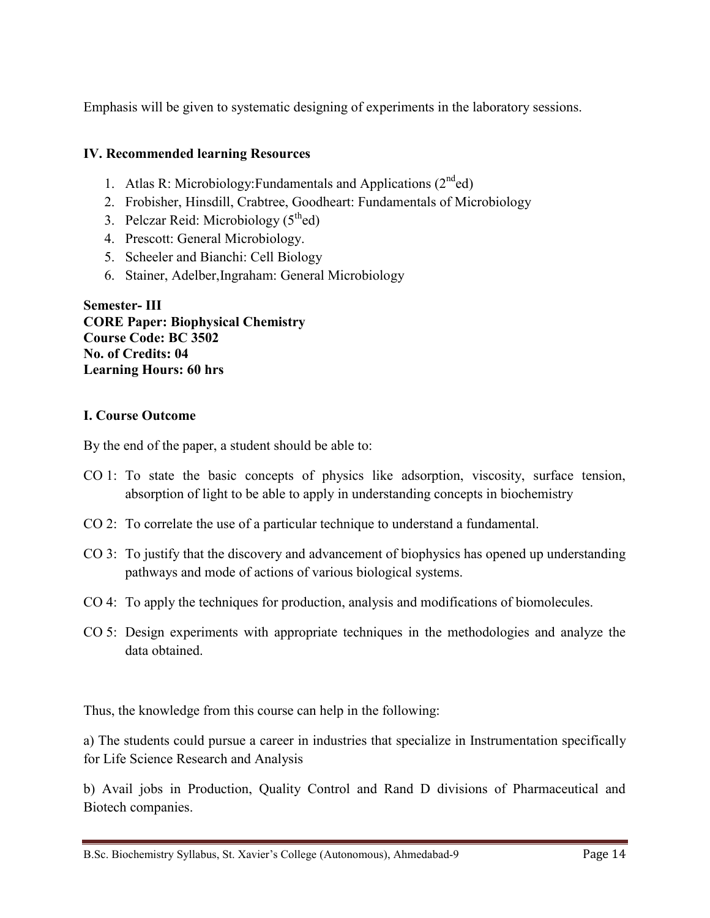Emphasis will be given to systematic designing of experiments in the laboratory sessions.

**IV. Recommended learning Resources**

1. Atlas R: Microbiology:Fundamentals and Applications (2nd ed)
2. Frobisher, Hinsdill, Crabtree, Goodheart: Fundamentals of Microbiology
3. Pelczar Reid: Microbiology (5th ed)
4. Prescott: General Microbiology.
5. Scheeler and Bianchi: Cell Biology
6. Stainer, Adelber,Ingraham: General Microbiology

**Semester- III**
**CORE Paper: Biophysical Chemistry**
**Course Code: BC 3502**
**No. of Credits: 04**
**Learning Hours: 60 hrs**

**I. Course Outcome**

By the end of the paper, a student should be able to:

CO 1: To state the basic concepts of physics like adsorption, viscosity, surface tension, absorption of light to be able to apply in understanding concepts in biochemistry

CO 2: To correlate the use of a particular technique to understand a fundamental.

CO 3: To justify that the discovery and advancement of biophysics has opened up understanding pathways and mode of actions of various biological systems.

CO 4: To apply the techniques for production, analysis and modifications of biomolecules.

CO 5: Design experiments with appropriate techniques in the methodologies and analyze the data obtained.

Thus, the knowledge from this course can help in the following:

a) The students could pursue a career in industries that specialize in Instrumentation specifically for Life Science Research and Analysis

b) Avail jobs in Production, Quality Control and Rand D divisions of Pharmaceutical and Biotech companies.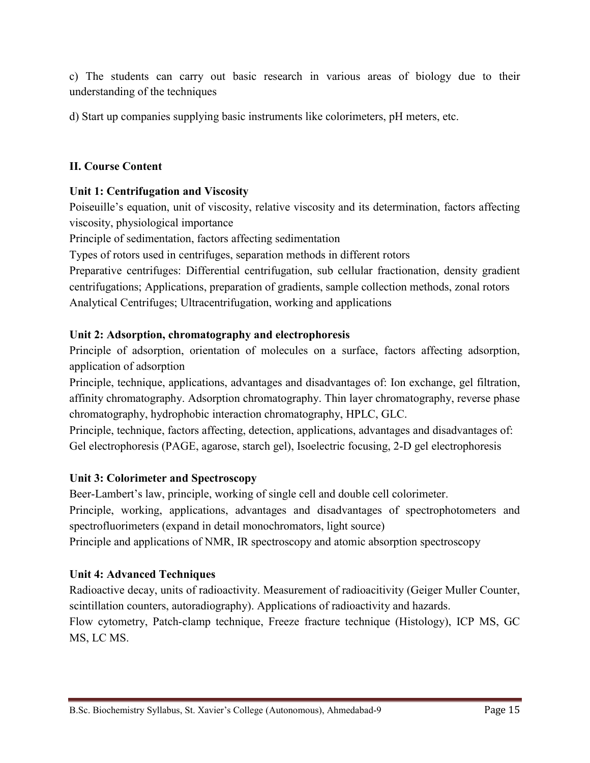c) The students can carry out basic research in various areas of biology due to their understanding of the techniques

d) Start up companies supplying basic instruments like colorimeters, pH meters, etc.

**II. Course Content**

**Unit 1: Centrifugation and Viscosity**

Poiseuille's equation, unit of viscosity, relative viscosity and its determination, factors affecting viscosity, physiological importance

Principle of sedimentation, factors affecting sedimentation

Types of rotors used in centrifuges, separation methods in different rotors

Preparative centrifuges: Differential centrifugation, sub cellular fractionation, density gradient centrifugations; Applications, preparation of gradients, sample collection methods, zonal rotors

Analytical Centrifuges; Ultracentrifugation, working and applications

**Unit 2: Adsorption, chromatography and electrophoresis**

Principle of adsorption, orientation of molecules on a surface, factors affecting adsorption, application of adsorption

Principle, technique, applications, advantages and disadvantages of: Ion exchange, gel filtration, affinity chromatography. Adsorption chromatography. Thin layer chromatography, reverse phase chromatography, hydrophobic interaction chromatography, HPLC, GLC.

Principle, technique, factors affecting, detection, applications, advantages and disadvantages of: Gel electrophoresis (PAGE, agarose, starch gel), Isoelectric focusing, 2-D gel electrophoresis

**Unit 3: Colorimeter and Spectroscopy**

Beer-Lambert's law, principle, working of single cell and double cell colorimeter.

Principle, working, applications, advantages and disadvantages of spectrophotometers and spectrofluorimeters (expand in detail monochromators, light source)

Principle and applications of NMR, IR spectroscopy and atomic absorption spectroscopy

**Unit 4: Advanced Techniques**

Radioactive decay, units of radioactivity. Measurement of radioacitivity (Geiger Muller Counter, scintillation counters, autoradiography). Applications of radioactivity and hazards.

Flow cytometry, Patch-clamp technique, Freeze fracture technique (Histology), ICP MS, GC MS, LC MS.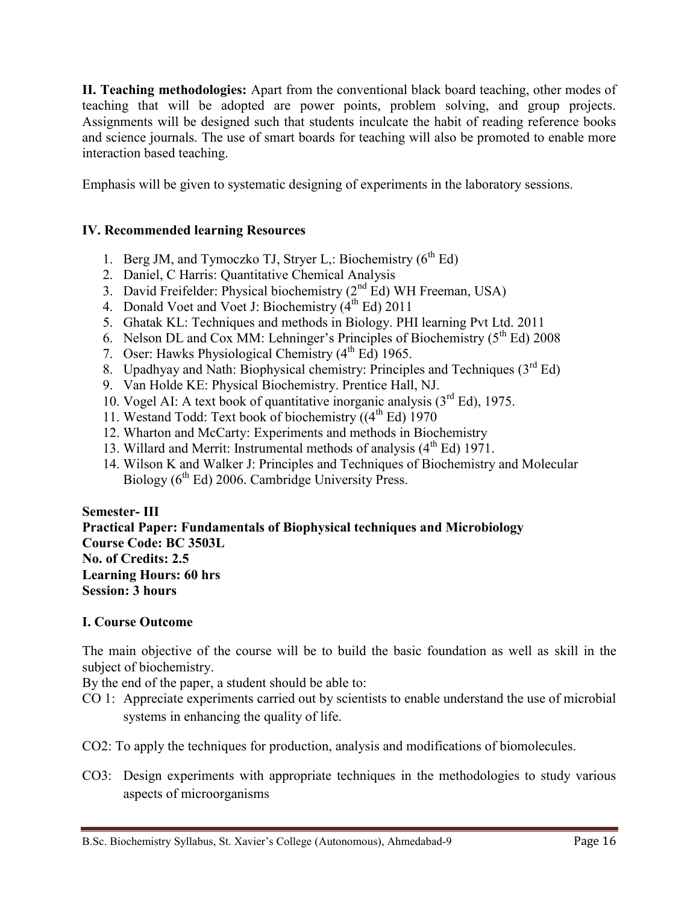**II. Teaching methodologies:** Apart from the conventional black board teaching, other modes of teaching that will be adopted are power points, problem solving, and group projects. Assignments will be designed such that students inculcate the habit of reading reference books and science journals. The use of smart boards for teaching will also be promoted to enable more interaction based teaching.

Emphasis will be given to systematic designing of experiments in the laboratory sessions.

**IV. Recommended learning Resources**

1. Berg JM, and Tymoczko TJ, Stryer L,: Biochemistry (6th Ed)
2. Daniel, C Harris: Quantitative Chemical Analysis
3. David Freifelder: Physical biochemistry (2nd Ed) WH Freeman, USA)
4. Donald Voet and Voet J: Biochemistry (4th Ed) 2011
5. Ghatak KL: Techniques and methods in Biology. PHI learning Pvt Ltd. 2011
6. Nelson DL and Cox MM: Lehninger's Principles of Biochemistry (5th Ed) 2008
7. Oser: Hawks Physiological Chemistry (4th Ed) 1965.
8. Upadhyay and Nath: Biophysical chemistry: Principles and Techniques (3rd Ed)
9. Van Holde KE: Physical Biochemistry. Prentice Hall, NJ.
10. Vogel AI: A text book of quantitative inorganic analysis (3rd Ed), 1975.
11. Westand Todd: Text book of biochemistry ((4th Ed) 1970
12. Wharton and McCarty: Experiments and methods in Biochemistry
13. Willard and Merrit: Instrumental methods of analysis (4th Ed) 1971.
14. Wilson K and Walker J: Principles and Techniques of Biochemistry and Molecular Biology (6th Ed) 2006. Cambridge University Press.

**Semester- III**
**Practical Paper: Fundamentals of Biophysical techniques and Microbiology**
**Course Code: BC 3503L**
**No. of Credits: 2.5**
**Learning Hours: 60 hrs**
**Session: 3 hours**

**I. Course Outcome**

The main objective of the course will be to build the basic foundation as well as skill in the subject of biochemistry.

By the end of the paper, a student should be able to:

CO 1: Appreciate experiments carried out by scientists to enable understand the use of microbial systems in enhancing the quality of life.

CO2: To apply the techniques for production, analysis and modifications of biomolecules.

CO3: Design experiments with appropriate techniques in the methodologies to study various aspects of microorganisms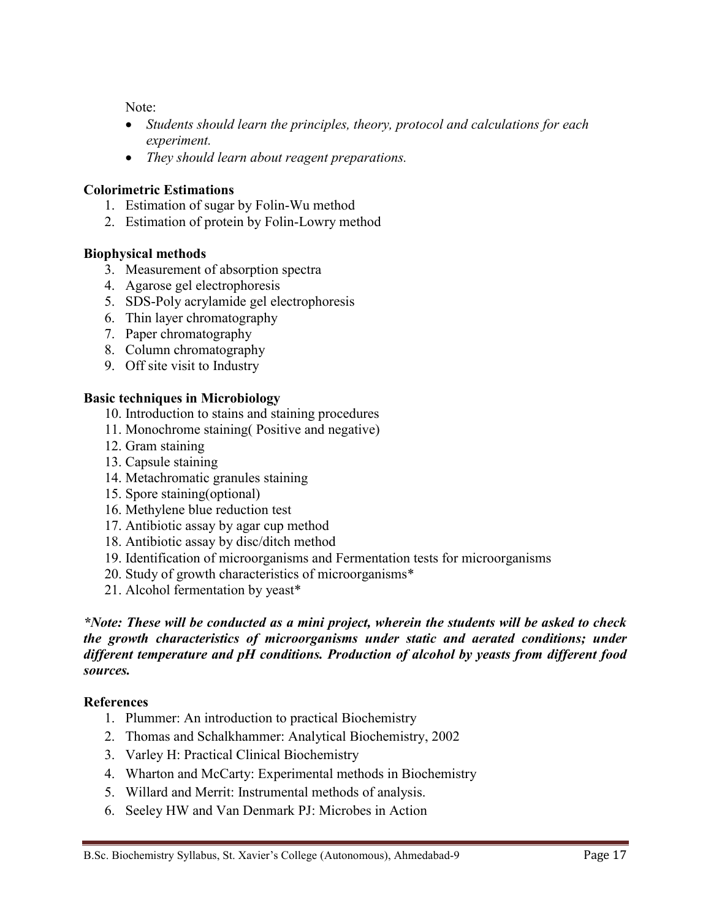Note:

- *Students should learn the principles, theory, protocol and calculations for each experiment.*
- *They should learn about reagent preparations.*

**Colorimetric Estimations**

1. Estimation of sugar by Folin-Wu method
2. Estimation of protein by Folin-Lowry method

**Biophysical methods**

3. Measurement of absorption spectra
4. Agarose gel electrophoresis
5. SDS-Poly acrylamide gel electrophoresis
6. Thin layer chromatography
7. Paper chromatography
8. Column chromatography
9. Off site visit to Industry

**Basic techniques in Microbiology**

10. Introduction to stains and staining procedures
11. Monochrome staining( Positive and negative)
12. Gram staining
13. Capsule staining
14. Metachromatic granules staining
15. Spore staining(optional)
16. Methylene blue reduction test
17. Antibiotic assay by agar cup method
18. Antibiotic assay by disc/ditch method
19. Identification of microorganisms and Fermentation tests for microorganisms
20. Study of growth characteristics of microorganisms*
21. Alcohol fermentation by yeast*

***Note: These will be conducted as a mini project, wherein the students will be asked to check the growth characteristics of microorganisms under static and aerated conditions; under different temperature and pH conditions. Production of alcohol by yeasts from different food sources.***

**References**

1. Plummer: An introduction to practical Biochemistry
2. Thomas and Schalkhammer: Analytical Biochemistry, 2002
3. Varley H: Practical Clinical Biochemistry
4. Wharton and McCarty: Experimental methods in Biochemistry
5. Willard and Merrit: Instrumental methods of analysis.
6. Seeley HW and Van Denmark PJ: Microbes in Action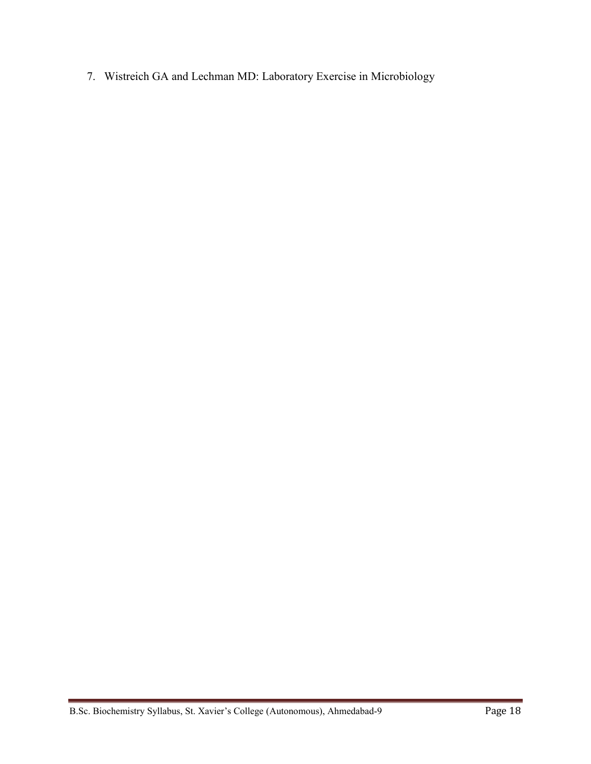7. Wistreich GA and Lechman MD: Laboratory Exercise in Microbiology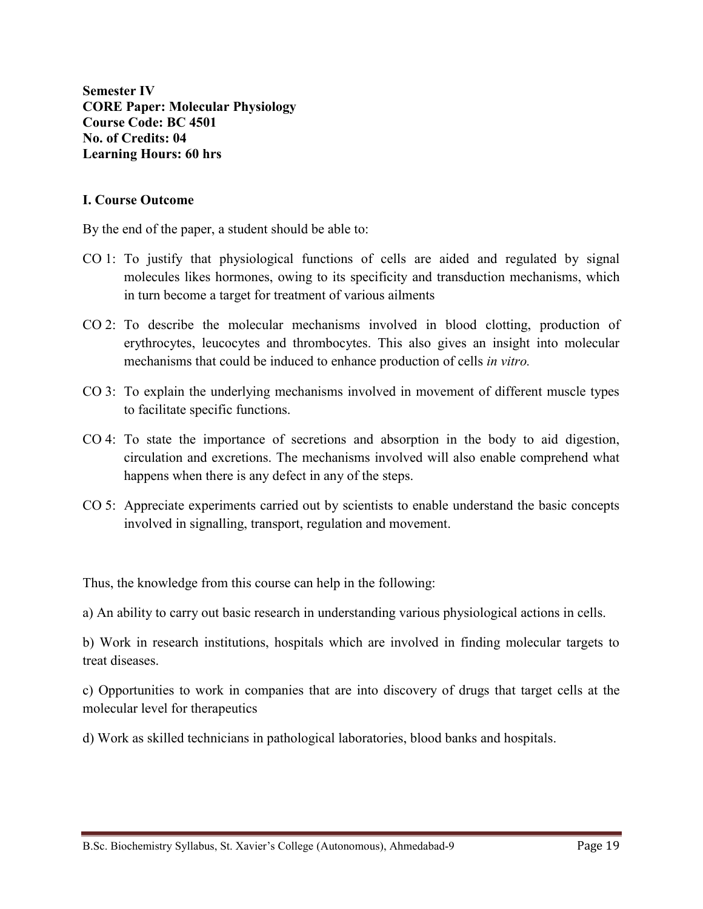**Semester IV**
**CORE Paper: Molecular Physiology**
**Course Code: BC 4501**
**No. of Credits: 04**
**Learning Hours: 60 hrs**

**I. Course Outcome**

By the end of the paper, a student should be able to:

CO 1: To justify that physiological functions of cells are aided and regulated by signal molecules likes hormones, owing to its specificity and transduction mechanisms, which in turn become a target for treatment of various ailments

CO 2: To describe the molecular mechanisms involved in blood clotting, production of erythrocytes, leucocytes and thrombocytes. This also gives an insight into molecular mechanisms that could be induced to enhance production of cells *in vitro.*

CO 3: To explain the underlying mechanisms involved in movement of different muscle types to facilitate specific functions.

CO 4: To state the importance of secretions and absorption in the body to aid digestion, circulation and excretions. The mechanisms involved will also enable comprehend what happens when there is any defect in any of the steps.

CO 5: Appreciate experiments carried out by scientists to enable understand the basic concepts involved in signalling, transport, regulation and movement.

Thus, the knowledge from this course can help in the following:

a) An ability to carry out basic research in understanding various physiological actions in cells.

b) Work in research institutions, hospitals which are involved in finding molecular targets to treat diseases.

c) Opportunities to work in companies that are into discovery of drugs that target cells at the molecular level for therapeutics

d) Work as skilled technicians in pathological laboratories, blood banks and hospitals.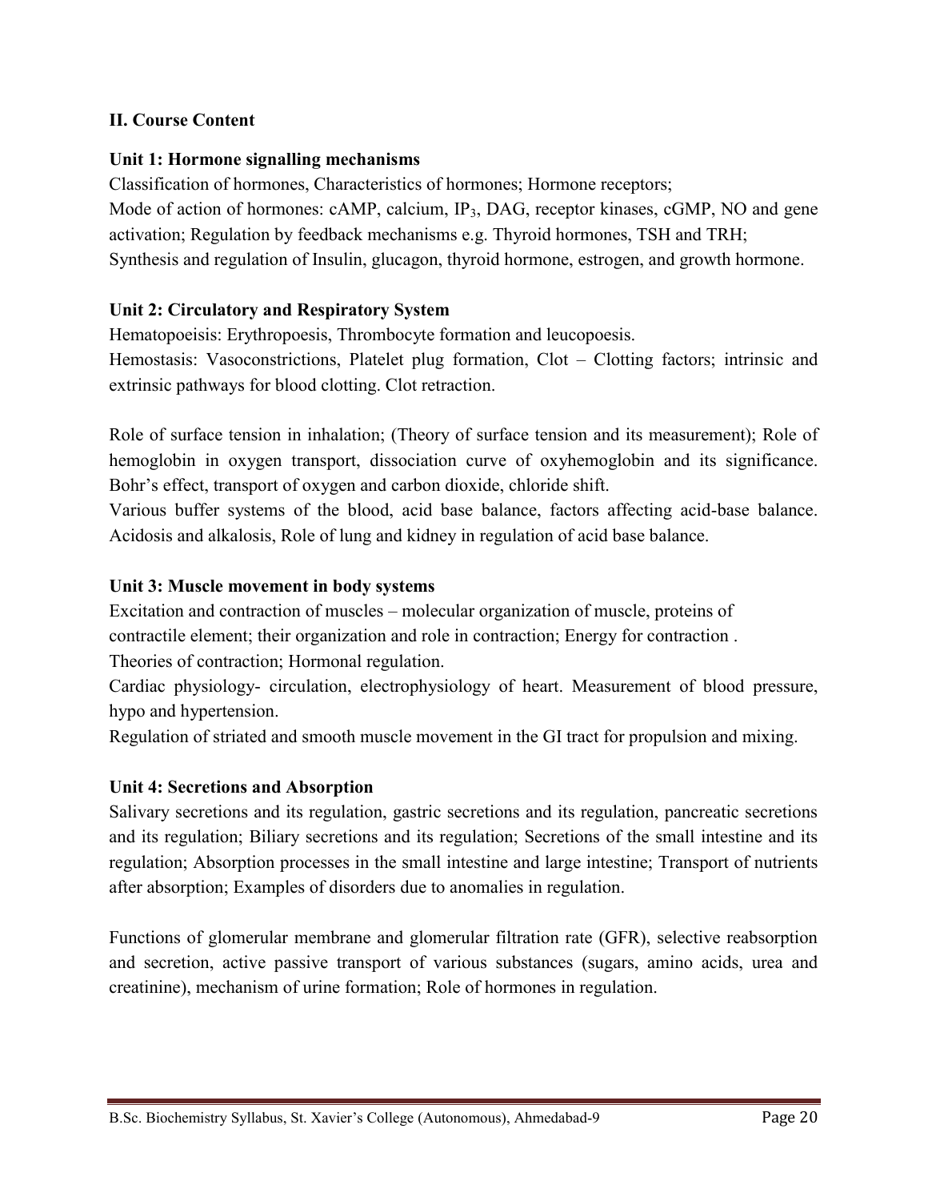## II. Course Content

### Unit 1: Hormone signalling mechanisms

Classification of hormones, Characteristics of hormones; Hormone receptors;
Mode of action of hormones: cAMP, calcium, $IP_3$, DAG, receptor kinases, cGMP, NO and gene activation; Regulation by feedback mechanisms e.g. Thyroid hormones, TSH and TRH;
Synthesis and regulation of Insulin, glucagon, thyroid hormone, estrogen, and growth hormone.

### Unit 2: Circulatory and Respiratory System

Hematopoeisis: Erythropoesis, Thrombocyte formation and leucopoesis.
Hemostasis: Vasoconstrictions, Platelet plug formation, Clot – Clotting factors; intrinsic and extrinsic pathways for blood clotting. Clot retraction.

Role of surface tension in inhalation; (Theory of surface tension and its measurement); Role of hemoglobin in oxygen transport, dissociation curve of oxyhemoglobin and its significance. Bohr's effect, transport of oxygen and carbon dioxide, chloride shift.
Various buffer systems of the blood, acid base balance, factors affecting acid-base balance. Acidosis and alkalosis, Role of lung and kidney in regulation of acid base balance.

### Unit 3: Muscle movement in body systems

Excitation and contraction of muscles – molecular organization of muscle, proteins of contractile element; their organization and role in contraction; Energy for contraction .
Theories of contraction; Hormonal regulation.
Cardiac physiology- circulation, electrophysiology of heart. Measurement of blood pressure, hypo and hypertension.
Regulation of striated and smooth muscle movement in the GI tract for propulsion and mixing.

### Unit 4: Secretions and Absorption

Salivary secretions and its regulation, gastric secretions and its regulation, pancreatic secretions and its regulation; Biliary secretions and its regulation; Secretions of the small intestine and its regulation; Absorption processes in the small intestine and large intestine; Transport of nutrients after absorption; Examples of disorders due to anomalies in regulation.

Functions of glomerular membrane and glomerular filtration rate (GFR), selective reabsorption and secretion, active passive transport of various substances (sugars, amino acids, urea and creatinine), mechanism of urine formation; Role of hormones in regulation.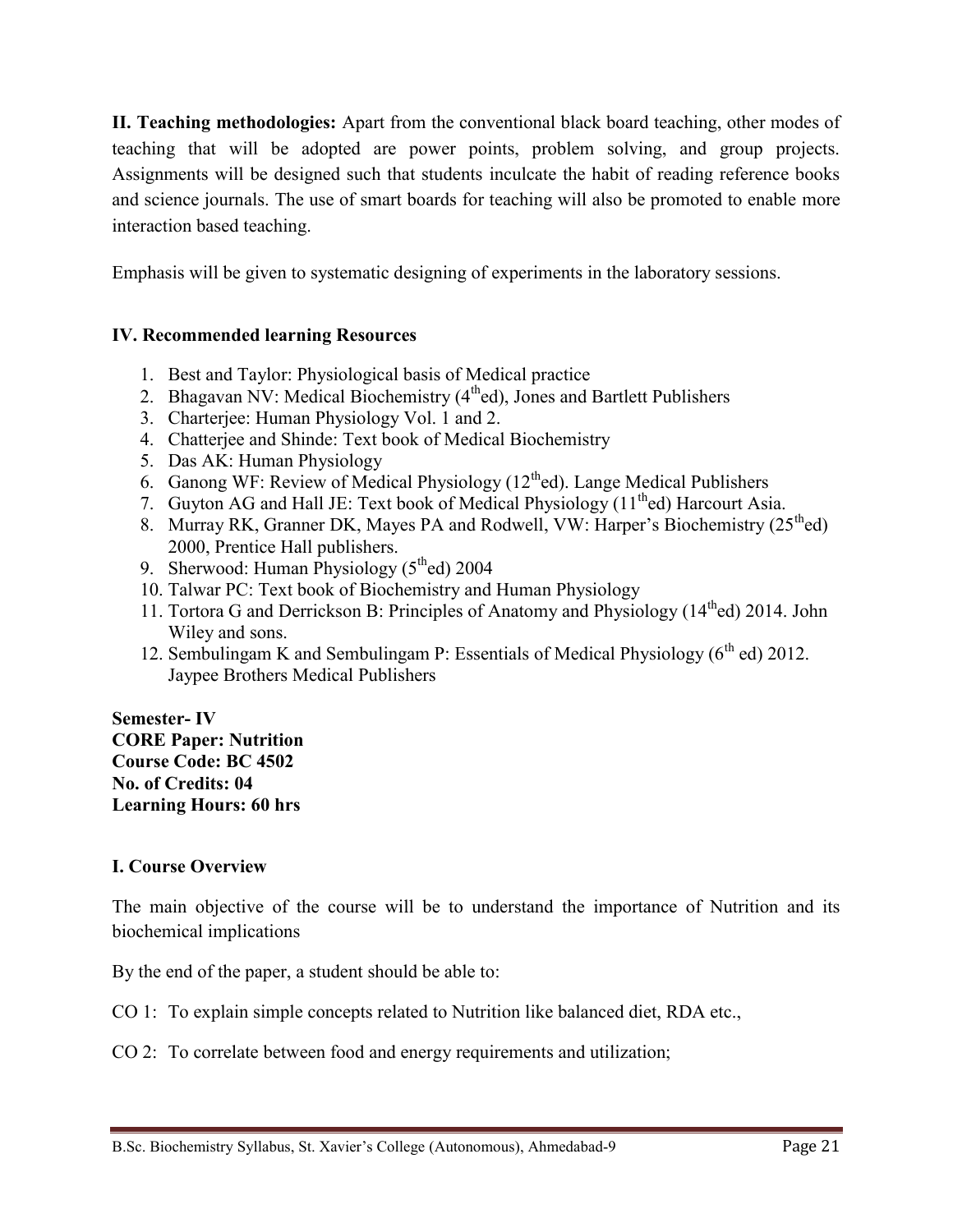**II. Teaching methodologies:** Apart from the conventional black board teaching, other modes of teaching that will be adopted are power points, problem solving, and group projects. Assignments will be designed such that students inculcate the habit of reading reference books and science journals. The use of smart boards for teaching will also be promoted to enable more interaction based teaching.

Emphasis will be given to systematic designing of experiments in the laboratory sessions.

**IV. Recommended learning Resources**

1. Best and Taylor: Physiological basis of Medical practice
2. Bhagavan NV: Medical Biochemistry (4thed), Jones and Bartlett Publishers
3. Charterjee: Human Physiology Vol. 1 and 2.
4. Chatterjee and Shinde: Text book of Medical Biochemistry
5. Das AK: Human Physiology
6. Ganong WF: Review of Medical Physiology (12thed). Lange Medical Publishers
7. Guyton AG and Hall JE: Text book of Medical Physiology (11thed) Harcourt Asia.
8. Murray RK, Granner DK, Mayes PA and Rodwell, VW: Harper's Biochemistry (25thed) 2000, Prentice Hall publishers.
9. Sherwood: Human Physiology (5thed) 2004
10. Talwar PC: Text book of Biochemistry and Human Physiology
11. Tortora G and Derrickson B: Principles of Anatomy and Physiology (14thed) 2014. John Wiley and sons.
12. Sembulingam K and Sembulingam P: Essentials of Medical Physiology (6th ed) 2012. Jaypee Brothers Medical Publishers

**Semester- IV**
**CORE Paper: Nutrition**
**Course Code: BC 4502**
**No. of Credits: 04**
**Learning Hours: 60 hrs**

**I. Course Overview**

The main objective of the course will be to understand the importance of Nutrition and its biochemical implications

By the end of the paper, a student should be able to:

CO 1: To explain simple concepts related to Nutrition like balanced diet, RDA etc.,

CO 2: To correlate between food and energy requirements and utilization;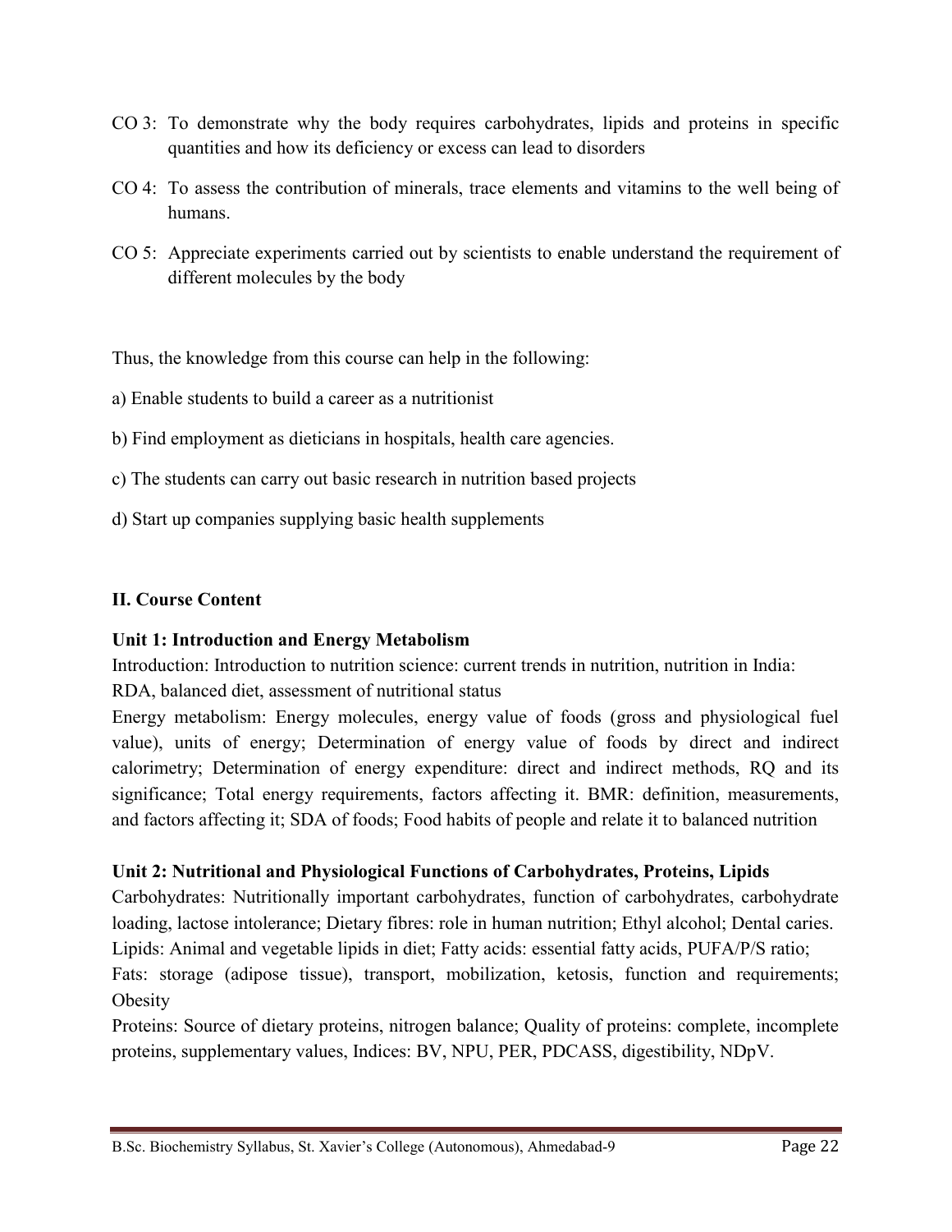CO 3: To demonstrate why the body requires carbohydrates, lipids and proteins in specific quantities and how its deficiency or excess can lead to disorders

CO 4: To assess the contribution of minerals, trace elements and vitamins to the well being of humans.

CO 5: Appreciate experiments carried out by scientists to enable understand the requirement of different molecules by the body

Thus, the knowledge from this course can help in the following:

a) Enable students to build a career as a nutritionist

b) Find employment as dieticians in hospitals, health care agencies.

c) The students can carry out basic research in nutrition based projects

d) Start up companies supplying basic health supplements

## II. Course Content

### Unit 1: Introduction and Energy Metabolism

Introduction: Introduction to nutrition science: current trends in nutrition, nutrition in India: RDA, balanced diet, assessment of nutritional status

Energy metabolism: Energy molecules, energy value of foods (gross and physiological fuel value), units of energy; Determination of energy value of foods by direct and indirect calorimetry; Determination of energy expenditure: direct and indirect methods, RQ and its significance; Total energy requirements, factors affecting it. BMR: definition, measurements, and factors affecting it; SDA of foods; Food habits of people and relate it to balanced nutrition

### Unit 2: Nutritional and Physiological Functions of Carbohydrates, Proteins, Lipids

Carbohydrates: Nutritionally important carbohydrates, function of carbohydrates, carbohydrate loading, lactose intolerance; Dietary fibres: role in human nutrition; Ethyl alcohol; Dental caries.

Lipids: Animal and vegetable lipids in diet; Fatty acids: essential fatty acids, PUFA/P/S ratio;

Fats: storage (adipose tissue), transport, mobilization, ketosis, function and requirements; Obesity

Proteins: Source of dietary proteins, nitrogen balance; Quality of proteins: complete, incomplete proteins, supplementary values, Indices: BV, NPU, PER, PDCASS, digestibility, NDpV.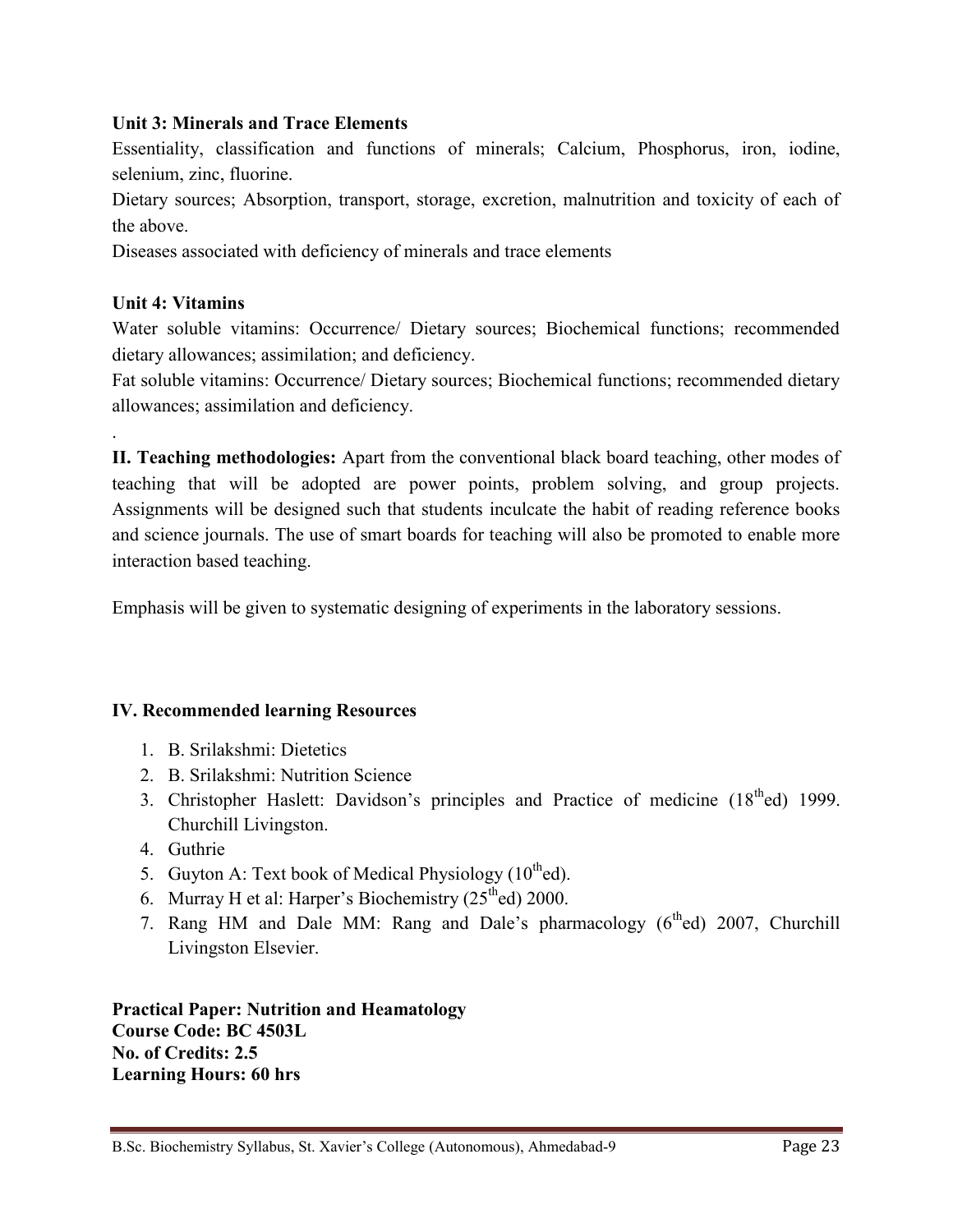**Unit 3: Minerals and Trace Elements**

Essentiality, classification and functions of minerals; Calcium, Phosphorus, iron, iodine, selenium, zinc, fluorine.

Dietary sources; Absorption, transport, storage, excretion, malnutrition and toxicity of each of the above.

Diseases associated with deficiency of minerals and trace elements

**Unit 4: Vitamins**

Water soluble vitamins: Occurrence/ Dietary sources; Biochemical functions; recommended dietary allowances; assimilation; and deficiency.

Fat soluble vitamins: Occurrence/ Dietary sources; Biochemical functions; recommended dietary allowances; assimilation and deficiency.

.

**II. Teaching methodologies:** Apart from the conventional black board teaching, other modes of teaching that will be adopted are power points, problem solving, and group projects. Assignments will be designed such that students inculcate the habit of reading reference books and science journals. The use of smart boards for teaching will also be promoted to enable more interaction based teaching.

Emphasis will be given to systematic designing of experiments in the laboratory sessions.

**IV. Recommended learning Resources**

1. B. Srilakshmi: Dietetics
2. B. Srilakshmi: Nutrition Science
3. Christopher Haslett: Davidson's principles and Practice of medicine (18th ed) 1999. Churchill Livingston.
4. Guthrie
5. Guyton A: Text book of Medical Physiology (10th ed).
6. Murray H et al: Harper's Biochemistry (25th ed) 2000.
7. Rang HM and Dale MM: Rang and Dale's pharmacology (6th ed) 2007, Churchill Livingston Elsevier.

**Practical Paper: Nutrition and Heamatology**
**Course Code: BC 4503L**
**No. of Credits: 2.5**
**Learning Hours: 60 hrs**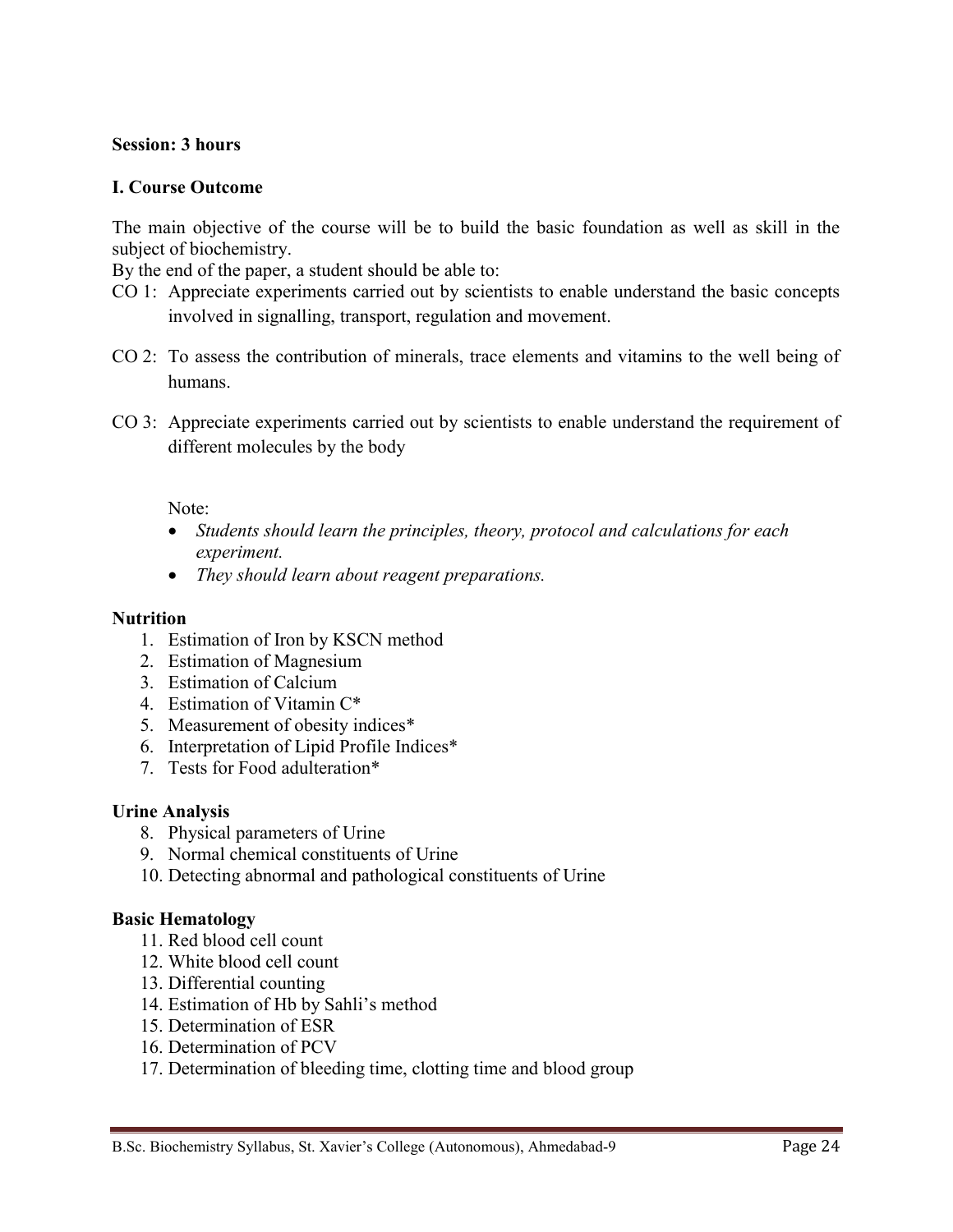**Session: 3 hours**

**I. Course Outcome**

The main objective of the course will be to build the basic foundation as well as skill in the subject of biochemistry.

By the end of the paper, a student should be able to:

- CO 1: Appreciate experiments carried out by scientists to enable understand the basic concepts involved in signalling, transport, regulation and movement.
- CO 2: To assess the contribution of minerals, trace elements and vitamins to the well being of humans.
- CO 3: Appreciate experiments carried out by scientists to enable understand the requirement of different molecules by the body

Note:

- *Students should learn the principles, theory, protocol and calculations for each experiment.*
- *They should learn about reagent preparations.*

**Nutrition**

1. Estimation of Iron by KSCN method
2. Estimation of Magnesium
3. Estimation of Calcium
4. Estimation of Vitamin C*
5. Measurement of obesity indices*
6. Interpretation of Lipid Profile Indices*
7. Tests for Food adulteration*

**Urine Analysis**

8. Physical parameters of Urine
9. Normal chemical constituents of Urine
10. Detecting abnormal and pathological constituents of Urine

**Basic Hematology**

11. Red blood cell count
12. White blood cell count
13. Differential counting
14. Estimation of Hb by Sahli's method
15. Determination of ESR
16. Determination of PCV
17. Determination of bleeding time, clotting time and blood group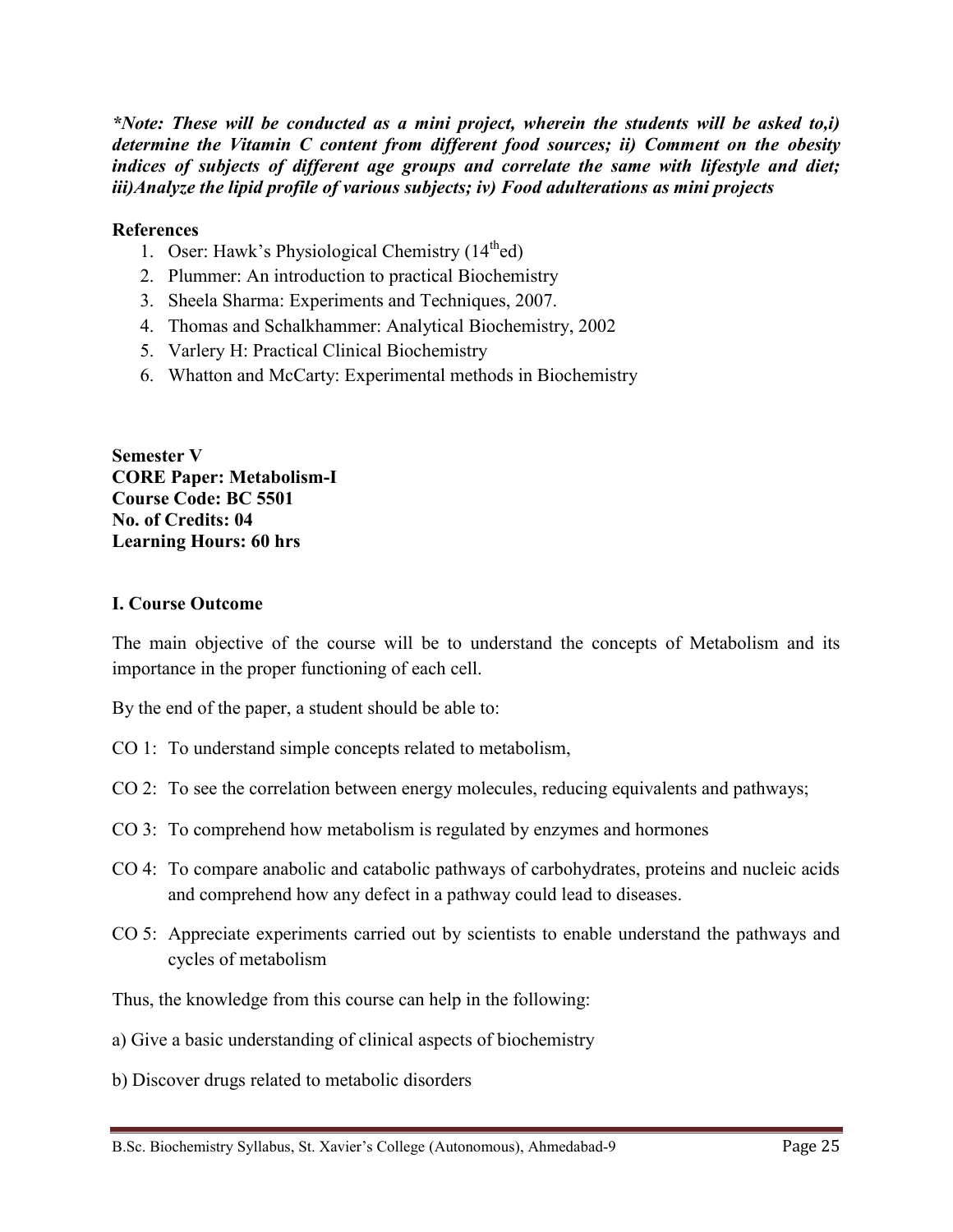***Note: These will be conducted as a mini project, wherein the students will be asked to,i) determine the Vitamin C content from different food sources; ii) Comment on the obesity indices of subjects of different age groups and correlate the same with lifestyle and diet; iii)Analyze the lipid profile of various subjects; iv) Food adulterations as mini projects***

**References**

1. Oser: Hawk's Physiological Chemistry (14th ed)
2. Plummer: An introduction to practical Biochemistry
3. Sheela Sharma: Experiments and Techniques, 2007.
4. Thomas and Schalkhammer: Analytical Biochemistry, 2002
5. Varlery H: Practical Clinical Biochemistry
6. Whatton and McCarty: Experimental methods in Biochemistry

**Semester V**
**CORE Paper: Metabolism-I**
**Course Code: BC 5501**
**No. of Credits: 04**
**Learning Hours: 60 hrs**

**I. Course Outcome**

The main objective of the course will be to understand the concepts of Metabolism and its importance in the proper functioning of each cell.

By the end of the paper, a student should be able to:

CO 1: To understand simple concepts related to metabolism,

CO 2: To see the correlation between energy molecules, reducing equivalents and pathways;

CO 3: To comprehend how metabolism is regulated by enzymes and hormones

CO 4: To compare anabolic and catabolic pathways of carbohydrates, proteins and nucleic acids and comprehend how any defect in a pathway could lead to diseases.

CO 5: Appreciate experiments carried out by scientists to enable understand the pathways and cycles of metabolism

Thus, the knowledge from this course can help in the following:

a) Give a basic understanding of clinical aspects of biochemistry

b) Discover drugs related to metabolic disorders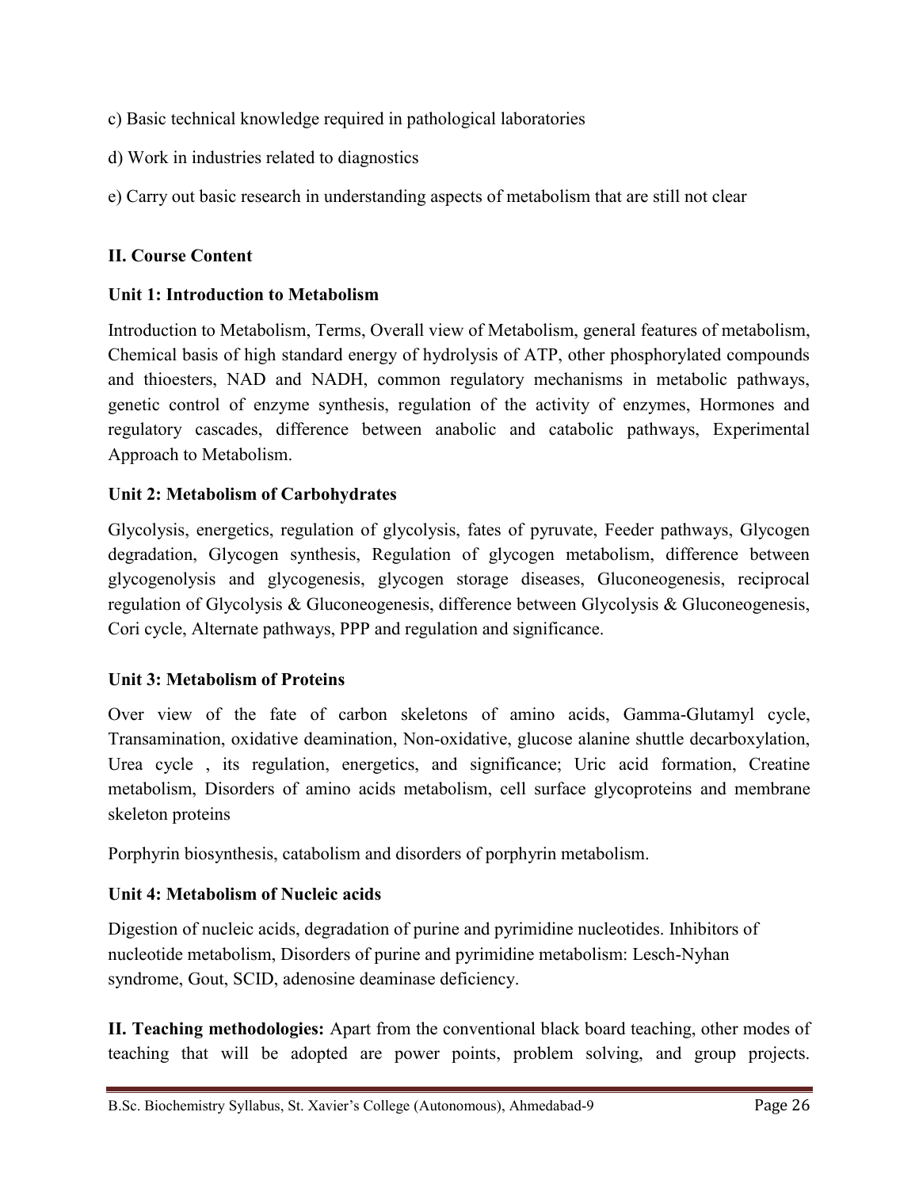c) Basic technical knowledge required in pathological laboratories

d) Work in industries related to diagnostics

e) Carry out basic research in understanding aspects of metabolism that are still not clear

**II. Course Content**

**Unit 1: Introduction to Metabolism**

Introduction to Metabolism, Terms, Overall view of Metabolism, general features of metabolism, Chemical basis of high standard energy of hydrolysis of ATP, other phosphorylated compounds and thioesters, NAD and NADH, common regulatory mechanisms in metabolic pathways, genetic control of enzyme synthesis, regulation of the activity of enzymes, Hormones and regulatory cascades, difference between anabolic and catabolic pathways, Experimental Approach to Metabolism.

**Unit 2: Metabolism of Carbohydrates**

Glycolysis, energetics, regulation of glycolysis, fates of pyruvate, Feeder pathways, Glycogen degradation, Glycogen synthesis, Regulation of glycogen metabolism, difference between glycogenolysis and glycogenesis, glycogen storage diseases, Gluconeogenesis, reciprocal regulation of Glycolysis & Gluconeogenesis, difference between Glycolysis & Gluconeogenesis, Cori cycle, Alternate pathways, PPP and regulation and significance.

**Unit 3: Metabolism of Proteins**

Over view of the fate of carbon skeletons of amino acids, Gamma-Glutamyl cycle, Transamination, oxidative deamination, Non-oxidative, glucose alanine shuttle decarboxylation, Urea cycle , its regulation, energetics, and significance; Uric acid formation, Creatine metabolism, Disorders of amino acids metabolism, cell surface glycoproteins and membrane skeleton proteins

Porphyrin biosynthesis, catabolism and disorders of porphyrin metabolism.

**Unit 4: Metabolism of Nucleic acids**

Digestion of nucleic acids, degradation of purine and pyrimidine nucleotides. Inhibitors of nucleotide metabolism, Disorders of purine and pyrimidine metabolism: Lesch-Nyhan syndrome, Gout, SCID, adenosine deaminase deficiency.

**II. Teaching methodologies:** Apart from the conventional black board teaching, other modes of teaching that will be adopted are power points, problem solving, and group projects.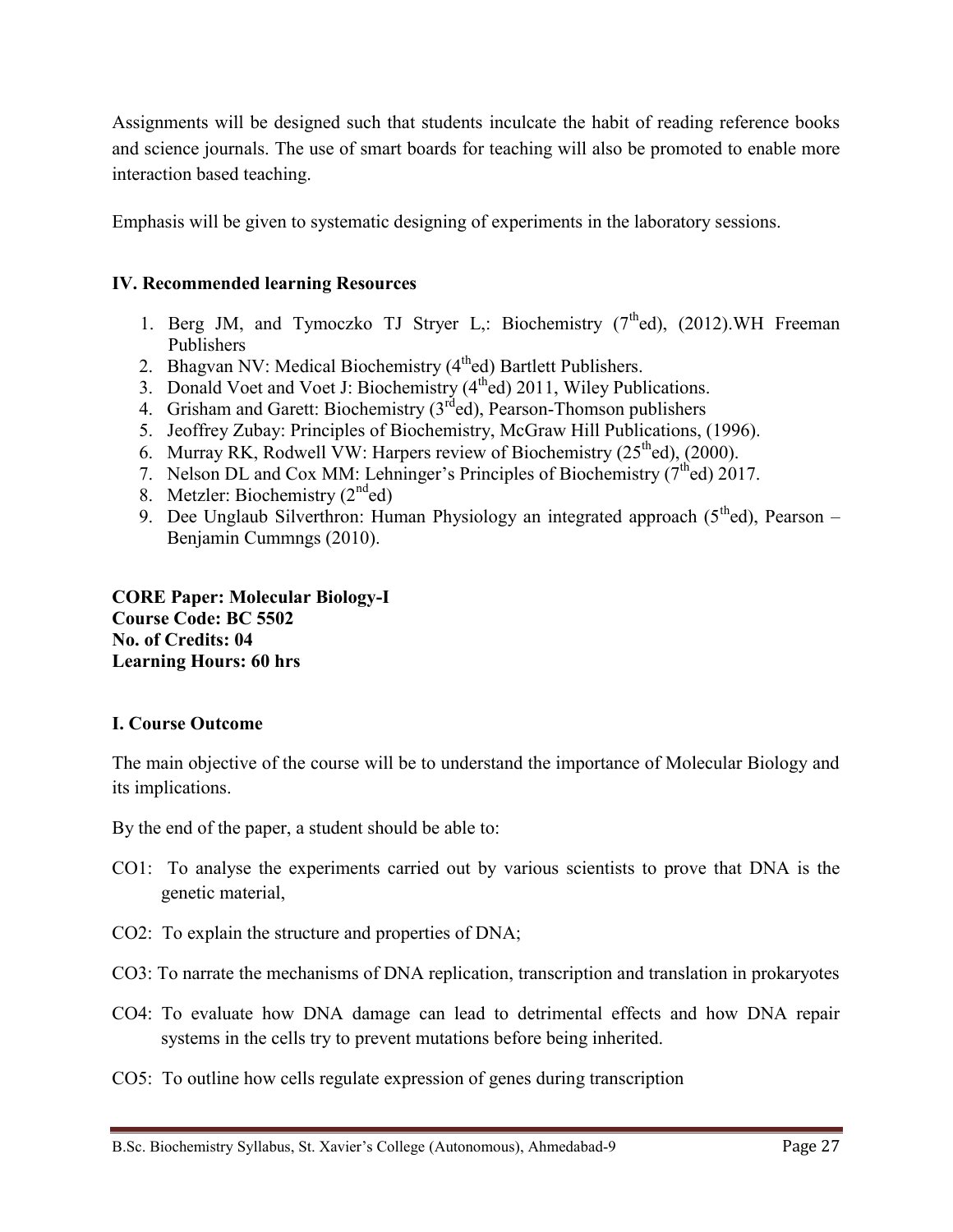Assignments will be designed such that students inculcate the habit of reading reference books and science journals. The use of smart boards for teaching will also be promoted to enable more interaction based teaching.

Emphasis will be given to systematic designing of experiments in the laboratory sessions.

### IV. Recommended learning Resources

1. Berg JM, and Tymoczko TJ Stryer L,: Biochemistry (7$^{th}$ed), (2012).WH Freeman Publishers
2. Bhagvan NV: Medical Biochemistry (4$^{th}$ed) Bartlett Publishers.
3. Donald Voet and Voet J: Biochemistry (4$^{th}$ed) 2011, Wiley Publications.
4. Grisham and Garett: Biochemistry (3$^{rd}$ed), Pearson-Thomson publishers
5. Jeoffrey Zubay: Principles of Biochemistry, McGraw Hill Publications, (1996).
6. Murray RK, Rodwell VW: Harpers review of Biochemistry (25$^{th}$ed), (2000).
7. Nelson DL and Cox MM: Lehninger's Principles of Biochemistry (7$^{th}$ed) 2017.
8. Metzler: Biochemistry (2$^{nd}$ed)
9. Dee Unglaub Silverthron: Human Physiology an integrated approach (5$^{th}$ed), Pearson – Benjamin Cummngs (2010).

**CORE Paper: Molecular Biology-I**
**Course Code: BC 5502**
**No. of Credits: 04**
**Learning Hours: 60 hrs**

### I. Course Outcome

The main objective of the course will be to understand the importance of Molecular Biology and its implications.

By the end of the paper, a student should be able to:

CO1: To analyse the experiments carried out by various scientists to prove that DNA is the genetic material,

CO2: To explain the structure and properties of DNA;

CO3: To narrate the mechanisms of DNA replication, transcription and translation in prokaryotes

CO4: To evaluate how DNA damage can lead to detrimental effects and how DNA repair systems in the cells try to prevent mutations before being inherited.

CO5: To outline how cells regulate expression of genes during transcription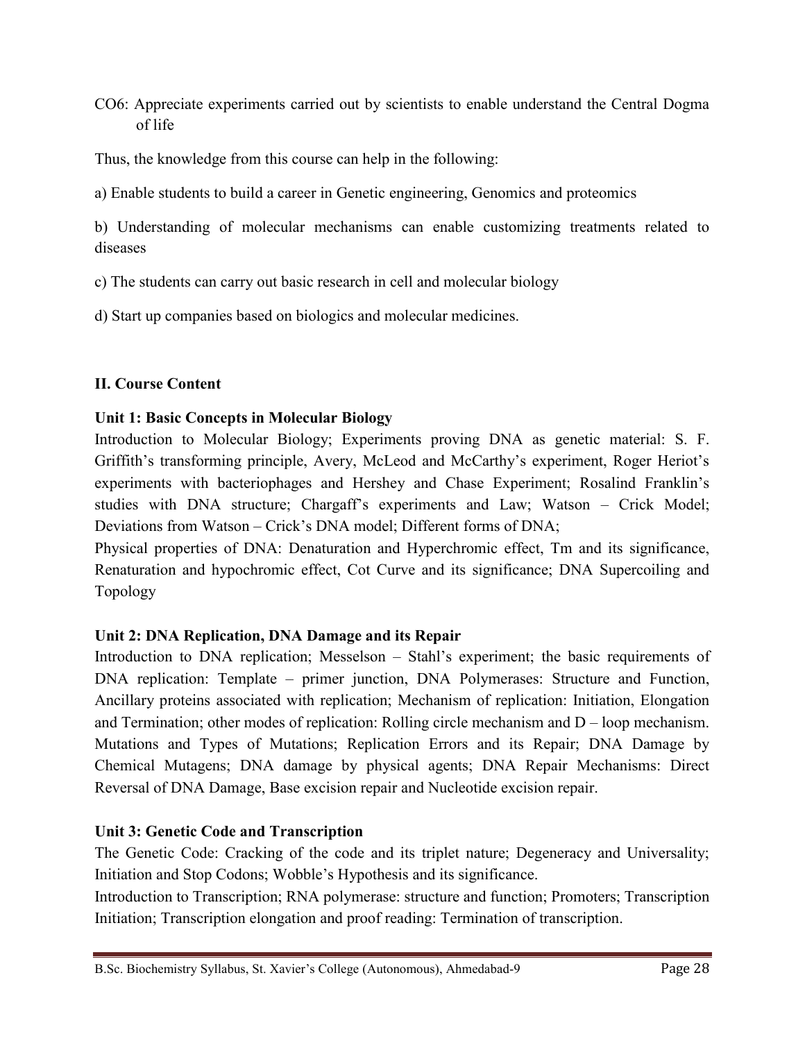CO6: Appreciate experiments carried out by scientists to enable understand the Central Dogma of life

Thus, the knowledge from this course can help in the following:

a) Enable students to build a career in Genetic engineering, Genomics and proteomics

b) Understanding of molecular mechanisms can enable customizing treatments related to diseases

c) The students can carry out basic research in cell and molecular biology

d) Start up companies based on biologics and molecular medicines.

## II. Course Content

### Unit 1: Basic Concepts in Molecular Biology

Introduction to Molecular Biology; Experiments proving DNA as genetic material: S. F. Griffith's transforming principle, Avery, McLeod and McCarthy's experiment, Roger Heriot's experiments with bacteriophages and Hershey and Chase Experiment; Rosalind Franklin's studies with DNA structure; Chargaff's experiments and Law; Watson – Crick Model; Deviations from Watson – Crick's DNA model; Different forms of DNA;
Physical properties of DNA: Denaturation and Hyperchromic effect, Tm and its significance, Renaturation and hypochromic effect, Cot Curve and its significance; DNA Supercoiling and Topology

### Unit 2: DNA Replication, DNA Damage and its Repair

Introduction to DNA replication; Messelson – Stahl's experiment; the basic requirements of DNA replication: Template – primer junction, DNA Polymerases: Structure and Function, Ancillary proteins associated with replication; Mechanism of replication: Initiation, Elongation and Termination; other modes of replication: Rolling circle mechanism and D – loop mechanism. Mutations and Types of Mutations; Replication Errors and its Repair; DNA Damage by Chemical Mutagens; DNA damage by physical agents; DNA Repair Mechanisms: Direct Reversal of DNA Damage, Base excision repair and Nucleotide excision repair.

### Unit 3: Genetic Code and Transcription

The Genetic Code: Cracking of the code and its triplet nature; Degeneracy and Universality; Initiation and Stop Codons; Wobble's Hypothesis and its significance.
Introduction to Transcription; RNA polymerase: structure and function; Promoters; Transcription Initiation; Transcription elongation and proof reading: Termination of transcription.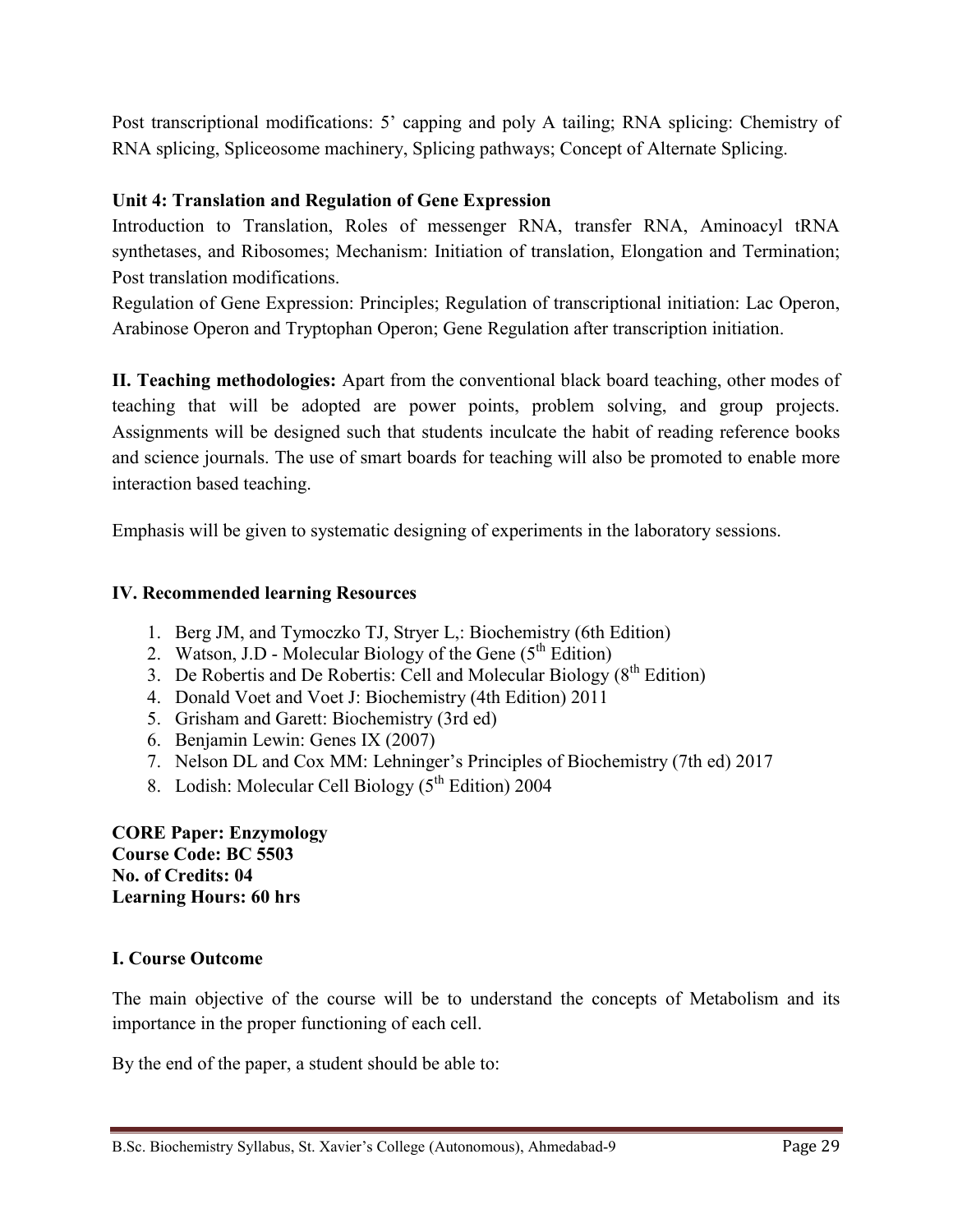Post transcriptional modifications: 5' capping and poly A tailing; RNA splicing: Chemistry of RNA splicing, Spliceosome machinery, Splicing pathways; Concept of Alternate Splicing.

**Unit 4: Translation and Regulation of Gene Expression**

Introduction to Translation, Roles of messenger RNA, transfer RNA, Aminoacyl tRNA synthetases, and Ribosomes; Mechanism: Initiation of translation, Elongation and Termination; Post translation modifications.

Regulation of Gene Expression: Principles; Regulation of transcriptional initiation: Lac Operon, Arabinose Operon and Tryptophan Operon; Gene Regulation after transcription initiation.

**II. Teaching methodologies:** Apart from the conventional black board teaching, other modes of teaching that will be adopted are power points, problem solving, and group projects. Assignments will be designed such that students inculcate the habit of reading reference books and science journals. The use of smart boards for teaching will also be promoted to enable more interaction based teaching.

Emphasis will be given to systematic designing of experiments in the laboratory sessions.

**IV. Recommended learning Resources**

1. Berg JM, and Tymoczko TJ, Stryer L,: Biochemistry (6th Edition)
2. Watson, J.D - Molecular Biology of the Gene (5th Edition)
3. De Robertis and De Robertis: Cell and Molecular Biology (8th Edition)
4. Donald Voet and Voet J: Biochemistry (4th Edition) 2011
5. Grisham and Garett: Biochemistry (3rd ed)
6. Benjamin Lewin: Genes IX (2007)
7. Nelson DL and Cox MM: Lehninger's Principles of Biochemistry (7th ed) 2017
8. Lodish: Molecular Cell Biology (5th Edition) 2004

**CORE Paper: Enzymology**
**Course Code: BC 5503**
**No. of Credits: 04**
**Learning Hours: 60 hrs**

**I. Course Outcome**

The main objective of the course will be to understand the concepts of Metabolism and its importance in the proper functioning of each cell.

By the end of the paper, a student should be able to: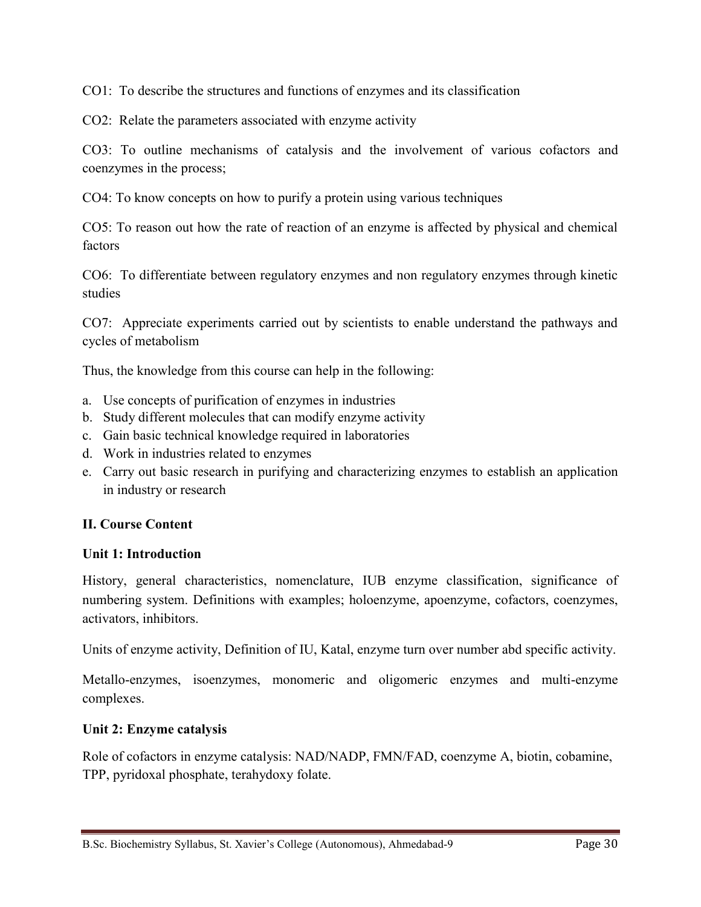CO1: To describe the structures and functions of enzymes and its classification

CO2: Relate the parameters associated with enzyme activity

CO3: To outline mechanisms of catalysis and the involvement of various cofactors and coenzymes in the process;

CO4: To know concepts on how to purify a protein using various techniques

CO5: To reason out how the rate of reaction of an enzyme is affected by physical and chemical factors

CO6: To differentiate between regulatory enzymes and non regulatory enzymes through kinetic studies

CO7: Appreciate experiments carried out by scientists to enable understand the pathways and cycles of metabolism

Thus, the knowledge from this course can help in the following:

a. Use concepts of purification of enzymes in industries
b. Study different molecules that can modify enzyme activity
c. Gain basic technical knowledge required in laboratories
d. Work in industries related to enzymes
e. Carry out basic research in purifying and characterizing enzymes to establish an application in industry or research

## II. Course Content

### Unit 1: Introduction

History, general characteristics, nomenclature, IUB enzyme classification, significance of numbering system. Definitions with examples; holoenzyme, apoenzyme, cofactors, coenzymes, activators, inhibitors.

Units of enzyme activity, Definition of IU, Katal, enzyme turn over number abd specific activity.

Metallo-enzymes, isoenzymes, monomeric and oligomeric enzymes and multi-enzyme complexes.

### Unit 2: Enzyme catalysis

Role of cofactors in enzyme catalysis: NAD/NADP, FMN/FAD, coenzyme A, biotin, cobamine, TPP, pyridoxal phosphate, terahydoxy folate.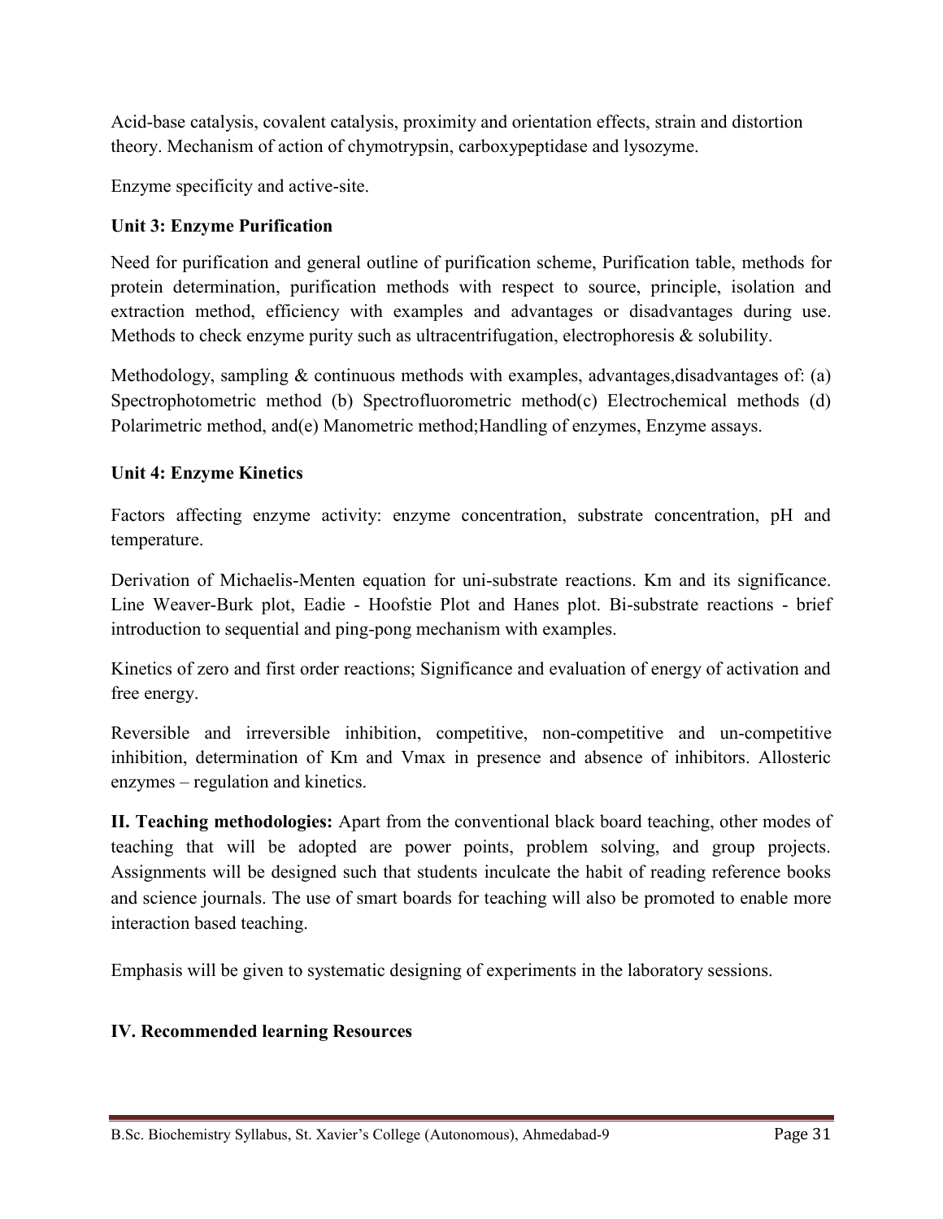Acid-base catalysis, covalent catalysis, proximity and orientation effects, strain and distortion theory. Mechanism of action of chymotrypsin, carboxypeptidase and lysozyme.

Enzyme specificity and active-site.

**Unit 3: Enzyme Purification**

Need for purification and general outline of purification scheme, Purification table, methods for protein determination, purification methods with respect to source, principle, isolation and extraction method, efficiency with examples and advantages or disadvantages during use. Methods to check enzyme purity such as ultracentrifugation, electrophoresis & solubility.

Methodology, sampling & continuous methods with examples, advantages,disadvantages of: (a) Spectrophotometric method (b) Spectrofluorometric method(c) Electrochemical methods (d) Polarimetric method, and(e) Manometric method;Handling of enzymes, Enzyme assays.

**Unit 4: Enzyme Kinetics**

Factors affecting enzyme activity: enzyme concentration, substrate concentration, pH and temperature.

Derivation of Michaelis-Menten equation for uni-substrate reactions. Km and its significance. Line Weaver-Burk plot, Eadie - Hoofstie Plot and Hanes plot. Bi-substrate reactions - brief introduction to sequential and ping-pong mechanism with examples.

Kinetics of zero and first order reactions; Significance and evaluation of energy of activation and free energy.

Reversible and irreversible inhibition, competitive, non-competitive and un-competitive inhibition, determination of Km and Vmax in presence and absence of inhibitors. Allosteric enzymes – regulation and kinetics.

**II. Teaching methodologies:** Apart from the conventional black board teaching, other modes of teaching that will be adopted are power points, problem solving, and group projects. Assignments will be designed such that students inculcate the habit of reading reference books and science journals. The use of smart boards for teaching will also be promoted to enable more interaction based teaching.

Emphasis will be given to systematic designing of experiments in the laboratory sessions.

**IV. Recommended learning Resources**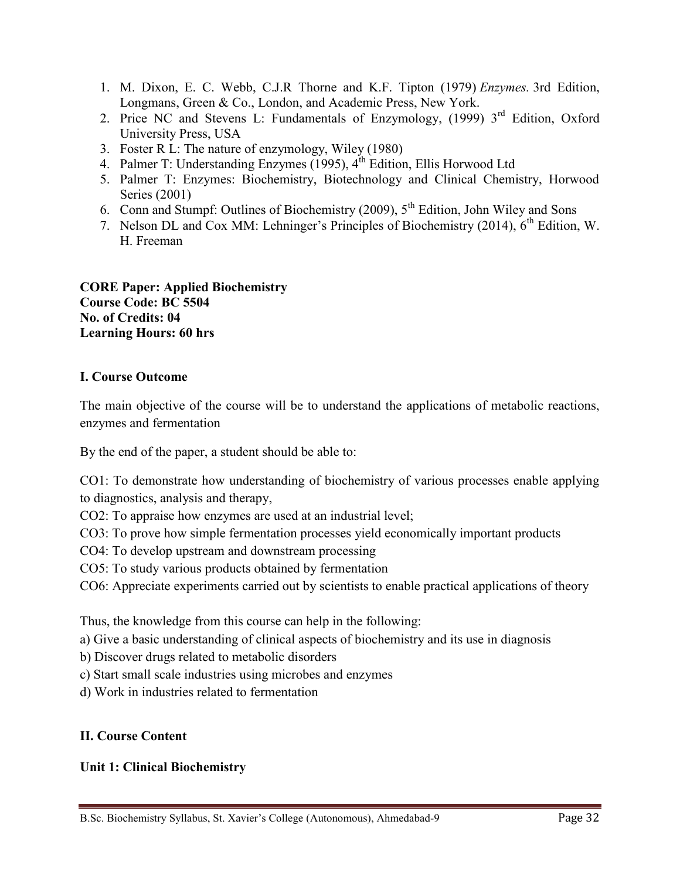1. M. Dixon, E. C. Webb, C.J.R Thorne and K.F. Tipton (1979) *Enzymes*. 3rd Edition, Longmans, Green & Co., London, and Academic Press, New York.
2. Price NC and Stevens L: Fundamentals of Enzymology, (1999) 3rd Edition, Oxford University Press, USA
3. Foster R L: The nature of enzymology, Wiley (1980)
4. Palmer T: Understanding Enzymes (1995), 4th Edition, Ellis Horwood Ltd
5. Palmer T: Enzymes: Biochemistry, Biotechnology and Clinical Chemistry, Horwood Series (2001)
6. Conn and Stumpf: Outlines of Biochemistry (2009), 5th Edition, John Wiley and Sons
7. Nelson DL and Cox MM: Lehninger's Principles of Biochemistry (2014), 6th Edition, W. H. Freeman

**CORE Paper: Applied Biochemistry**
**Course Code: BC 5504**
**No. of Credits: 04**
**Learning Hours: 60 hrs**

**I. Course Outcome**

The main objective of the course will be to understand the applications of metabolic reactions, enzymes and fermentation

By the end of the paper, a student should be able to:

CO1: To demonstrate how understanding of biochemistry of various processes enable applying to diagnostics, analysis and therapy,
CO2: To appraise how enzymes are used at an industrial level;
CO3: To prove how simple fermentation processes yield economically important products
CO4: To develop upstream and downstream processing
CO5: To study various products obtained by fermentation
CO6: Appreciate experiments carried out by scientists to enable practical applications of theory

Thus, the knowledge from this course can help in the following:
a) Give a basic understanding of clinical aspects of biochemistry and its use in diagnosis
b) Discover drugs related to metabolic disorders
c) Start small scale industries using microbes and enzymes
d) Work in industries related to fermentation

**II. Course Content**

**Unit 1: Clinical Biochemistry**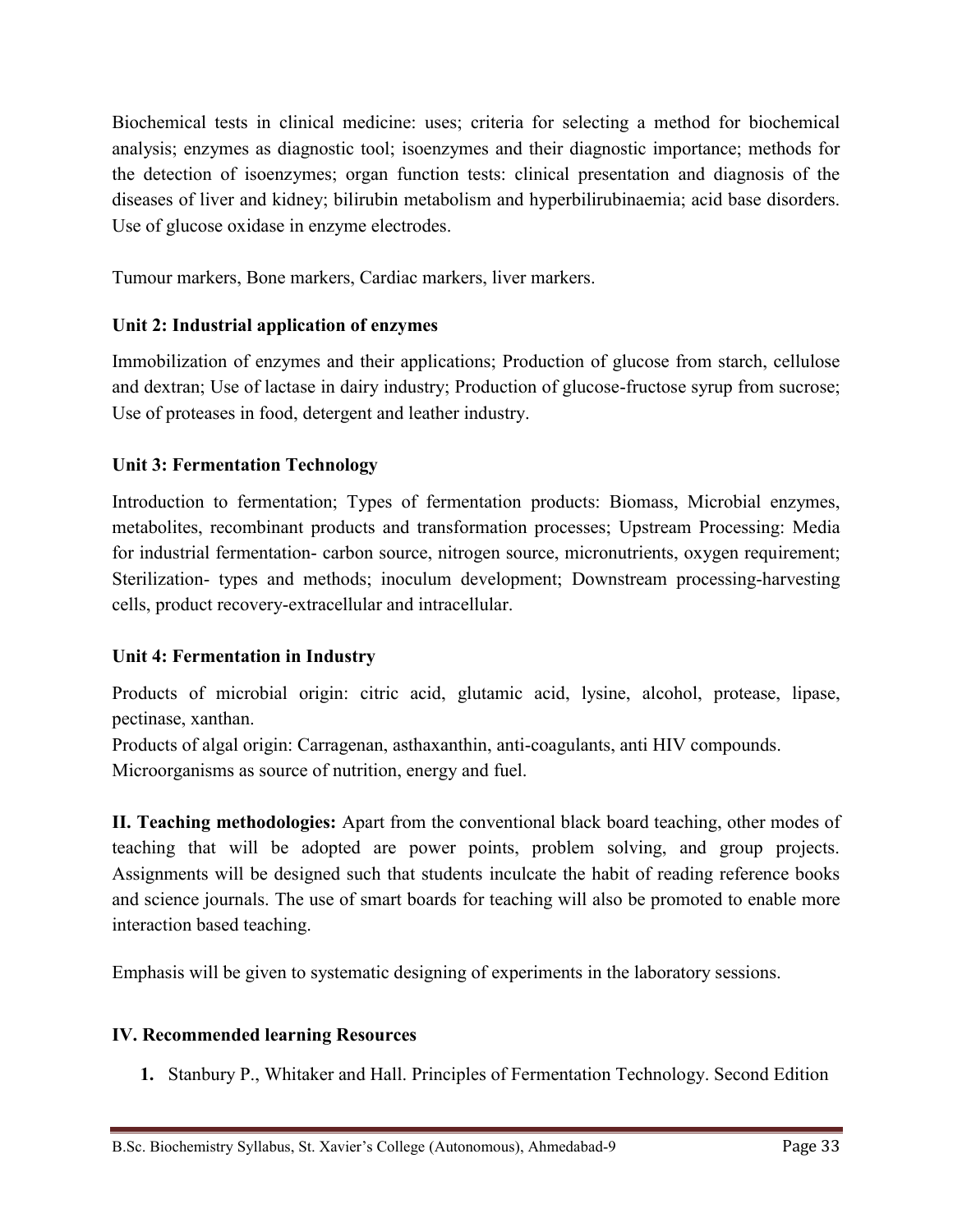Biochemical tests in clinical medicine: uses; criteria for selecting a method for biochemical analysis; enzymes as diagnostic tool; isoenzymes and their diagnostic importance; methods for the detection of isoenzymes; organ function tests: clinical presentation and diagnosis of the diseases of liver and kidney; bilirubin metabolism and hyperbilirubinaemia; acid base disorders. Use of glucose oxidase in enzyme electrodes.

Tumour markers, Bone markers, Cardiac markers, liver markers.

**Unit 2: Industrial application of enzymes**

Immobilization of enzymes and their applications; Production of glucose from starch, cellulose and dextran; Use of lactase in dairy industry; Production of glucose-fructose syrup from sucrose; Use of proteases in food, detergent and leather industry.

**Unit 3: Fermentation Technology**

Introduction to fermentation; Types of fermentation products: Biomass, Microbial enzymes, metabolites, recombinant products and transformation processes; Upstream Processing: Media for industrial fermentation- carbon source, nitrogen source, micronutrients, oxygen requirement; Sterilization- types and methods; inoculum development; Downstream processing-harvesting cells, product recovery-extracellular and intracellular.

**Unit 4: Fermentation in Industry**

Products of microbial origin: citric acid, glutamic acid, lysine, alcohol, protease, lipase, pectinase, xanthan.
Products of algal origin: Carragenan, asthaxanthin, anti-coagulants, anti HIV compounds.
Microorganisms as source of nutrition, energy and fuel.

**II. Teaching methodologies:** Apart from the conventional black board teaching, other modes of teaching that will be adopted are power points, problem solving, and group projects. Assignments will be designed such that students inculcate the habit of reading reference books and science journals. The use of smart boards for teaching will also be promoted to enable more interaction based teaching.

Emphasis will be given to systematic designing of experiments in the laboratory sessions.

**IV. Recommended learning Resources**

1. Stanbury P., Whitaker and Hall. Principles of Fermentation Technology. Second Edition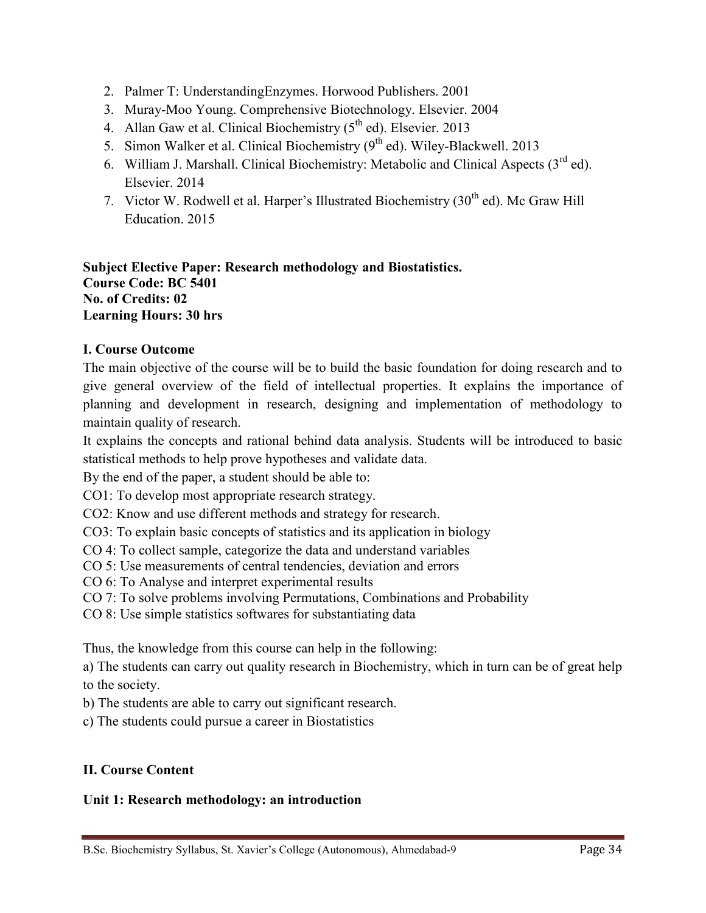2. Palmer T: UnderstandingEnzymes. Horwood Publishers. 2001
3. Muray-Moo Young. Comprehensive Biotechnology. Elsevier. 2004
4. Allan Gaw et al. Clinical Biochemistry (5th ed). Elsevier. 2013
5. Simon Walker et al. Clinical Biochemistry (9th ed). Wiley-Blackwell. 2013
6. William J. Marshall. Clinical Biochemistry: Metabolic and Clinical Aspects (3rd ed). Elsevier. 2014
7. Victor W. Rodwell et al. Harper's Illustrated Biochemistry (30th ed). Mc Graw Hill Education. 2015

**Subject Elective Paper: Research methodology and Biostatistics.**
**Course Code: BC 5401**
**No. of Credits: 02**
**Learning Hours: 30 hrs**

**I. Course Outcome**

The main objective of the course will be to build the basic foundation for doing research and to give general overview of the field of intellectual properties. It explains the importance of planning and development in research, designing and implementation of methodology to maintain quality of research.

It explains the concepts and rational behind data analysis. Students will be introduced to basic statistical methods to help prove hypotheses and validate data.

By the end of the paper, a student should be able to:

CO1: To develop most appropriate research strategy.
CO2: Know and use different methods and strategy for research.
CO3: To explain basic concepts of statistics and its application in biology
CO 4: To collect sample, categorize the data and understand variables
CO 5: Use measurements of central tendencies, deviation and errors
CO 6: To Analyse and interpret experimental results
CO 7: To solve problems involving Permutations, Combinations and Probability
CO 8: Use simple statistics softwares for substantiating data

Thus, the knowledge from this course can help in the following:

a) The students can carry out quality research in Biochemistry, which in turn can be of great help to the society.
b) The students are able to carry out significant research.
c) The students could pursue a career in Biostatistics

**II. Course Content**

**Unit 1: Research methodology: an introduction**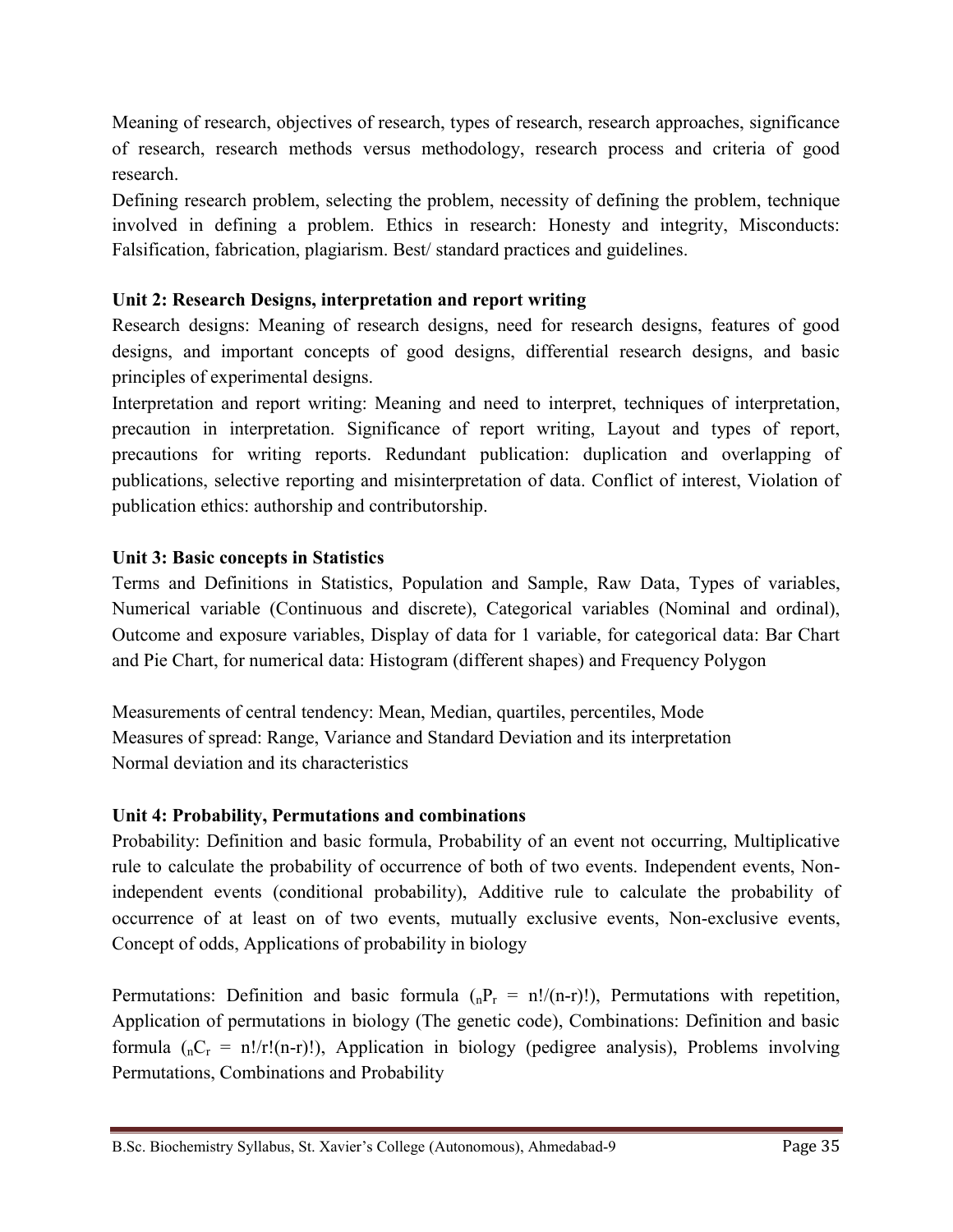Meaning of research, objectives of research, types of research, research approaches, significance of research, research methods versus methodology, research process and criteria of good research.

Defining research problem, selecting the problem, necessity of defining the problem, technique involved in defining a problem. Ethics in research: Honesty and integrity, Misconducts: Falsification, fabrication, plagiarism. Best/ standard practices and guidelines.

**Unit 2: Research Designs, interpretation and report writing**

Research designs: Meaning of research designs, need for research designs, features of good designs, and important concepts of good designs, differential research designs, and basic principles of experimental designs.

Interpretation and report writing: Meaning and need to interpret, techniques of interpretation, precaution in interpretation. Significance of report writing, Layout and types of report, precautions for writing reports. Redundant publication: duplication and overlapping of publications, selective reporting and misinterpretation of data. Conflict of interest, Violation of publication ethics: authorship and contributorship.

**Unit 3: Basic concepts in Statistics**

Terms and Definitions in Statistics, Population and Sample, Raw Data, Types of variables, Numerical variable (Continuous and discrete), Categorical variables (Nominal and ordinal), Outcome and exposure variables, Display of data for 1 variable, for categorical data: Bar Chart and Pie Chart, for numerical data: Histogram (different shapes) and Frequency Polygon

Measurements of central tendency: Mean, Median, quartiles, percentiles, Mode

Measures of spread: Range, Variance and Standard Deviation and its interpretation

Normal deviation and its characteristics

**Unit 4: Probability, Permutations and combinations**

Probability: Definition and basic formula, Probability of an event not occurring, Multiplicative rule to calculate the probability of occurrence of both of two events. Independent events, Non-independent events (conditional probability), Additive rule to calculate the probability of occurrence of at least on of two events, mutually exclusive events, Non-exclusive events, Concept of odds, Applications of probability in biology

Permutations: Definition and basic formula (${}_nP_r = n!/(n-r)!$), Permutations with repetition, Application of permutations in biology (The genetic code), Combinations: Definition and basic formula (${}_nC_r = n!/r!(n-r)!$), Application in biology (pedigree analysis), Problems involving Permutations, Combinations and Probability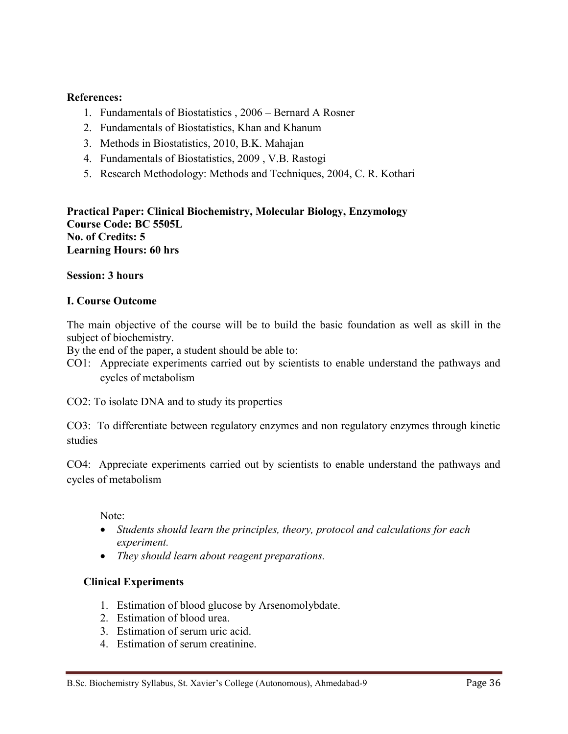**References:**

1. Fundamentals of Biostatistics , 2006 – Bernard A Rosner
2. Fundamentals of Biostatistics, Khan and Khanum
3. Methods in Biostatistics, 2010, B.K. Mahajan
4. Fundamentals of Biostatistics, 2009 , V.B. Rastogi
5. Research Methodology: Methods and Techniques, 2004, C. R. Kothari

**Practical Paper: Clinical Biochemistry, Molecular Biology, Enzymology**
**Course Code: BC 5505L**
**No. of Credits: 5**
**Learning Hours: 60 hrs**

**Session: 3 hours**

**I. Course Outcome**

The main objective of the course will be to build the basic foundation as well as skill in the subject of biochemistry.

By the end of the paper, a student should be able to:

CO1: Appreciate experiments carried out by scientists to enable understand the pathways and cycles of metabolism

CO2: To isolate DNA and to study its properties

CO3: To differentiate between regulatory enzymes and non regulatory enzymes through kinetic studies

CO4: Appreciate experiments carried out by scientists to enable understand the pathways and cycles of metabolism

Note:

- *Students should learn the principles, theory, protocol and calculations for each experiment.*
- *They should learn about reagent preparations.*

**Clinical Experiments**

1. Estimation of blood glucose by Arsenomolybdate.
2. Estimation of blood urea.
3. Estimation of serum uric acid.
4. Estimation of serum creatinine.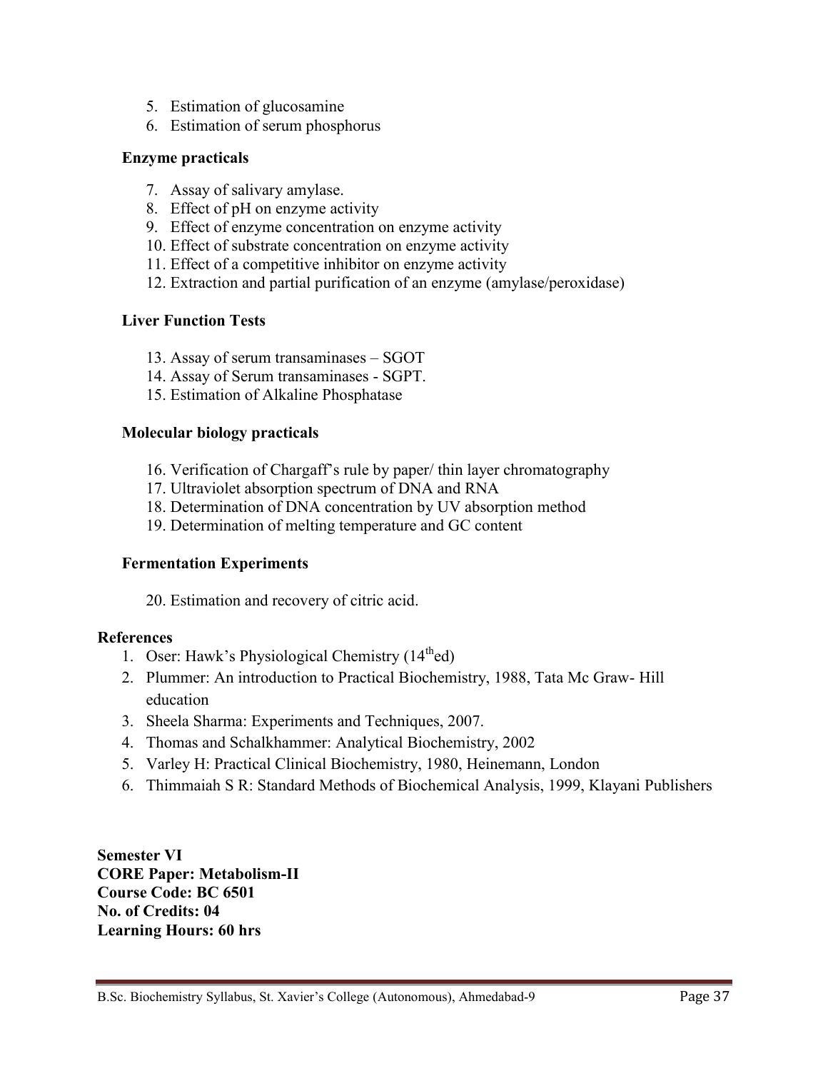5. Estimation of glucosamine
6. Estimation of serum phosphorus

**Enzyme practicals**

7. Assay of salivary amylase.
8. Effect of pH on enzyme activity
9. Effect of enzyme concentration on enzyme activity
10. Effect of substrate concentration on enzyme activity
11. Effect of a competitive inhibitor on enzyme activity
12. Extraction and partial purification of an enzyme (amylase/peroxidase)

**Liver Function Tests**

13. Assay of serum transaminases – SGOT
14. Assay of Serum transaminases - SGPT.
15. Estimation of Alkaline Phosphatase

**Molecular biology practicals**

16. Verification of Chargaff's rule by paper/ thin layer chromatography
17. Ultraviolet absorption spectrum of DNA and RNA
18. Determination of DNA concentration by UV absorption method
19. Determination of melting temperature and GC content

**Fermentation Experiments**

20. Estimation and recovery of citric acid.

**References**

1. Oser: Hawk's Physiological Chemistry ($14^{th}$ed)
2. Plummer: An introduction to Practical Biochemistry, 1988, Tata Mc Graw- Hill education
3. Sheela Sharma: Experiments and Techniques, 2007.
4. Thomas and Schalkhammer: Analytical Biochemistry, 2002
5. Varley H: Practical Clinical Biochemistry, 1980, Heinemann, London
6. Thimmaiah S R: Standard Methods of Biochemical Analysis, 1999, Klayani Publishers

**Semester VI**
**CORE Paper: Metabolism-II**
**Course Code: BC 6501**
**No. of Credits: 04**
**Learning Hours: 60 hrs**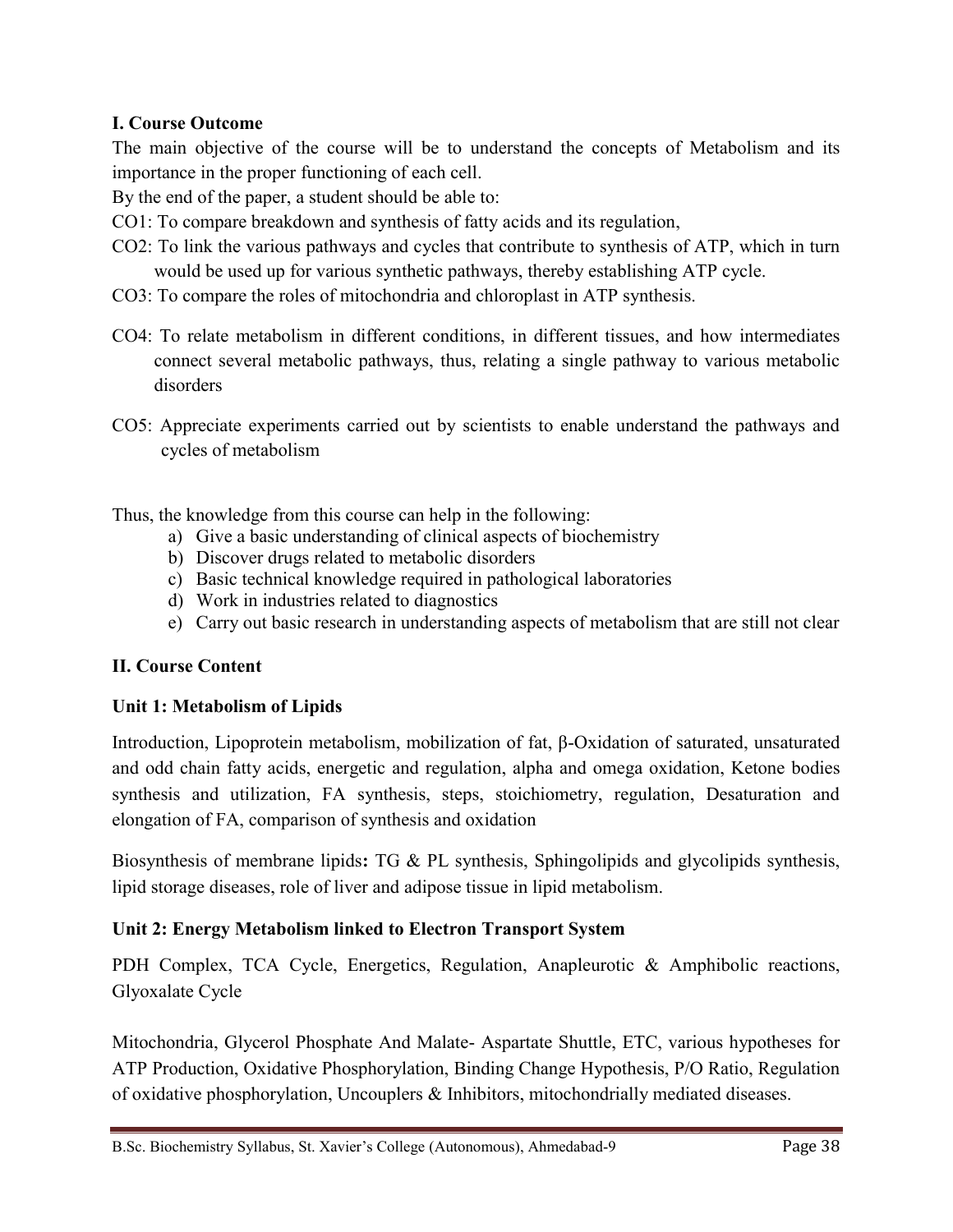**I. Course Outcome**

The main objective of the course will be to understand the concepts of Metabolism and its importance in the proper functioning of each cell.

By the end of the paper, a student should be able to:

CO1: To compare breakdown and synthesis of fatty acids and its regulation,

CO2: To link the various pathways and cycles that contribute to synthesis of ATP, which in turn would be used up for various synthetic pathways, thereby establishing ATP cycle.

CO3: To compare the roles of mitochondria and chloroplast in ATP synthesis.

CO4: To relate metabolism in different conditions, in different tissues, and how intermediates connect several metabolic pathways, thus, relating a single pathway to various metabolic disorders

CO5: Appreciate experiments carried out by scientists to enable understand the pathways and cycles of metabolism

Thus, the knowledge from this course can help in the following:

a) Give a basic understanding of clinical aspects of biochemistry
b) Discover drugs related to metabolic disorders
c) Basic technical knowledge required in pathological laboratories
d) Work in industries related to diagnostics
e) Carry out basic research in understanding aspects of metabolism that are still not clear

**II. Course Content**

**Unit 1: Metabolism of Lipids**

Introduction, Lipoprotein metabolism, mobilization of fat, β-Oxidation of saturated, unsaturated and odd chain fatty acids, energetic and regulation, alpha and omega oxidation, Ketone bodies synthesis and utilization, FA synthesis, steps, stoichiometry, regulation, Desaturation and elongation of FA, comparison of synthesis and oxidation

Biosynthesis of membrane lipids**:** TG & PL synthesis, Sphingolipids and glycolipids synthesis, lipid storage diseases, role of liver and adipose tissue in lipid metabolism.

**Unit 2: Energy Metabolism linked to Electron Transport System**

PDH Complex, TCA Cycle, Energetics, Regulation, Anapleurotic & Amphibolic reactions, Glyoxalate Cycle

Mitochondria, Glycerol Phosphate And Malate- Aspartate Shuttle, ETC, various hypotheses for ATP Production, Oxidative Phosphorylation, Binding Change Hypothesis, P/O Ratio, Regulation of oxidative phosphorylation, Uncouplers & Inhibitors, mitochondrially mediated diseases.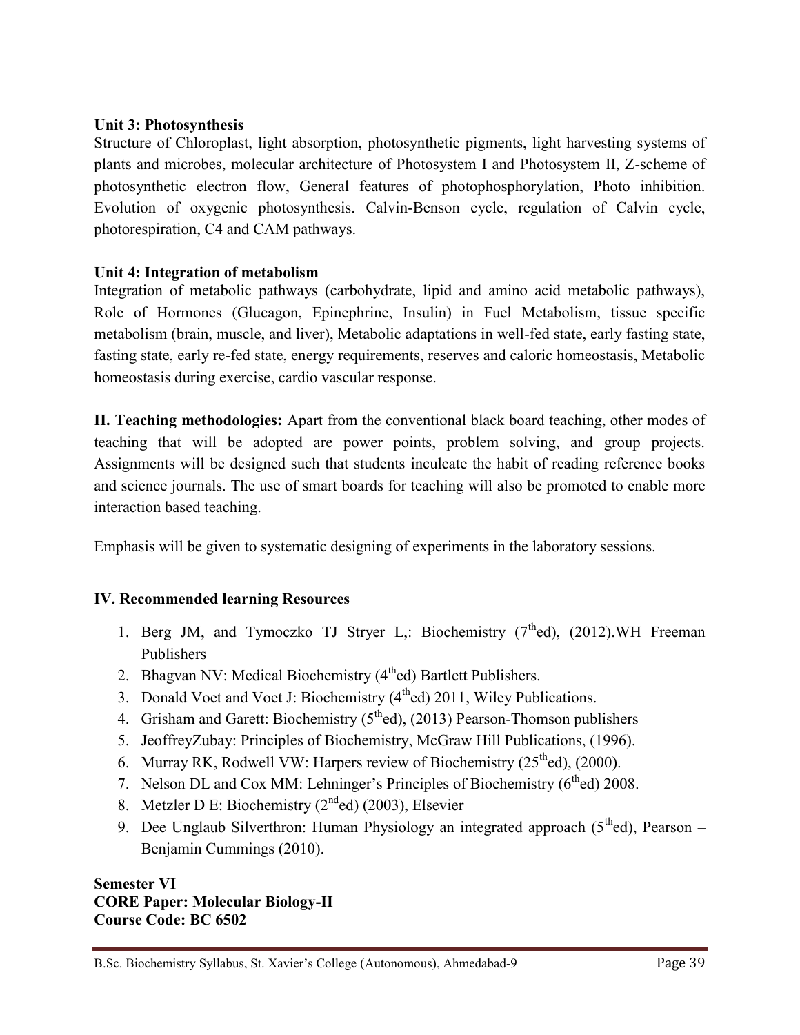**Unit 3: Photosynthesis**

Structure of Chloroplast, light absorption, photosynthetic pigments, light harvesting systems of plants and microbes, molecular architecture of Photosystem I and Photosystem II, Z-scheme of photosynthetic electron flow, General features of photophosphorylation, Photo inhibition. Evolution of oxygenic photosynthesis. Calvin-Benson cycle, regulation of Calvin cycle, photorespiration, C4 and CAM pathways.

**Unit 4: Integration of metabolism**

Integration of metabolic pathways (carbohydrate, lipid and amino acid metabolic pathways), Role of Hormones (Glucagon, Epinephrine, Insulin) in Fuel Metabolism, tissue specific metabolism (brain, muscle, and liver), Metabolic adaptations in well-fed state, early fasting state, fasting state, early re-fed state, energy requirements, reserves and caloric homeostasis, Metabolic homeostasis during exercise, cardio vascular response.

**II. Teaching methodologies:** Apart from the conventional black board teaching, other modes of teaching that will be adopted are power points, problem solving, and group projects. Assignments will be designed such that students inculcate the habit of reading reference books and science journals. The use of smart boards for teaching will also be promoted to enable more interaction based teaching.

Emphasis will be given to systematic designing of experiments in the laboratory sessions.

**IV. Recommended learning Resources**

1. Berg JM, and Tymoczko TJ Stryer L,: Biochemistry (7th ed), (2012).WH Freeman Publishers
2. Bhagvan NV: Medical Biochemistry (4th ed) Bartlett Publishers.
3. Donald Voet and Voet J: Biochemistry (4th ed) 2011, Wiley Publications.
4. Grisham and Garett: Biochemistry (5th ed), (2013) Pearson-Thomson publishers
5. JeoffreyZubay: Principles of Biochemistry, McGraw Hill Publications, (1996).
6. Murray RK, Rodwell VW: Harpers review of Biochemistry (25th ed), (2000).
7. Nelson DL and Cox MM: Lehninger's Principles of Biochemistry (6th ed) 2008.
8. Metzler D E: Biochemistry (2nd ed) (2003), Elsevier
9. Dee Unglaub Silverthron: Human Physiology an integrated approach (5th ed), Pearson – Benjamin Cummings (2010).

**Semester VI**
**CORE Paper: Molecular Biology-II**
**Course Code: BC 6502**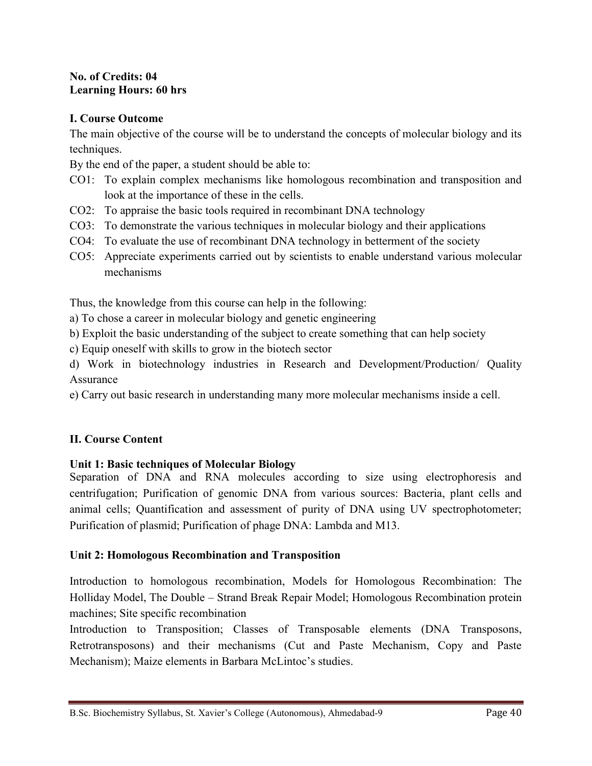**No. of Credits: 04**
**Learning Hours: 60 hrs**

## I. Course Outcome

The main objective of the course will be to understand the concepts of molecular biology and its techniques.

By the end of the paper, a student should be able to:

- CO1: To explain complex mechanisms like homologous recombination and transposition and look at the importance of these in the cells.
- CO2: To appraise the basic tools required in recombinant DNA technology
- CO3: To demonstrate the various techniques in molecular biology and their applications
- CO4: To evaluate the use of recombinant DNA technology in betterment of the society
- CO5: Appreciate experiments carried out by scientists to enable understand various molecular mechanisms

Thus, the knowledge from this course can help in the following:

a) To chose a career in molecular biology and genetic engineering

b) Exploit the basic understanding of the subject to create something that can help society

c) Equip oneself with skills to grow in the biotech sector

d) Work in biotechnology industries in Research and Development/Production/ Quality Assurance

e) Carry out basic research in understanding many more molecular mechanisms inside a cell.

## II. Course Content

### Unit 1: Basic techniques of Molecular Biology

Separation of DNA and RNA molecules according to size using electrophoresis and centrifugation; Purification of genomic DNA from various sources: Bacteria, plant cells and animal cells; Quantification and assessment of purity of DNA using UV spectrophotometer; Purification of plasmid; Purification of phage DNA: Lambda and M13.

### Unit 2: Homologous Recombination and Transposition

Introduction to homologous recombination, Models for Homologous Recombination: The Holliday Model, The Double – Strand Break Repair Model; Homologous Recombination protein machines; Site specific recombination

Introduction to Transposition; Classes of Transposable elements (DNA Transposons, Retrotransposons) and their mechanisms (Cut and Paste Mechanism, Copy and Paste Mechanism); Maize elements in Barbara McLintoc's studies.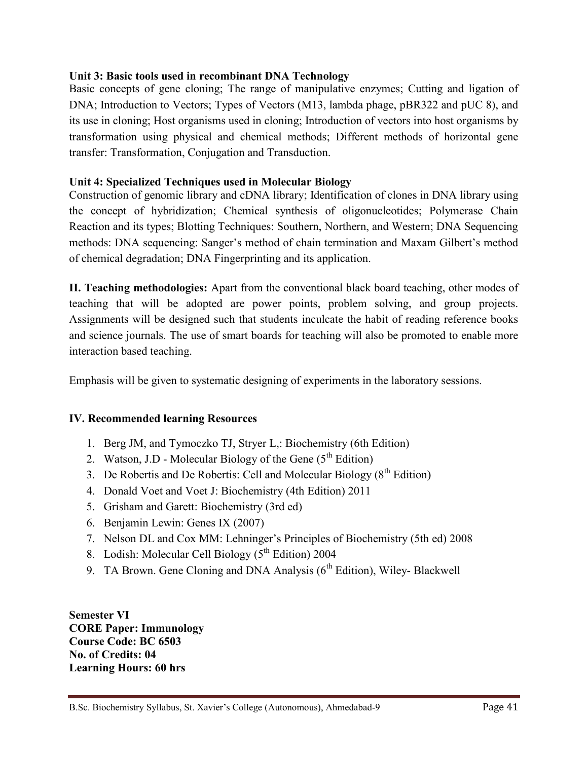**Unit 3: Basic tools used in recombinant DNA Technology**

Basic concepts of gene cloning; The range of manipulative enzymes; Cutting and ligation of DNA; Introduction to Vectors; Types of Vectors (M13, lambda phage, pBR322 and pUC 8), and its use in cloning; Host organisms used in cloning; Introduction of vectors into host organisms by transformation using physical and chemical methods; Different methods of horizontal gene transfer: Transformation, Conjugation and Transduction.

**Unit 4: Specialized Techniques used in Molecular Biology**

Construction of genomic library and cDNA library; Identification of clones in DNA library using the concept of hybridization; Chemical synthesis of oligonucleotides; Polymerase Chain Reaction and its types; Blotting Techniques: Southern, Northern, and Western; DNA Sequencing methods: DNA sequencing: Sanger's method of chain termination and Maxam Gilbert's method of chemical degradation; DNA Fingerprinting and its application.

**II. Teaching methodologies:** Apart from the conventional black board teaching, other modes of teaching that will be adopted are power points, problem solving, and group projects. Assignments will be designed such that students inculcate the habit of reading reference books and science journals. The use of smart boards for teaching will also be promoted to enable more interaction based teaching.

Emphasis will be given to systematic designing of experiments in the laboratory sessions.

**IV. Recommended learning Resources**

1. Berg JM, and Tymoczko TJ, Stryer L,: Biochemistry (6th Edition)
2. Watson, J.D - Molecular Biology of the Gene (5th Edition)
3. De Robertis and De Robertis: Cell and Molecular Biology (8th Edition)
4. Donald Voet and Voet J: Biochemistry (4th Edition) 2011
5. Grisham and Garett: Biochemistry (3rd ed)
6. Benjamin Lewin: Genes IX (2007)
7. Nelson DL and Cox MM: Lehninger's Principles of Biochemistry (5th ed) 2008
8. Lodish: Molecular Cell Biology (5th Edition) 2004
9. TA Brown. Gene Cloning and DNA Analysis (6th Edition), Wiley- Blackwell

**Semester VI**
**CORE Paper: Immunology**
**Course Code: BC 6503**
**No. of Credits: 04**
**Learning Hours: 60 hrs**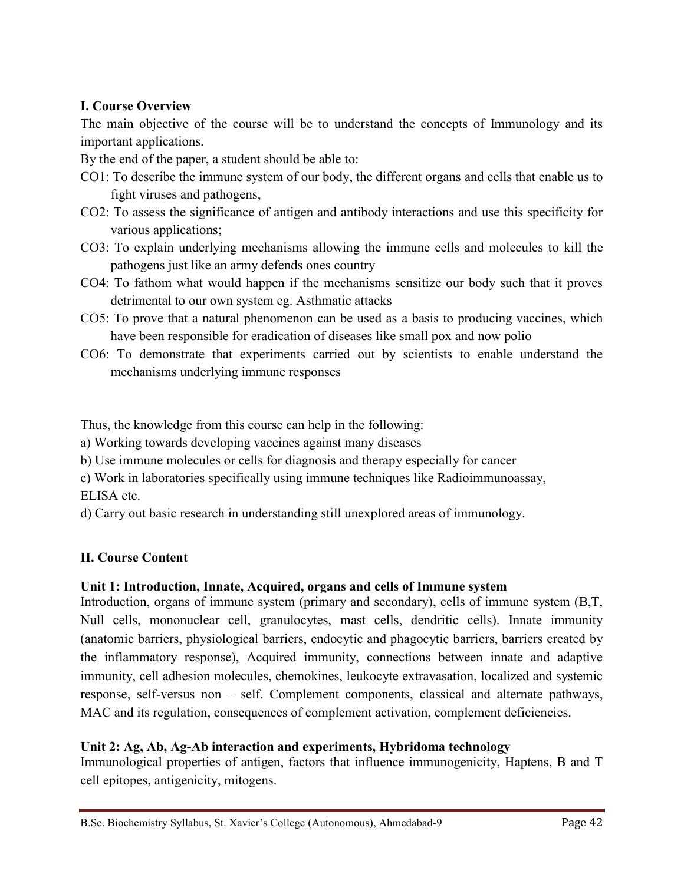**I. Course Overview**

The main objective of the course will be to understand the concepts of Immunology and its important applications.

By the end of the paper, a student should be able to:

CO1: To describe the immune system of our body, the different organs and cells that enable us to fight viruses and pathogens,

CO2: To assess the significance of antigen and antibody interactions and use this specificity for various applications;

CO3: To explain underlying mechanisms allowing the immune cells and molecules to kill the pathogens just like an army defends ones country

CO4: To fathom what would happen if the mechanisms sensitize our body such that it proves detrimental to our own system eg. Asthmatic attacks

CO5: To prove that a natural phenomenon can be used as a basis to producing vaccines, which have been responsible for eradication of diseases like small pox and now polio

CO6: To demonstrate that experiments carried out by scientists to enable understand the mechanisms underlying immune responses

Thus, the knowledge from this course can help in the following:

a) Working towards developing vaccines against many diseases

b) Use immune molecules or cells for diagnosis and therapy especially for cancer

c) Work in laboratories specifically using immune techniques like Radioimmunoassay, ELISA etc.

d) Carry out basic research in understanding still unexplored areas of immunology.

**II. Course Content**

**Unit 1: Introduction, Innate, Acquired, organs and cells of Immune system**

Introduction, organs of immune system (primary and secondary), cells of immune system (B,T, Null cells, mononuclear cell, granulocytes, mast cells, dendritic cells). Innate immunity (anatomic barriers, physiological barriers, endocytic and phagocytic barriers, barriers created by the inflammatory response), Acquired immunity, connections between innate and adaptive immunity, cell adhesion molecules, chemokines, leukocyte extravasation, localized and systemic response, self-versus non – self. Complement components, classical and alternate pathways, MAC and its regulation, consequences of complement activation, complement deficiencies.

**Unit 2: Ag, Ab, Ag-Ab interaction and experiments, Hybridoma technology**

Immunological properties of antigen, factors that influence immunogenicity, Haptens, B and T cell epitopes, antigenicity, mitogens.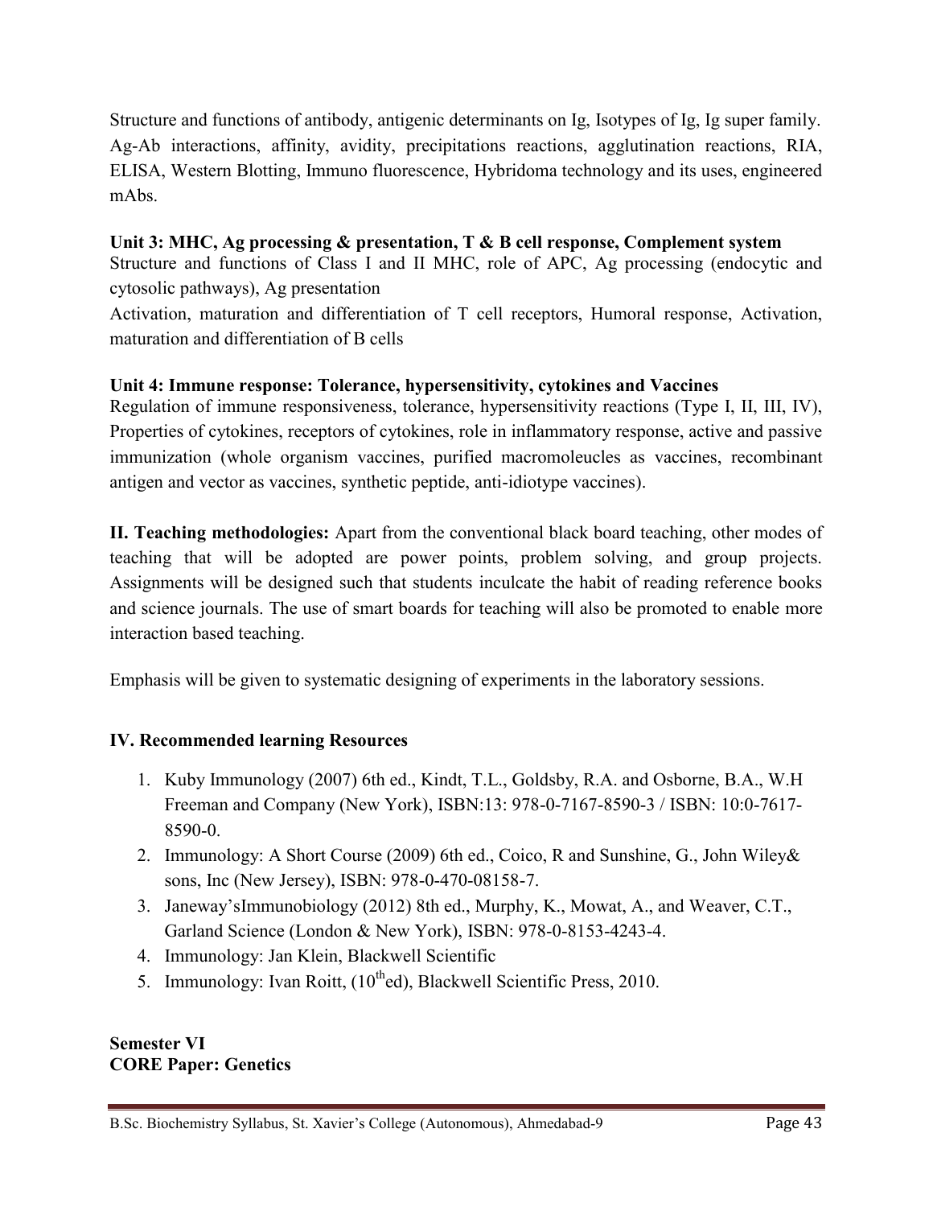Structure and functions of antibody, antigenic determinants on Ig, Isotypes of Ig, Ig super family. Ag-Ab interactions, affinity, avidity, precipitations reactions, agglutination reactions, RIA, ELISA, Western Blotting, Immuno fluorescence, Hybridoma technology and its uses, engineered mAbs.

**Unit 3: MHC, Ag processing & presentation, T & B cell response, Complement system**
Structure and functions of Class I and II MHC, role of APC, Ag processing (endocytic and cytosolic pathways), Ag presentation
Activation, maturation and differentiation of T cell receptors, Humoral response, Activation, maturation and differentiation of B cells

**Unit 4: Immune response: Tolerance, hypersensitivity, cytokines and Vaccines**
Regulation of immune responsiveness, tolerance, hypersensitivity reactions (Type I, II, III, IV), Properties of cytokines, receptors of cytokines, role in inflammatory response, active and passive immunization (whole organism vaccines, purified macromoleucles as vaccines, recombinant antigen and vector as vaccines, synthetic peptide, anti-idiotype vaccines).

**II. Teaching methodologies:** Apart from the conventional black board teaching, other modes of teaching that will be adopted are power points, problem solving, and group projects. Assignments will be designed such that students inculcate the habit of reading reference books and science journals. The use of smart boards for teaching will also be promoted to enable more interaction based teaching.

Emphasis will be given to systematic designing of experiments in the laboratory sessions.

**IV. Recommended learning Resources**

1. Kuby Immunology (2007) 6th ed., Kindt, T.L., Goldsby, R.A. and Osborne, B.A., W.H Freeman and Company (New York), ISBN:13: 978-0-7167-8590-3 / ISBN: 10:0-7617-8590-0.
2. Immunology: A Short Course (2009) 6th ed., Coico, R and Sunshine, G., John Wiley& sons, Inc (New Jersey), ISBN: 978-0-470-08158-7.
3. Janeway'sImmunobiology (2012) 8th ed., Murphy, K., Mowat, A., and Weaver, C.T., Garland Science (London & New York), ISBN: 978-0-8153-4243-4.
4. Immunology: Jan Klein, Blackwell Scientific
5. Immunology: Ivan Roitt, (10th ed), Blackwell Scientific Press, 2010.

**Semester VI**
**CORE Paper: Genetics**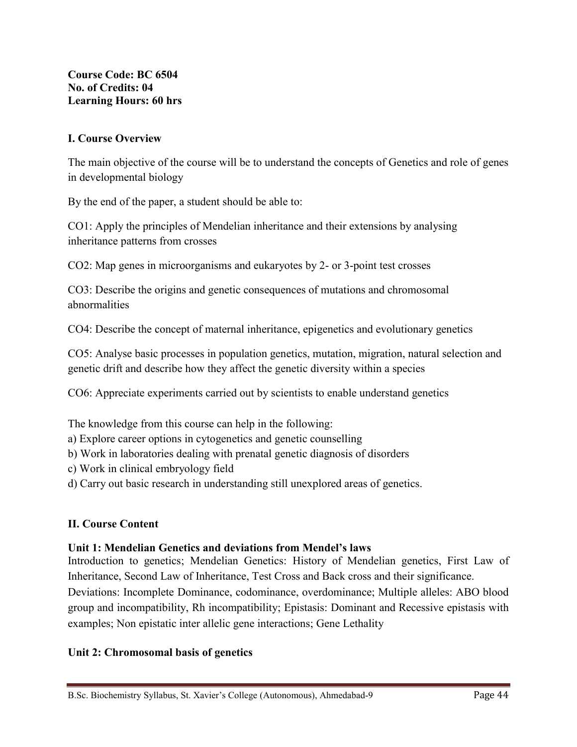**Course Code: BC 6504**
**No. of Credits: 04**
**Learning Hours: 60 hrs**

## I. Course Overview

The main objective of the course will be to understand the concepts of Genetics and role of genes in developmental biology

By the end of the paper, a student should be able to:

CO1: Apply the principles of Mendelian inheritance and their extensions by analysing inheritance patterns from crosses

CO2: Map genes in microorganisms and eukaryotes by 2- or 3-point test crosses

CO3: Describe the origins and genetic consequences of mutations and chromosomal abnormalities

CO4: Describe the concept of maternal inheritance, epigenetics and evolutionary genetics

CO5: Analyse basic processes in population genetics, mutation, migration, natural selection and genetic drift and describe how they affect the genetic diversity within a species

CO6: Appreciate experiments carried out by scientists to enable understand genetics

The knowledge from this course can help in the following:

a) Explore career options in cytogenetics and genetic counselling
b) Work in laboratories dealing with prenatal genetic diagnosis of disorders
c) Work in clinical embryology field
d) Carry out basic research in understanding still unexplored areas of genetics.

## II. Course Content

### Unit 1: Mendelian Genetics and deviations from Mendel's laws

Introduction to genetics; Mendelian Genetics: History of Mendelian genetics, First Law of Inheritance, Second Law of Inheritance, Test Cross and Back cross and their significance.
Deviations: Incomplete Dominance, codominance, overdominance; Multiple alleles: ABO blood group and incompatibility, Rh incompatibility; Epistasis: Dominant and Recessive epistasis with examples; Non epistatic inter allelic gene interactions; Gene Lethality

### Unit 2: Chromosomal basis of genetics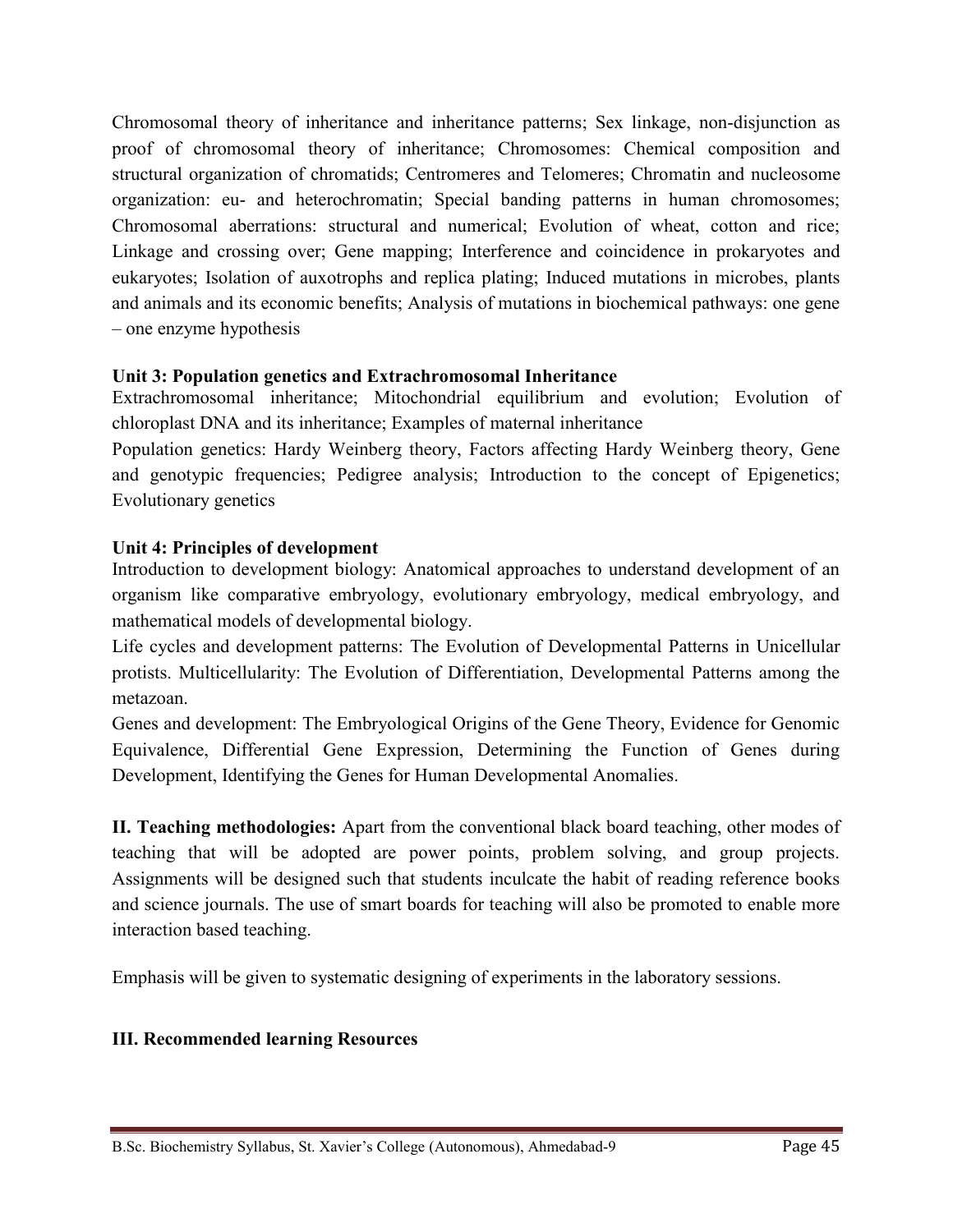Chromosomal theory of inheritance and inheritance patterns; Sex linkage, non-disjunction as proof of chromosomal theory of inheritance; Chromosomes: Chemical composition and structural organization of chromatids; Centromeres and Telomeres; Chromatin and nucleosome organization: eu- and heterochromatin; Special banding patterns in human chromosomes; Chromosomal aberrations: structural and numerical; Evolution of wheat, cotton and rice; Linkage and crossing over; Gene mapping; Interference and coincidence in prokaryotes and eukaryotes; Isolation of auxotrophs and replica plating; Induced mutations in microbes, plants and animals and its economic benefits; Analysis of mutations in biochemical pathways: one gene – one enzyme hypothesis

**Unit 3: Population genetics and Extrachromosomal Inheritance**

Extrachromosomal inheritance; Mitochondrial equilibrium and evolution; Evolution of chloroplast DNA and its inheritance; Examples of maternal inheritance

Population genetics: Hardy Weinberg theory, Factors affecting Hardy Weinberg theory, Gene and genotypic frequencies; Pedigree analysis; Introduction to the concept of Epigenetics; Evolutionary genetics

**Unit 4: Principles of development**

Introduction to development biology: Anatomical approaches to understand development of an organism like comparative embryology, evolutionary embryology, medical embryology, and mathematical models of developmental biology.

Life cycles and development patterns: The Evolution of Developmental Patterns in Unicellular protists. Multicellularity: The Evolution of Differentiation, Developmental Patterns among the metazoan.

Genes and development: The Embryological Origins of the Gene Theory, Evidence for Genomic Equivalence, Differential Gene Expression, Determining the Function of Genes during Development, Identifying the Genes for Human Developmental Anomalies.

**II. Teaching methodologies:** Apart from the conventional black board teaching, other modes of teaching that will be adopted are power points, problem solving, and group projects. Assignments will be designed such that students inculcate the habit of reading reference books and science journals. The use of smart boards for teaching will also be promoted to enable more interaction based teaching.

Emphasis will be given to systematic designing of experiments in the laboratory sessions.

**III. Recommended learning Resources**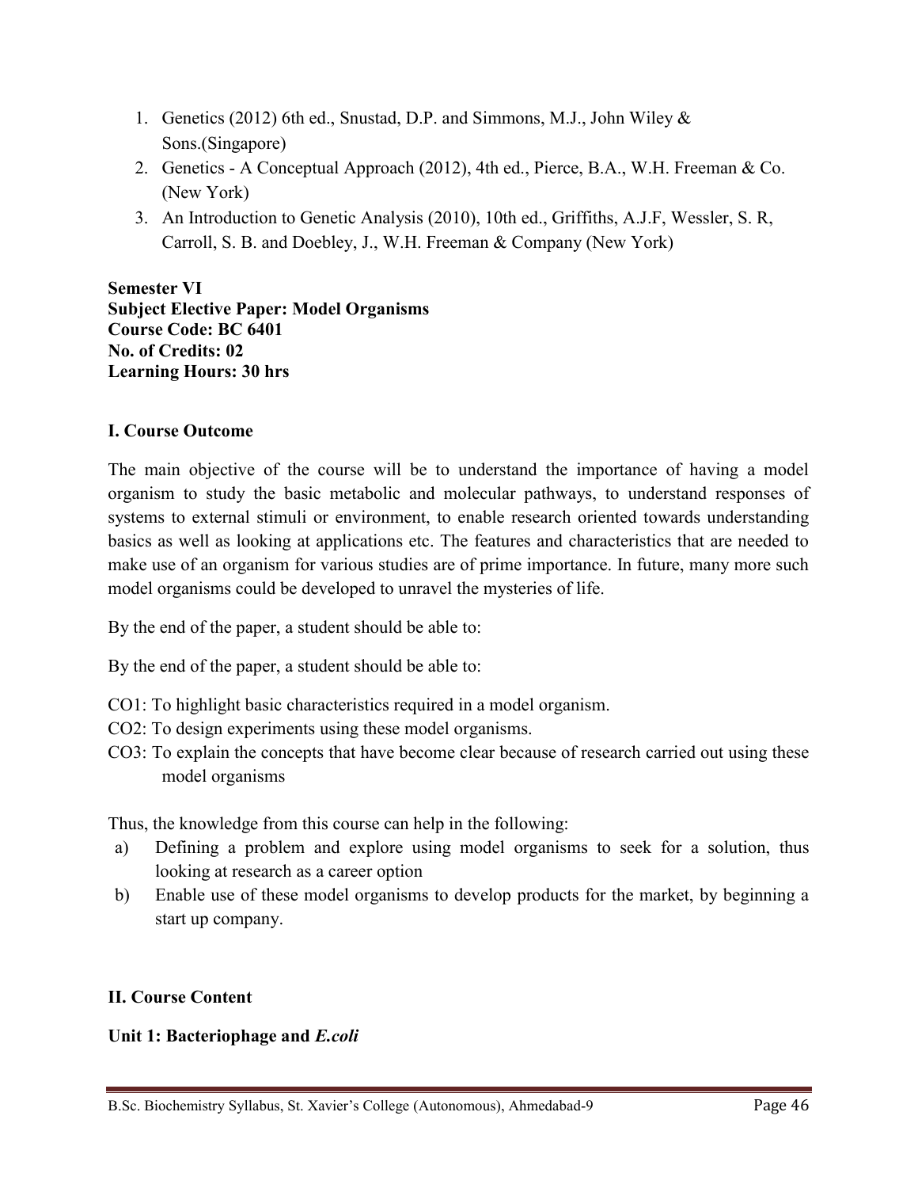1. Genetics (2012) 6th ed., Snustad, D.P. and Simmons, M.J., John Wiley & Sons.(Singapore)
2. Genetics - A Conceptual Approach (2012), 4th ed., Pierce, B.A., W.H. Freeman & Co. (New York)
3. An Introduction to Genetic Analysis (2010), 10th ed., Griffiths, A.J.F, Wessler, S. R, Carroll, S. B. and Doebley, J., W.H. Freeman & Company (New York)

**Semester VI**
**Subject Elective Paper: Model Organisms**
**Course Code: BC 6401**
**No. of Credits: 02**
**Learning Hours: 30 hrs**

**I. Course Outcome**

The main objective of the course will be to understand the importance of having a model organism to study the basic metabolic and molecular pathways, to understand responses of systems to external stimuli or environment, to enable research oriented towards understanding basics as well as looking at applications etc. The features and characteristics that are needed to make use of an organism for various studies are of prime importance. In future, many more such model organisms could be developed to unravel the mysteries of life.

By the end of the paper, a student should be able to:

By the end of the paper, a student should be able to:

CO1: To highlight basic characteristics required in a model organism.
CO2: To design experiments using these model organisms.
CO3: To explain the concepts that have become clear because of research carried out using these model organisms

Thus, the knowledge from this course can help in the following:

a) Defining a problem and explore using model organisms to seek for a solution, thus looking at research as a career option
b) Enable use of these model organisms to develop products for the market, by beginning a start up company.

**II. Course Content**

**Unit 1: Bacteriophage and *E.coli***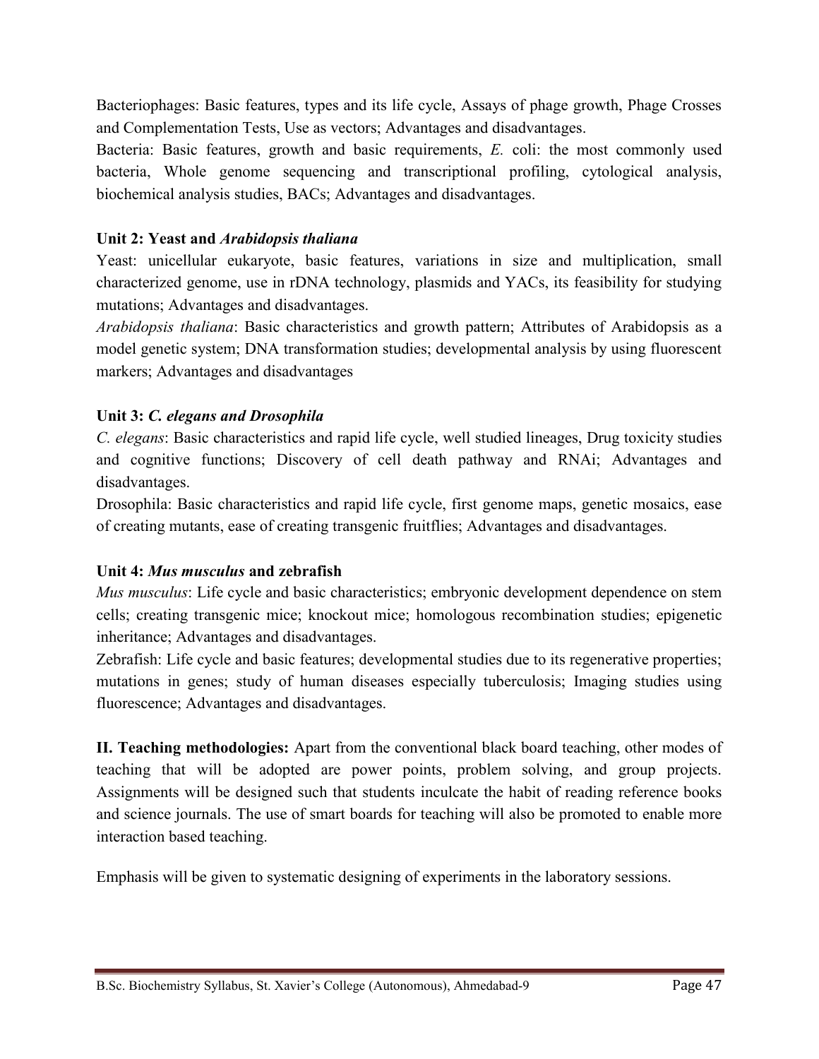Bacteriophages: Basic features, types and its life cycle, Assays of phage growth, Phage Crosses and Complementation Tests, Use as vectors; Advantages and disadvantages.

Bacteria: Basic features, growth and basic requirements, *E.* coli: the most commonly used bacteria, Whole genome sequencing and transcriptional profiling, cytological analysis, biochemical analysis studies, BACs; Advantages and disadvantages.

**Unit 2: Yeast and *Arabidopsis thaliana***

Yeast: unicellular eukaryote, basic features, variations in size and multiplication, small characterized genome, use in rDNA technology, plasmids and YACs, its feasibility for studying mutations; Advantages and disadvantages.

*Arabidopsis thaliana*: Basic characteristics and growth pattern; Attributes of Arabidopsis as a model genetic system; DNA transformation studies; developmental analysis by using fluorescent markers; Advantages and disadvantages

**Unit 3: *C. elegans and Drosophila***

*C. elegans*: Basic characteristics and rapid life cycle, well studied lineages, Drug toxicity studies and cognitive functions; Discovery of cell death pathway and RNAi; Advantages and disadvantages.

Drosophila: Basic characteristics and rapid life cycle, first genome maps, genetic mosaics, ease of creating mutants, ease of creating transgenic fruitflies; Advantages and disadvantages.

**Unit 4: *Mus musculus* and zebrafish**

*Mus musculus*: Life cycle and basic characteristics; embryonic development dependence on stem cells; creating transgenic mice; knockout mice; homologous recombination studies; epigenetic inheritance; Advantages and disadvantages.

Zebrafish: Life cycle and basic features; developmental studies due to its regenerative properties; mutations in genes; study of human diseases especially tuberculosis; Imaging studies using fluorescence; Advantages and disadvantages.

**II. Teaching methodologies:** Apart from the conventional black board teaching, other modes of teaching that will be adopted are power points, problem solving, and group projects. Assignments will be designed such that students inculcate the habit of reading reference books and science journals. The use of smart boards for teaching will also be promoted to enable more interaction based teaching.

Emphasis will be given to systematic designing of experiments in the laboratory sessions.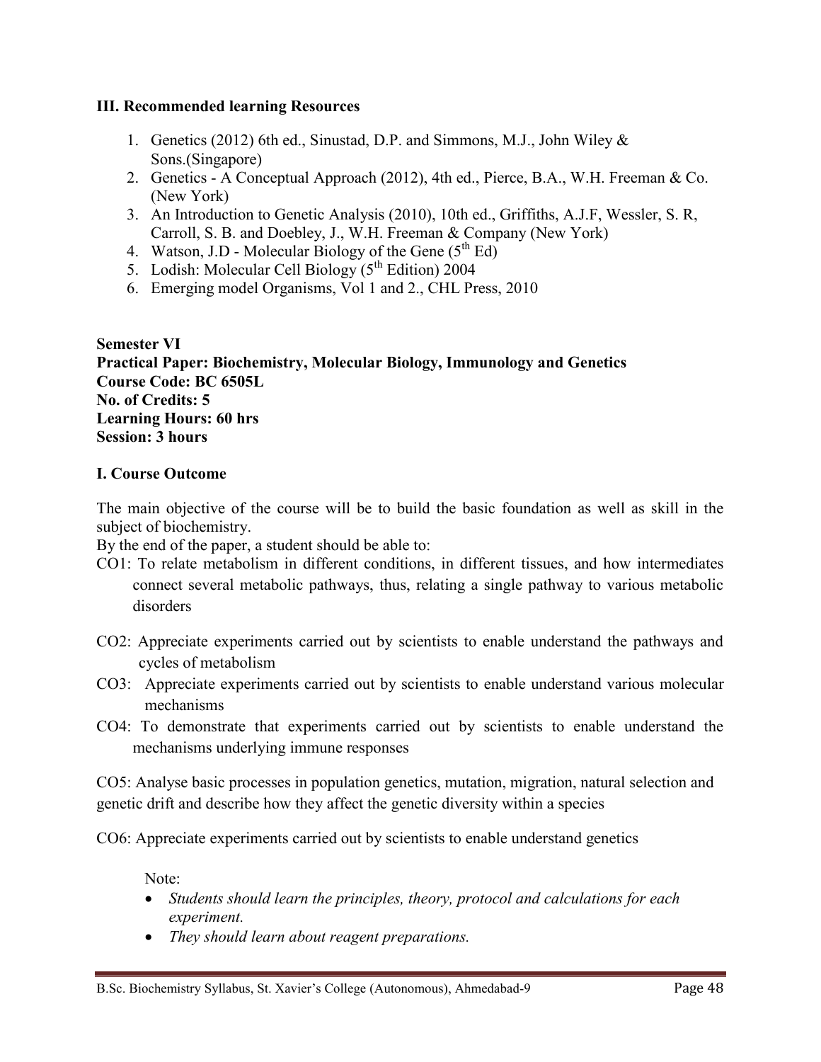**III. Recommended learning Resources**

1. Genetics (2012) 6th ed., Sinustad, D.P. and Simmons, M.J., John Wiley & Sons.(Singapore)
2. Genetics - A Conceptual Approach (2012), 4th ed., Pierce, B.A., W.H. Freeman & Co. (New York)
3. An Introduction to Genetic Analysis (2010), 10th ed., Griffiths, A.J.F, Wessler, S. R, Carroll, S. B. and Doebley, J., W.H. Freeman & Company (New York)
4. Watson, J.D - Molecular Biology of the Gene (5th Ed)
5. Lodish: Molecular Cell Biology (5th Edition) 2004
6. Emerging model Organisms, Vol 1 and 2., CHL Press, 2010

**Semester VI**
**Practical Paper: Biochemistry, Molecular Biology, Immunology and Genetics**
**Course Code: BC 6505L**
**No. of Credits: 5**
**Learning Hours: 60 hrs**
**Session: 3 hours**

**I. Course Outcome**

The main objective of the course will be to build the basic foundation as well as skill in the subject of biochemistry.

By the end of the paper, a student should be able to:

CO1: To relate metabolism in different conditions, in different tissues, and how intermediates connect several metabolic pathways, thus, relating a single pathway to various metabolic disorders

CO2: Appreciate experiments carried out by scientists to enable understand the pathways and cycles of metabolism

CO3: Appreciate experiments carried out by scientists to enable understand various molecular mechanisms

CO4: To demonstrate that experiments carried out by scientists to enable understand the mechanisms underlying immune responses

CO5: Analyse basic processes in population genetics, mutation, migration, natural selection and genetic drift and describe how they affect the genetic diversity within a species

CO6: Appreciate experiments carried out by scientists to enable understand genetics

Note:

- *Students should learn the principles, theory, protocol and calculations for each experiment.*
- *They should learn about reagent preparations.*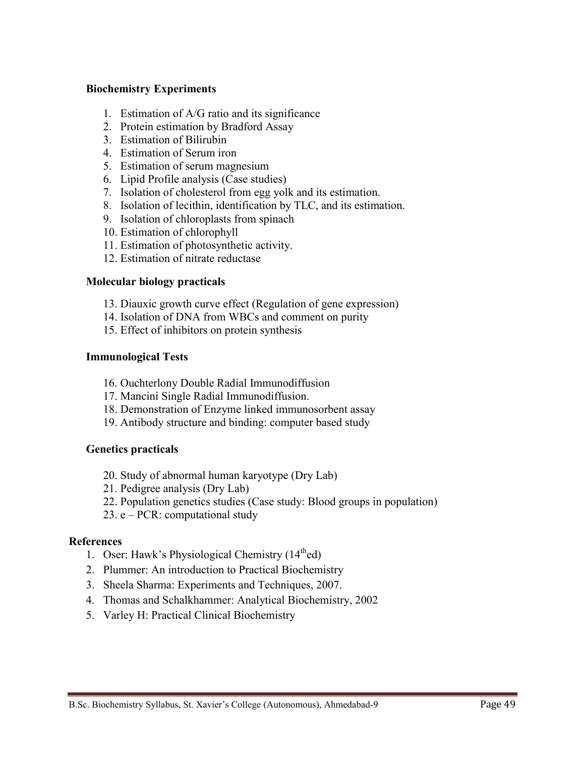**Biochemistry Experiments**

1. Estimation of A/G ratio and its significance
2. Protein estimation by Bradford Assay
3. Estimation of Bilirubin
4. Estimation of Serum iron
5. Estimation of serum magnesium
6. Lipid Profile analysis (Case studies)
7. Isolation of cholesterol from egg yolk and its estimation.
8. Isolation of lecithin, identification by TLC, and its estimation.
9. Isolation of chloroplasts from spinach
10. Estimation of chlorophyll
11. Estimation of photosynthetic activity.
12. Estimation of nitrate reductase

**Molecular biology practicals**

13. Diauxic growth curve effect (Regulation of gene expression)
14. Isolation of DNA from WBCs and comment on purity
15. Effect of inhibitors on protein synthesis

**Immunological Tests**

16. Ouchterlony Double Radial Immunodiffusion
17. Mancini Single Radial Immunodiffusion.
18. Demonstration of Enzyme linked immunosorbent assay
19. Antibody structure and binding: computer based study

**Genetics practicals**

20. Study of abnormal human karyotype (Dry Lab)
21. Pedigree analysis (Dry Lab)
22. Population genetics studies (Case study: Blood groups in population)
23. e – PCR: computational study

**References**

1. Oser: Hawk's Physiological Chemistry ($14^{th}$ed)
2. Plummer: An introduction to Practical Biochemistry
3. Sheela Sharma: Experiments and Techniques, 2007.
4. Thomas and Schalkhammer: Analytical Biochemistry, 2002
5. Varley H: Practical Clinical Biochemistry